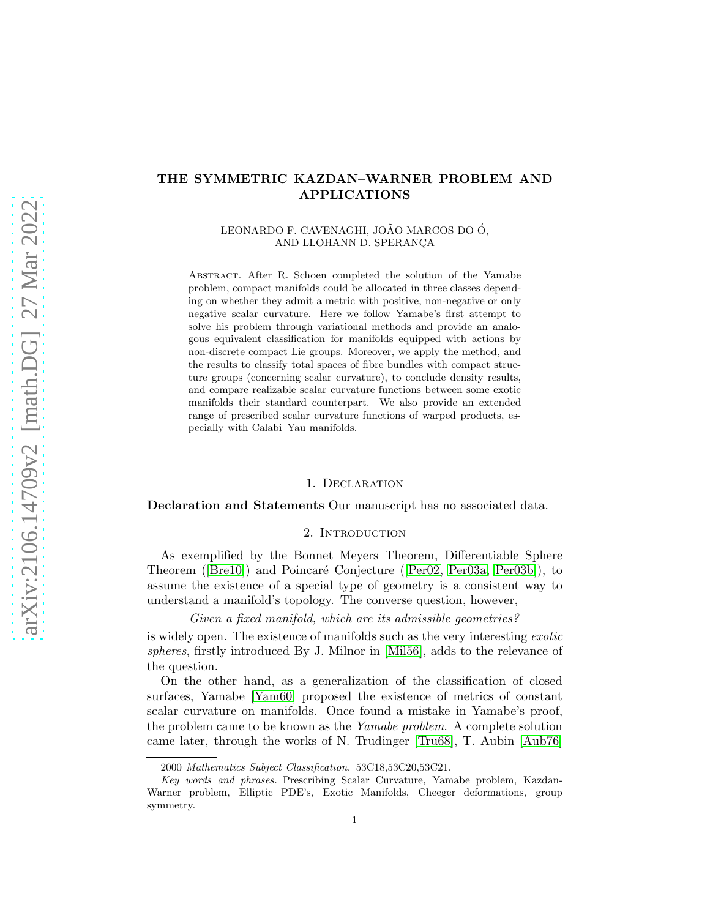# THE SYMMETRIC KAZDAN–WARNER PROBLEM AND APPLICATIONS

LEONARDO F. CAVENAGHI, JOÃO MARCOS DO Ó, AND LLOHANN D. SPERANÇA

Abstract. After R. Schoen completed the solution of the Yamabe problem, compact manifolds could be allocated in three classes depending on whether they admit a metric with positive, non-negative or only negative scalar curvature. Here we follow Yamabe's first attempt to solve his problem through variational methods and provide an analogous equivalent classification for manifolds equipped with actions by non-discrete compact Lie groups. Moreover, we apply the method, and the results to classify total spaces of fibre bundles with compact structure groups (concerning scalar curvature), to conclude density results, and compare realizable scalar curvature functions between some exotic manifolds their standard counterpart. We also provide an extended range of prescribed scalar curvature functions of warped products, especially with Calabi–Yau manifolds.

## 1. Declaration

**Declaration and Statements** Our manuscript has no associated data.

## 2. Introduction

As exemplified by the Bonnet–Meyers Theorem, Differentiable Sphere Theorem ([Bre10]) and Poincaré Conjecture ([Per02, Per03a, Per03b]), to assume the existence of a special type of geometry is a consistent way to understand a manifold's topology. The converse question, however,

*Given a fixed manifold, which are its admissible geometries?*

is widely open. The existence of manifolds such as the very interesting *exotic spheres*, firstly introduced By J. Milnor in [Mil56], adds to the relevance of the question.

On the other hand, as a generalization of the classification of closed surfaces, Yamabe [Yam60] proposed the existence of metrics of constant scalar curvature on manifolds. Once found a mistake in Yamabe's proof, the problem came to be known as the *Yamabe problem*. A complete solution came later, through the works of N. Trudinger [Tru68], T. Aubin [Aub76]

2000 *Mathematics Subject Classification.* 53C18,53C20,53C21.

*Key words and phrases.* Prescribing Scalar Curvature, Yamabe problem, Kazdan-Warner problem, Elliptic PDE's, Exotic Manifolds, Cheeger deformations, group symmetry.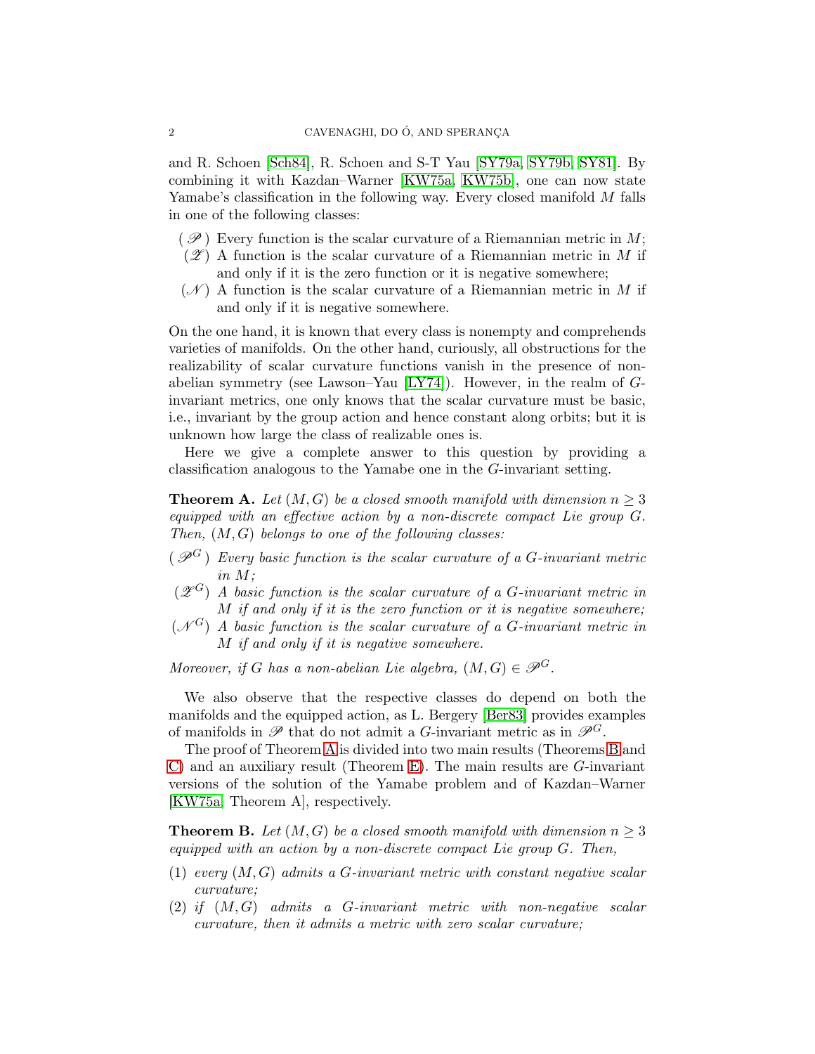and R. Schoen [Sch84], R. Schoen and S-T Yau [SY79a, SY79b, SY81]. By combining it with Kazdan–Warner [KW75a, KW75b], one can now state Yamabe's classification in the following way. Every closed manifold $M$ falls in one of the following classes:

- ( $\mathscr{P}$ ) Every function is the scalar curvature of a Riemannian metric in $M$;
- ( $\mathscr{Z}$ ) A function is the scalar curvature of a Riemannian metric in $M$ if and only if it is the zero function or it is negative somewhere;
- ( $\mathscr{N}$ ) A function is the scalar curvature of a Riemannian metric in $M$ if and only if it is negative somewhere.

On the one hand, it is known that every class is nonempty and comprehends varieties of manifolds. On the other hand, curiously, all obstructions for the realizability of scalar curvature functions vanish in the presence of non-abelian symmetry (see Lawson–Yau [LY74]). However, in the realm of $G$-invariant metrics, one only knows that the scalar curvature must be basic, i.e., invariant by the group action and hence constant along orbits; but it is unknown how large the class of realizable ones is.

Here we give a complete answer to this question by providing a classification analogous to the Yamabe one in the $G$-invariant setting.

**Theorem A.** *Let $(M, G)$ be a closed smooth manifold with dimension $n \geq 3$ equipped with an effective action by a non-discrete compact Lie group $G$. Then, $(M, G)$ belongs to one of the following classes:*

- ( $\mathscr{P}^G$ ) *Every basic function is the scalar curvature of a $G$-invariant metric in $M$;*
- ( $\mathscr{Z}^G$ ) *A basic function is the scalar curvature of a $G$-invariant metric in $M$ if and only if it is the zero function or it is negative somewhere;*
- ( $\mathscr{N}^G$ ) *A basic function is the scalar curvature of a $G$-invariant metric in $M$ if and only if it is negative somewhere.*

*Moreover, if $G$ has a non-abelian Lie algebra, $(M, G) \in \mathscr{P}^G$.*

We also observe that the respective classes do depend on both the manifolds and the equipped action, as L. Bergery [Ber83] provides examples of manifolds in $\mathscr{P}$ that do not admit a $G$-invariant metric as in $\mathscr{P}^G$.

The proof of Theorem A is divided into two main results (Theorems B and C) and an auxiliary result (Theorem E). The main results are $G$-invariant versions of the solution of the Yamabe problem and of Kazdan–Warner [KW75a, Theorem A], respectively.

**Theorem B.** *Let $(M, G)$ be a closed smooth manifold with dimension $n \geq 3$ equipped with an action by a non-discrete compact Lie group $G$. Then,*

1. *every $(M, G)$ admits a $G$-invariant metric with constant negative scalar curvature;*
2. *if $(M, G)$ admits a $G$-invariant metric with non-negative scalar curvature, then it admits a metric with zero scalar curvature;*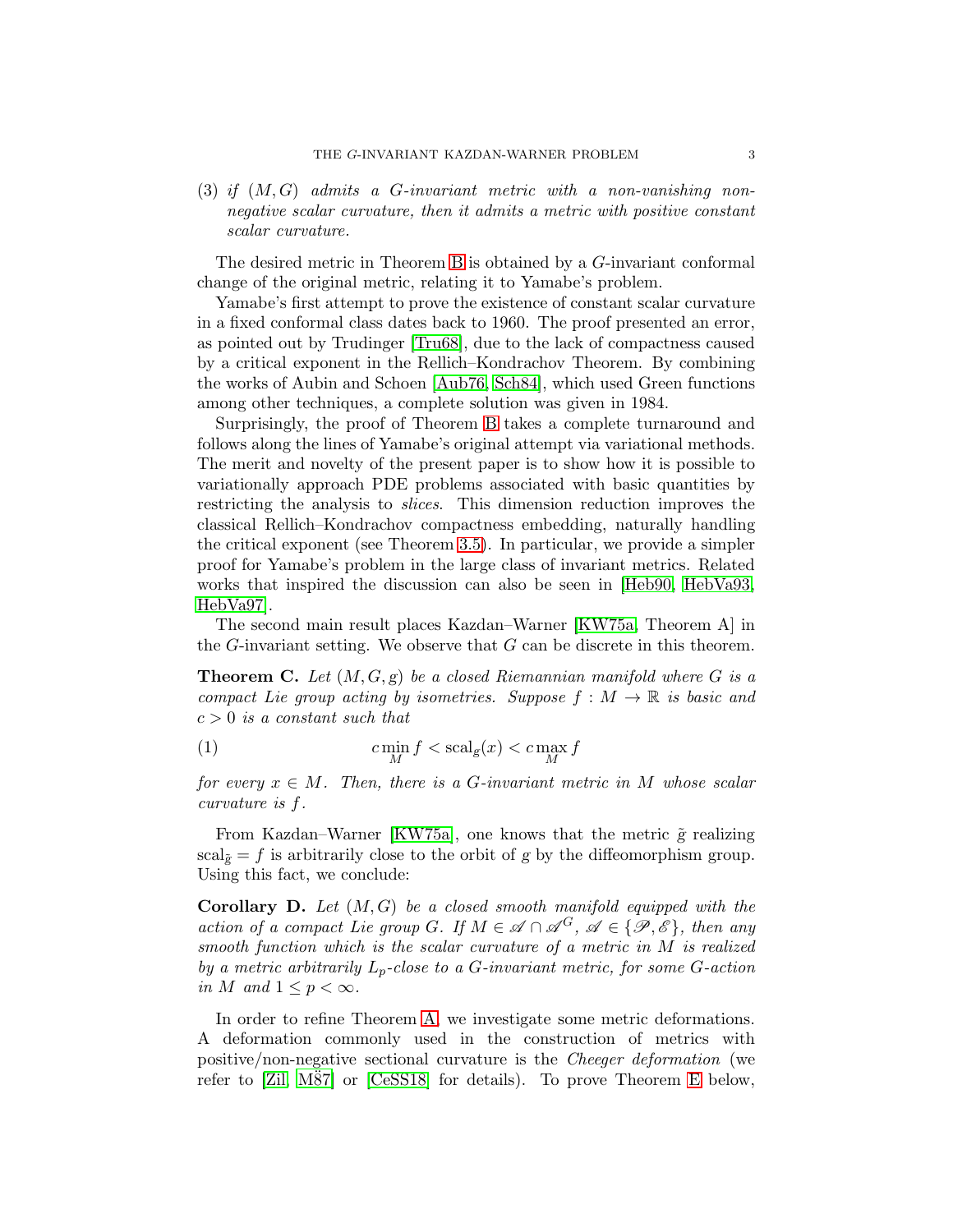(3) *if $(M, G)$ admits a $G$-invariant metric with a non-vanishing non-negative scalar curvature, then it admits a metric with positive constant scalar curvature.*

The desired metric in Theorem B is obtained by a $G$-invariant conformal change of the original metric, relating it to Yamabe's problem.

Yamabe's first attempt to prove the existence of constant scalar curvature in a fixed conformal class dates back to 1960. The proof presented an error, as pointed out by Trudinger [Tru68], due to the lack of compactness caused by a critical exponent in the Rellich–Kondrachov Theorem. By combining the works of Aubin and Schoen [Aub76, Sch84], which used Green functions among other techniques, a complete solution was given in 1984.

Surprisingly, the proof of Theorem B takes a complete turnaround and follows along the lines of Yamabe's original attempt via variational methods. The merit and novelty of the present paper is to show how it is possible to variationally approach PDE problems associated with basic quantities by restricting the analysis to *slices*. This dimension reduction improves the classical Rellich–Kondrachov compactness embedding, naturally handling the critical exponent (see Theorem 3.5). In particular, we provide a simpler proof for Yamabe's problem in the large class of invariant metrics. Related works that inspired the discussion can also be seen in [Heb90, HebVa93, HebVa97].

The second main result places Kazdan–Warner [KW75a, Theorem A] in the $G$-invariant setting. We observe that $G$ can be discrete in this theorem.

**Theorem C.** *Let $(M, G, g)$ be a closed Riemannian manifold where $G$ is a compact Lie group acting by isometries. Suppose $f : M \to \mathbb{R}$ is basic and $c > 0$ is a constant such that*

$$c \min_M f < \mathrm{scal}_g(x) < c \max_M f \tag{1}$$

*for every $x \in M$. Then, there is a $G$-invariant metric in $M$ whose scalar curvature is $f$.*

From Kazdan–Warner [KW75a], one knows that the metric $\tilde{g}$ realizing $\mathrm{scal}_{\tilde{g}} = f$ is arbitrarily close to the orbit of $g$ by the diffeomorphism group. Using this fact, we conclude:

**Corollary D.** *Let $(M, G)$ be a closed smooth manifold equipped with the action of a compact Lie group $G$. If $M \in \mathscr{A} \cap \mathscr{A}^G$, $\mathscr{A} \in \{\mathscr{P}, \mathscr{E}\}$, then any smooth function which is the scalar curvature of a metric in $M$ is realized by a metric arbitrarily $L_p$-close to a $G$-invariant metric, for some $G$-action in $M$ and $1 \leq p < \infty$.*

In order to refine Theorem A, we investigate some metric deformations. A deformation commonly used in the construction of metrics with positive/non-negative sectional curvature is the *Cheeger deformation* (we refer to [Zil, M8̈7] or [CeSS18] for details). To prove Theorem E below,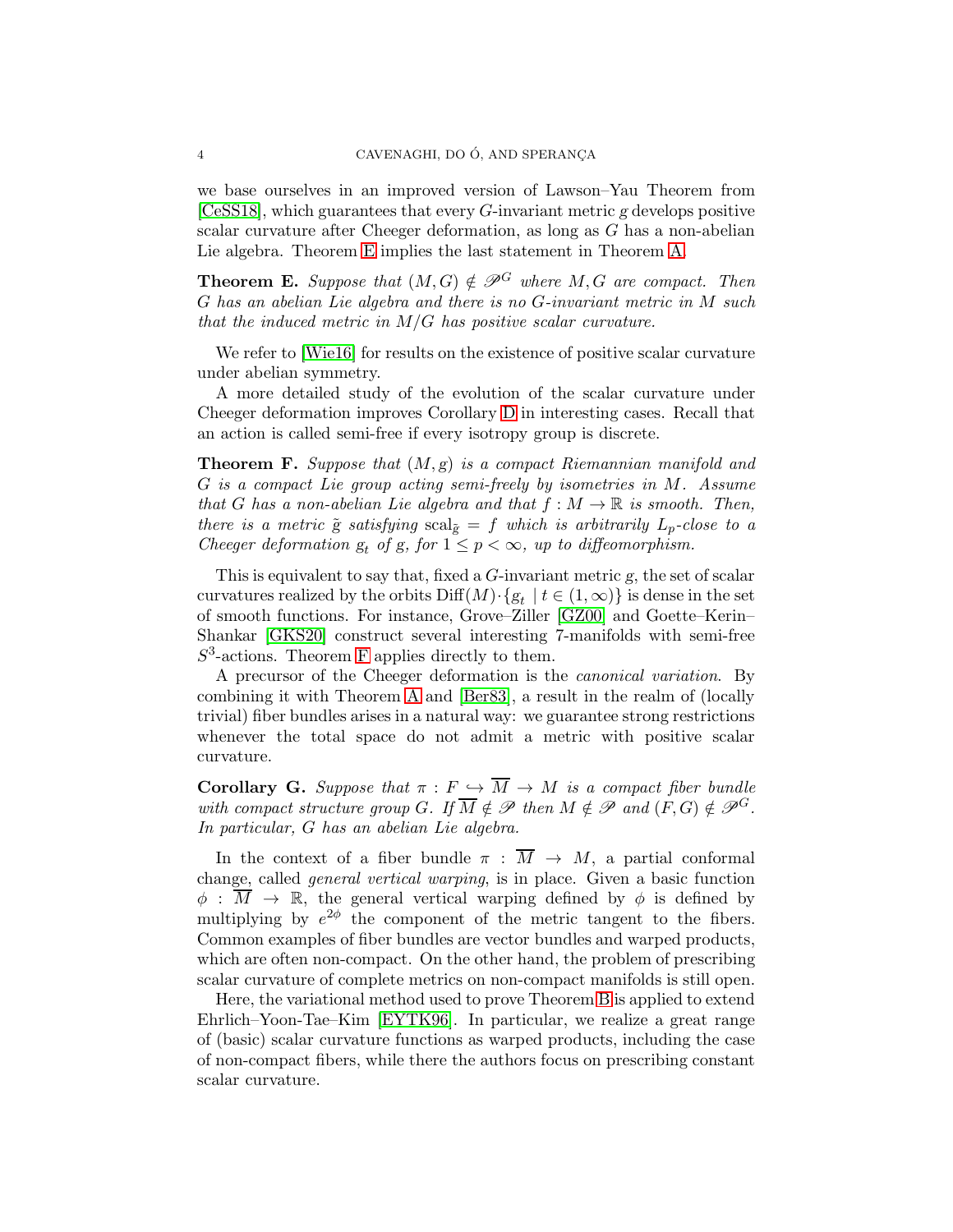we base ourselves in an improved version of Lawson–Yau Theorem from [CeSS18], which guarantees that every $G$-invariant metric $g$ develops positive scalar curvature after Cheeger deformation, as long as $G$ has a non-abelian Lie algebra. Theorem E implies the last statement in Theorem A.

**Theorem E.** *Suppose that $(M, G) \notin \mathscr{P}^G$ where $M, G$ are compact. Then $G$ has an abelian Lie algebra and there is no $G$-invariant metric in $M$ such that the induced metric in $M/G$ has positive scalar curvature.*

We refer to [Wie16] for results on the existence of positive scalar curvature under abelian symmetry.

A more detailed study of the evolution of the scalar curvature under Cheeger deformation improves Corollary D in interesting cases. Recall that an action is called semi-free if every isotropy group is discrete.

**Theorem F.** *Suppose that $(M, g)$ is a compact Riemannian manifold and $G$ is a compact Lie group acting semi-freely by isometries in $M$. Assume that $G$ has a non-abelian Lie algebra and that $f : M \to \mathbb{R}$ is smooth. Then, there is a metric $\tilde{g}$ satisfying $\mathrm{scal}_{\tilde{g}} = f$ which is arbitrarily $L_p$-close to a Cheeger deformation $g_t$ of $g$, for $1 \leq p < \infty$, up to diffeomorphism.*

This is equivalent to say that, fixed a $G$-invariant metric $g$, the set of scalar curvatures realized by the orbits $\mathrm{Diff}(M) \cdot \{g_t \mid t \in (1, \infty)\}$ is dense in the set of smooth functions. For instance, Grove–Ziller [GZ00] and Goette–Kerin–Shankar [GKS20] construct several interesting 7-manifolds with semi-free $S^3$-actions. Theorem F applies directly to them.

A precursor of the Cheeger deformation is the *canonical variation*. By combining it with Theorem A and [Ber83], a result in the realm of (locally trivial) fiber bundles arises in a natural way: we guarantee strong restrictions whenever the total space do not admit a metric with positive scalar curvature.

**Corollary G.** *Suppose that $\pi : F \hookrightarrow \overline{M} \to M$ is a compact fiber bundle with compact structure group $G$. If $\overline{M} \notin \mathscr{P}$ then $M \notin \mathscr{P}$ and $(F, G) \notin \mathscr{P}^G$. In particular, $G$ has an abelian Lie algebra.*

In the context of a fiber bundle $\pi : \overline{M} \to M$, a partial conformal change, called *general vertical warping*, is in place. Given a basic function $\phi : \overline{M} \to \mathbb{R}$, the general vertical warping defined by $\phi$ is defined by multiplying by $e^{2\phi}$ the component of the metric tangent to the fibers. Common examples of fiber bundles are vector bundles and warped products, which are often non-compact. On the other hand, the problem of prescribing scalar curvature of complete metrics on non-compact manifolds is still open.

Here, the variational method used to prove Theorem B is applied to extend Ehrlich–Yoon-Tae–Kim [EYTK96]. In particular, we realize a great range of (basic) scalar curvature functions as warped products, including the case of non-compact fibers, while there the authors focus on prescribing constant scalar curvature.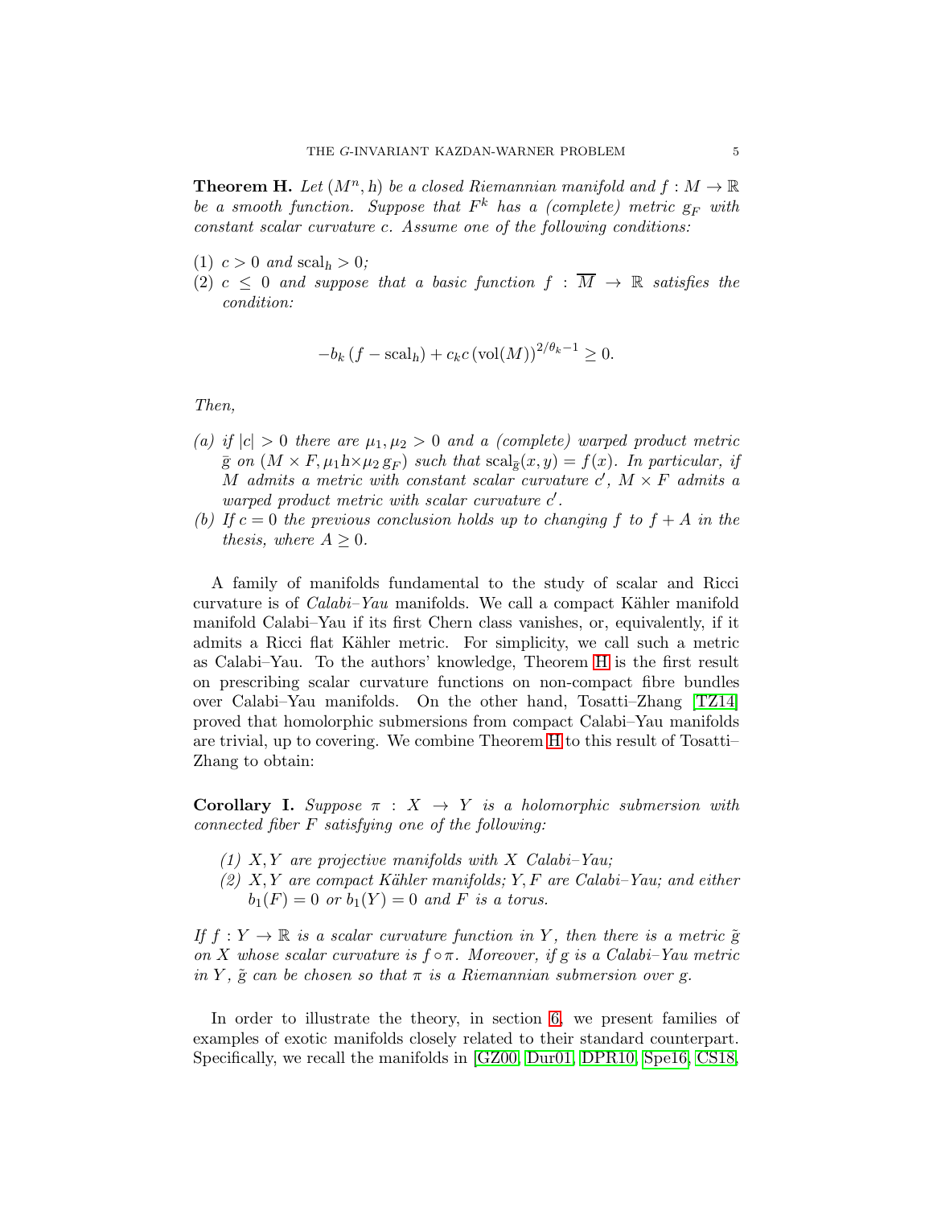**Theorem H.** *Let $(M^n, h)$ be a closed Riemannian manifold and $f : M \to \mathbb{R}$ be a smooth function. Suppose that $F^k$ has a (complete) metric $g_F$ with constant scalar curvature $c$. Assume one of the following conditions:*

(1) $c > 0$ *and* $\mathrm{scal}_h > 0$*;*
(2) $c \leq 0$ *and suppose that a basic function* $f : \overline{M} \to \mathbb{R}$ *satisfies the condition:*

$$-b_k \left(f - \mathrm{scal}_h\right) + c_k c \left(\mathrm{vol}(M)\right)^{2/\theta_k - 1} \geq 0.$$

*Then,*

*(a) if $|c| > 0$ there are $\mu_1, \mu_2 > 0$ and a (complete) warped product metric $\bar{g}$ on $(M \times F, \mu_1 h \times \mu_2 g_F)$ such that $\mathrm{scal}_{\bar{g}}(x, y) = f(x)$. In particular, if $M$ admits a metric with constant scalar curvature $c'$, $M \times F$ admits a warped product metric with scalar curvature $c'$.*
*(b) If $c = 0$ the previous conclusion holds up to changing $f$ to $f + A$ in the thesis, where $A \geq 0$.*

A family of manifolds fundamental to the study of scalar and Ricci curvature is of *Calabi–Yau* manifolds. We call a compact Kähler manifold manifold Calabi–Yau if its first Chern class vanishes, or, equivalently, if it admits a Ricci flat Kähler metric. For simplicity, we call such a metric as Calabi–Yau. To the authors' knowledge, Theorem H is the first result on prescribing scalar curvature functions on non-compact fibre bundles over Calabi–Yau manifolds. On the other hand, Tosatti–Zhang [TZ14] proved that homolorphic submersions from compact Calabi–Yau manifolds are trivial, up to covering. We combine Theorem H to this result of Tosatti–Zhang to obtain:

**Corollary I.** *Suppose $\pi : X \to Y$ is a holomorphic submersion with connected fiber $F$ satisfying one of the following:*

*(1) $X, Y$ are projective manifolds with $X$ Calabi–Yau;*
*(2) $X, Y$ are compact Kähler manifolds; $Y, F$ are Calabi–Yau; and either $b_1(F) = 0$ or $b_1(Y) = 0$ and $F$ is a torus.*

*If $f : Y \to \mathbb{R}$ is a scalar curvature function in $Y$, then there is a metric $\tilde{g}$ on $X$ whose scalar curvature is $f \circ \pi$. Moreover, if $g$ is a Calabi–Yau metric in $Y$, $\tilde{g}$ can be chosen so that $\pi$ is a Riemannian submersion over $g$.*

In order to illustrate the theory, in section 6, we present families of examples of exotic manifolds closely related to their standard counterpart. Specifically, we recall the manifolds in [GZ00, Dur01, DPR10, Spe16, CS18,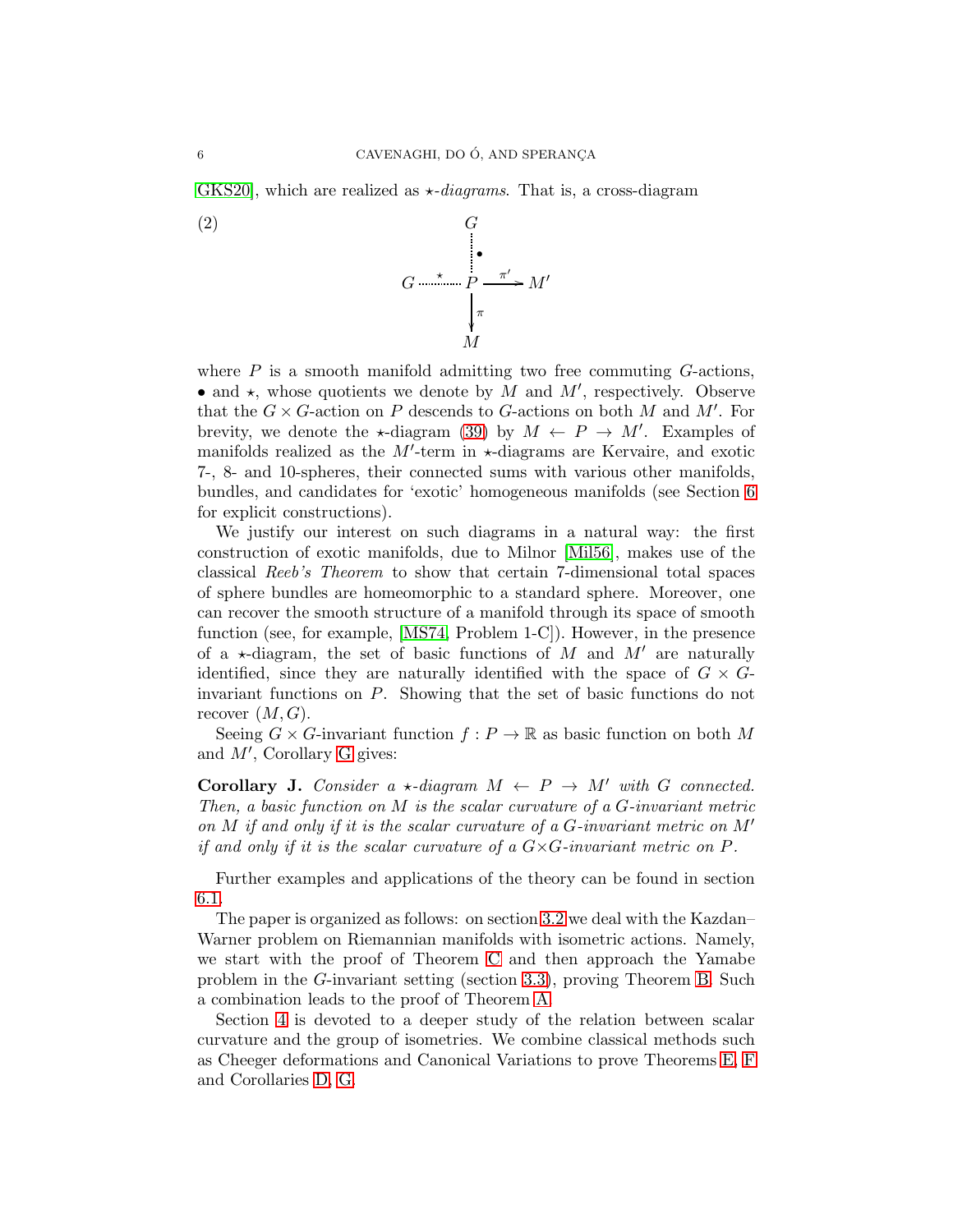[GKS20], which are realized as $\star$-*diagrams*. That is, a cross-diagram

$$
\begin{array}{ccccc}
 & & G & & \\
 & & \vdots\, \bullet & & \\
G & \overset{\star}{\cdots\cdots} & P & \xrightarrow{\pi'} & M' \\
 & & \downarrow \pi & & \\
 & & M & &
\end{array}
\tag{2}
$$

where $P$ is a smooth manifold admitting two free commuting $G$-actions, $\bullet$ and $\star$, whose quotients we denote by $M$ and $M'$, respectively. Observe that the $G \times G$-action on $P$ descends to $G$-actions on both $M$ and $M'$. For brevity, we denote the $\star$-diagram (39) by $M \leftarrow P \rightarrow M'$. Examples of manifolds realized as the $M'$-term in $\star$-diagrams are Kervaire, and exotic 7-, 8- and 10-spheres, their connected sums with various other manifolds, bundles, and candidates for 'exotic' homogeneous manifolds (see Section 6 for explicit constructions).

We justify our interest on such diagrams in a natural way: the first construction of exotic manifolds, due to Milnor [Mil56], makes use of the classical *Reeb's Theorem* to show that certain 7-dimensional total spaces of sphere bundles are homeomorphic to a standard sphere. Moreover, one can recover the smooth structure of a manifold through its space of smooth function (see, for example, [MS74, Problem 1-C]). However, in the presence of a $\star$-diagram, the set of basic functions of $M$ and $M'$ are naturally identified, since they are naturally identified with the space of $G \times G$-invariant functions on $P$. Showing that the set of basic functions do not recover $(M, G)$.

Seeing $G \times G$-invariant function $f : P \to \mathbb{R}$ as basic function on both $M$ and $M'$, Corollary G gives:

**Corollary J.** *Consider a $\star$-diagram $M \leftarrow P \rightarrow M'$ with $G$ connected. Then, a basic function on $M$ is the scalar curvature of a $G$-invariant metric on $M$ if and only if it is the scalar curvature of a $G$-invariant metric on $M'$ if and only if it is the scalar curvature of a $G \times G$-invariant metric on $P$.*

Further examples and applications of the theory can be found in section 6.1.

The paper is organized as follows: on section 3.2 we deal with the Kazdan–Warner problem on Riemannian manifolds with isometric actions. Namely, we start with the proof of Theorem C and then approach the Yamabe problem in the $G$-invariant setting (section 3.3), proving Theorem B. Such a combination leads to the proof of Theorem A.

Section 4 is devoted to a deeper study of the relation between scalar curvature and the group of isometries. We combine classical methods such as Cheeger deformations and Canonical Variations to prove Theorems E, F and Corollaries D, G.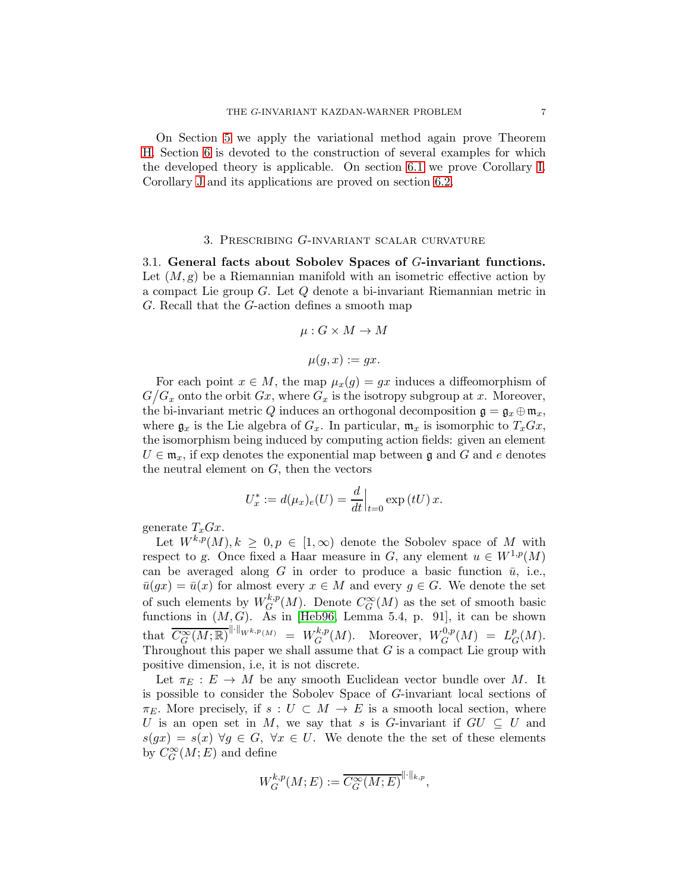On Section 5 we apply the variational method again prove Theorem H. Section 6 is devoted to the construction of several examples for which the developed theory is applicable. On section 6.1 we prove Corollary I. Corollary J and its applications are proved on section 6.2.

## 3. Prescribing $G$-invariant scalar curvature

**3.1. General facts about Sobolev Spaces of $G$-invariant functions.** Let $(M,g)$ be a Riemannian manifold with an isometric effective action by a compact Lie group $G$. Let $Q$ denote a bi-invariant Riemannian metric in $G$. Recall that the $G$-action defines a smooth map

$$\mu : G\times M \to M$$

$$\mu(g,x) := gx.$$

For each point $x\in M$, the map $\mu_x(g) = gx$ induces a diffeomorphism of $G/G_x$ onto the orbit $Gx$, where $G_x$ is the isotropy subgroup at $x$. Moreover, the bi-invariant metric $Q$ induces an orthogonal decomposition $\mathfrak{g} = \mathfrak{g}_x\oplus\mathfrak{m}_x$, where $\mathfrak{g}_x$ is the Lie algebra of $G_x$. In particular, $\mathfrak{m}_x$ is isomorphic to $T_xGx$, the isomorphism being induced by computing action fields: given an element $U\in\mathfrak{m}_x$, if exp denotes the exponential map between $\mathfrak{g}$ and $G$ and $e$ denotes the neutral element on $G$, then the vectors

$$U^*_x := d(\mu_x)_e(U) = \frac{d}{dt}\Big|_{t=0}\exp{(tU)}\,x.$$

generate $T_xGx$.

Let $W^{k,p}(M), k\geq 0, p\in[1,\infty)$ denote the Sobolev space of $M$ with respect to $g$. Once fixed a Haar measure in $G$, any element $u\in W^{1,p}(M)$ can be averaged along $G$ in order to produce a basic function $\bar{u}$, i.e., $\bar{u}(gx) = \bar{u}(x)$ for almost every $x\in M$ and every $g\in G$. We denote the set of such elements by $W^{k,p}_G(M)$. Denote $C^\infty_G(M)$ as the set of smooth basic functions in $(M,G)$. As in [Heb96, Lemma 5.4, p. 91], it can be shown that $\overline{C^\infty_G(M;\mathbb{R})}^{\|\cdot\|_{W^{k,p}(M)}} = W^{k,p}_G(M)$. Moreover, $W^{0,p}_G(M) = L^p_G(M)$. Throughout this paper we shall assume that $G$ is a compact Lie group with positive dimension, i.e, it is not discrete.

Let $\pi_E : E\to M$ be any smooth Euclidean vector bundle over $M$. It is possible to consider the Sobolev Space of $G$-invariant local sections of $\pi_E$. More precisely, if $s : U\subset M\to E$ is a smooth local section, where $U$ is an open set in $M$, we say that $s$ is $G$-invariant if $GU\subseteq U$ and $s(gx) = s(x)\ \forall g\in G,\ \forall x\in U$. We denote the the set of these elements by $C^\infty_G(M;E)$ and define

$$W^{k,p}_G(M;E) := \overline{C^\infty_G(M;E)}^{\|\cdot\|_{k,p}},$$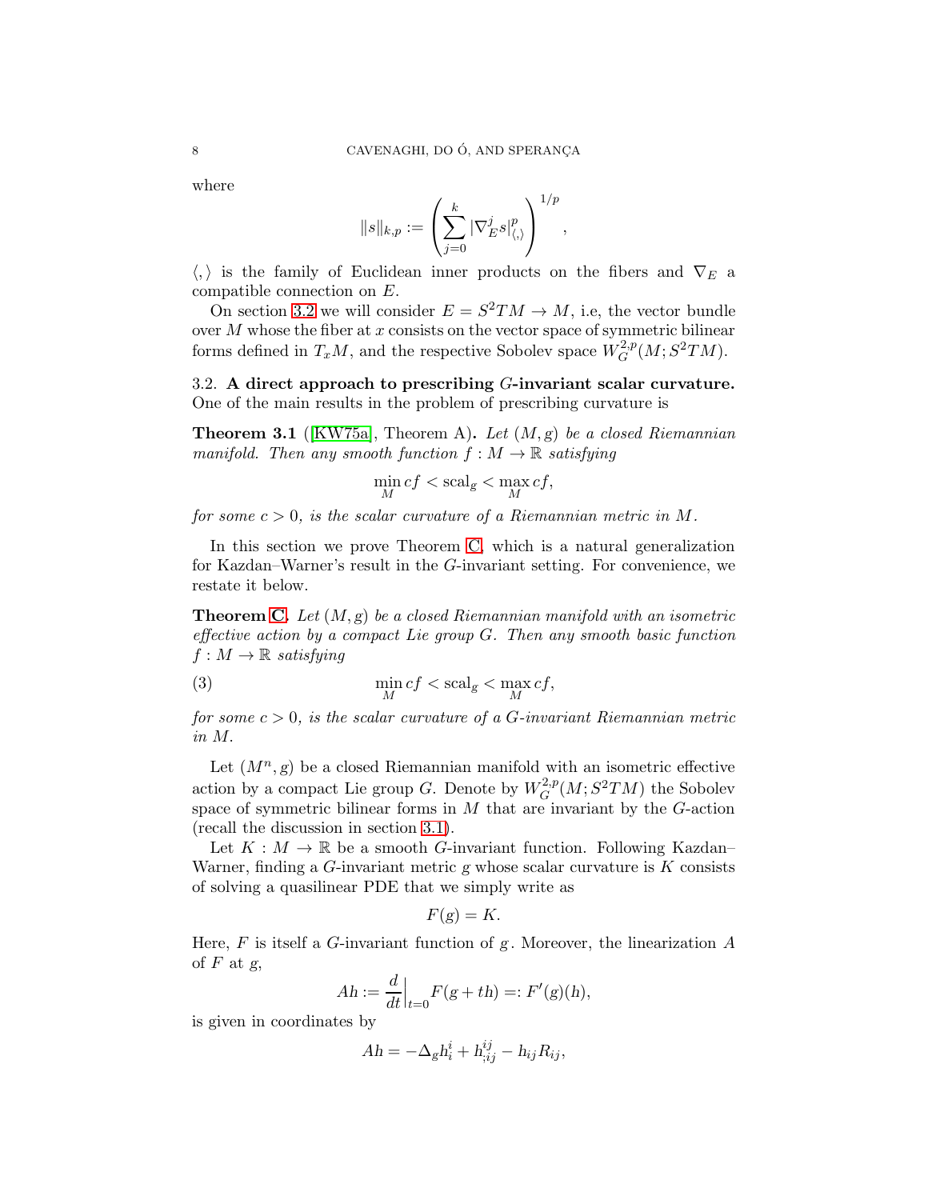where

$$\|s\|_{k,p} := \left( \sum_{j=0}^{k} |\nabla_E^j s|^p_{\langle , \rangle} \right)^{1/p},$$

$\langle , \rangle$ is the family of Euclidean inner products on the fibers and $\nabla_E$ a compatible connection on $E$.

On section 3.2 we will consider $E = S^2TM \to M$, i.e, the vector bundle over $M$ whose the fiber at $x$ consists on the vector space of symmetric bilinear forms defined in $T_xM$, and the respective Sobolev space $W^{2,p}_G(M; S^2TM)$.

### 3.2. A direct approach to prescribing $G$-invariant scalar curvature.

One of the main results in the problem of prescribing curvature is

**Theorem 3.1** ([KW75a], Theorem A). *Let $(M, g)$ be a closed Riemannian manifold. Then any smooth function $f : M \to \mathbb{R}$ satisfying*

$$\min_M cf < \mathrm{scal}_g < \max_M cf,$$

*for some $c > 0$, is the scalar curvature of a Riemannian metric in $M$.*

In this section we prove Theorem C, which is a natural generalization for Kazdan–Warner's result in the $G$-invariant setting. For convenience, we restate it below.

**Theorem C.** *Let $(M, g)$ be a closed Riemannian manifold with an isometric effective action by a compact Lie group $G$. Then any smooth basic function $f : M \to \mathbb{R}$ satisfying*

$$\min_M cf < \mathrm{scal}_g < \max_M cf, \tag{3}$$

*for some $c > 0$, is the scalar curvature of a $G$-invariant Riemannian metric in $M$.*

Let $(M^n, g)$ be a closed Riemannian manifold with an isometric effective action by a compact Lie group $G$. Denote by $W^{2,p}_G(M; S^2TM)$ the Sobolev space of symmetric bilinear forms in $M$ that are invariant by the $G$-action (recall the discussion in section 3.1).

Let $K : M \to \mathbb{R}$ be a smooth $G$-invariant function. Following Kazdan–Warner, finding a $G$-invariant metric $g$ whose scalar curvature is $K$ consists of solving a quasilinear PDE that we simply write as

$$F(g) = K.$$

Here, $F$ is itself a $G$-invariant function of $g$. Moreover, the linearization $A$ of $F$ at $g$,

$$Ah := \frac{d}{dt}\Big|_{t=0} F(g + th) =: F'(g)(h),$$

is given in coordinates by

$$Ah = -\Delta_g h_i^i + h^{ij}_{;ij} - h_{ij}R_{ij},$$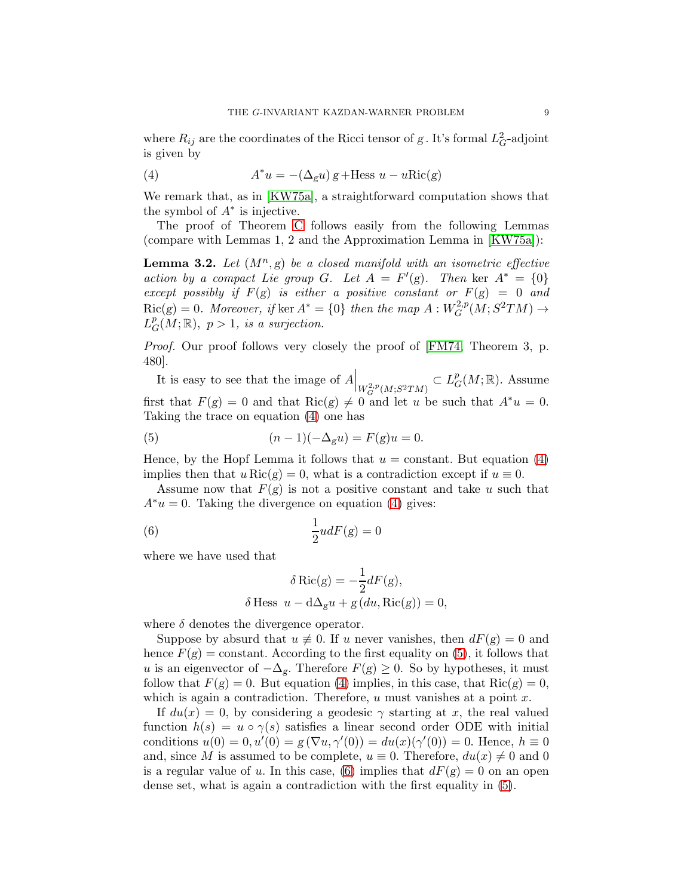where $R_{ij}$ are the coordinates of the Ricci tensor of $g$. It's formal $L^2_G$-adjoint is given by

$$A^*u = -(\Delta_g u)\, g + \text{Hess } u - u\text{Ric}(g) \tag{4}$$

We remark that, as in [KW75a], a straightforward computation shows that the symbol of $A^*$ is injective.

The proof of Theorem C follows easily from the following Lemmas (compare with Lemmas 1, 2 and the Approximation Lemma in [KW75a]):

**Lemma 3.2.** *Let $(M^n, g)$ be a closed manifold with an isometric effective action by a compact Lie group $G$. Let $A = F'(g)$. Then $\ker A^* = \{0\}$ except possibly if $F(g)$ is either a positive constant or $F(g) = 0$ and $\text{Ric}(g) = 0$. Moreover, if $\ker A^* = \{0\}$ then the map $A : W^{2,p}_G(M; S^2TM) \to L^p_G(M; \mathbb{R})$, $p > 1$, is a surjection.*

*Proof.* Our proof follows very closely the proof of [FM74, Theorem 3, p. 480].

It is easy to see that the image of $A\Big|_{W^{2,p}_G(M;S^2TM)} \subset L^p_G(M; \mathbb{R})$. Assume first that $F(g) = 0$ and that $\text{Ric}(g) \neq 0$ and let $u$ be such that $A^*u = 0$. Taking the trace on equation (4) one has

$$(n-1)(-\Delta_g u) = F(g)u = 0. \tag{5}$$

Hence, by the Hopf Lemma it follows that $u =$ constant. But equation (4) implies then that $u\,\text{Ric}(g) = 0$, what is a contradiction except if $u \equiv 0$.

Assume now that $F(g)$ is not a positive constant and take $u$ such that $A^*u = 0$. Taking the divergence on equation (4) gives:

$$\frac{1}{2} u dF(g) = 0 \tag{6}$$

where we have used that

$$\delta\,\text{Ric}(g) = -\frac{1}{2} dF(g),$$
$$\delta\,\text{Hess } u - \text{d}\Delta_g u + g\,(du, \text{Ric}(g)) = 0,$$

where $\delta$ denotes the divergence operator.

Suppose by absurd that $u \not\equiv 0$. If $u$ never vanishes, then $dF(g) = 0$ and hence $F(g) =$ constant. According to the first equality on (5), it follows that $u$ is an eigenvector of $-\Delta_g$. Therefore $F(g) \geq 0$. So by hypotheses, it must follow that $F(g) = 0$. But equation (4) implies, in this case, that $\text{Ric}(g) = 0$, which is again a contradiction. Therefore, $u$ must vanishes at a point $x$.

If $du(x) = 0$, by considering a geodesic $\gamma$ starting at $x$, the real valued function $h(s) = u \circ \gamma(s)$ satisfies a linear second order ODE with initial conditions $u(0) = 0, u'(0) = g\,(\nabla u, \gamma'(0)) = du(x)(\gamma'(0)) = 0$. Hence, $h \equiv 0$ and, since $M$ is assumed to be complete, $u \equiv 0$. Therefore, $du(x) \neq 0$ and $0$ is a regular value of $u$. In this case, (6) implies that $dF(g) = 0$ on an open dense set, what is again a contradiction with the first equality in (5).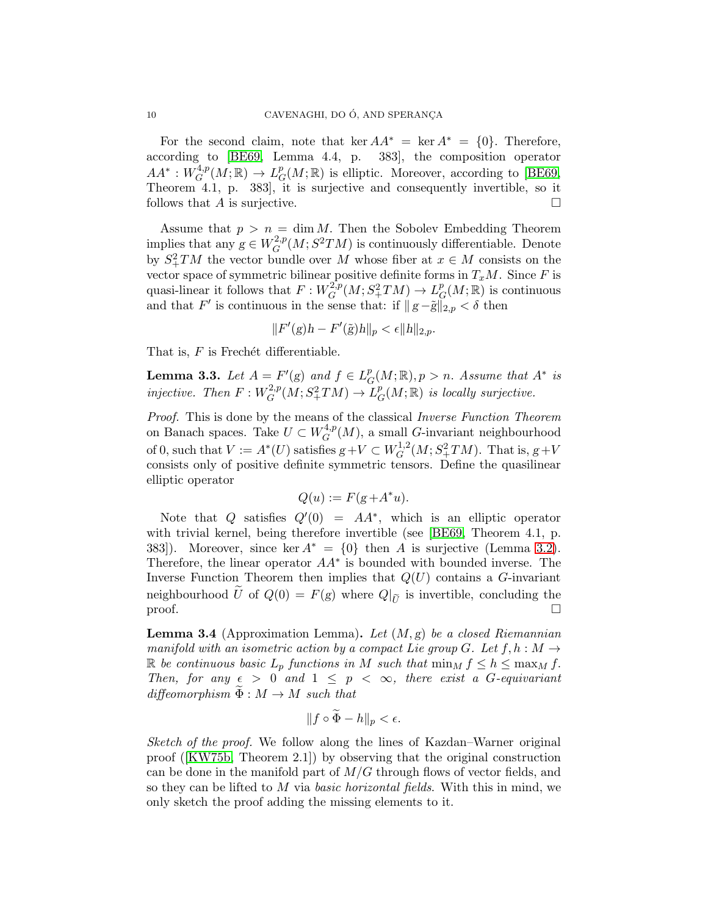For the second claim, note that $\ker AA^* = \ker A^* = \{0\}$. Therefore, according to [BE69, Lemma 4.4, p. 383], the composition operator $AA^* : W^{4,p}_G(M;\mathbb{R}) \to L^p_G(M;\mathbb{R})$ is elliptic. Moreover, according to [BE69, Theorem 4.1, p. 383], it is surjective and consequently invertible, so it follows that $A$ is surjective. □

Assume that $p > n = \dim M$. Then the Sobolev Embedding Theorem implies that any $g \in W^{2,p}_G(M; S^2TM)$ is continuously differentiable. Denote by $S^2_+TM$ the vector bundle over $M$ whose fiber at $x \in M$ consists on the vector space of symmetric bilinear positive definite forms in $T_xM$. Since $F$ is quasi-linear it follows that $F : W^{2,p}_G(M; S^2_+TM) \to L^p_G(M;\mathbb{R})$ is continuous and that $F'$ is continuous in the sense that: if $\| g - \tilde{g}\|_{2,p} < \delta$ then

$$\|F'(g)h - F'(\tilde{g})h\|_p < \epsilon\|h\|_{2,p}.$$

That is, $F$ is Frechét differentiable.

**Lemma 3.3.** *Let $A = F'(g)$ and $f \in L^p_G(M;\mathbb{R}), p > n$. Assume that $A^*$ is injective. Then $F : W^{2,p}_G(M; S^2_+TM) \to L^p_G(M;\mathbb{R})$ is locally surjective.*

*Proof.* This is done by the means of the classical *Inverse Function Theorem* on Banach spaces. Take $U \subset W^{4,p}_G(M)$, a small $G$-invariant neighbourhood of 0, such that $V := A^*(U)$ satisfies $g + V \subset W^{1,2}_G(M; S^2_+TM)$. That is, $g+V$ consists only of positive definite symmetric tensors. Define the quasilinear elliptic operator

$$Q(u) := F(g + A^*u).$$

Note that $Q$ satisfies $Q'(0) = AA^*$, which is an elliptic operator with trivial kernel, being therefore invertible (see [BE69, Theorem 4.1, p. 383]). Moreover, since $\ker A^* = \{0\}$ then $A$ is surjective (Lemma 3.2). Therefore, the linear operator $AA^*$ is bounded with bounded inverse. The Inverse Function Theorem then implies that $Q(U)$ contains a $G$-invariant neighbourhood $\widetilde{U}$ of $Q(0) = F(g)$ where $Q|_{\widetilde{U}}$ is invertible, concluding the proof. □

**Lemma 3.4** (Approximation Lemma)**.** *Let $(M, g)$ be a closed Riemannian manifold with an isometric action by a compact Lie group $G$. Let $f, h : M \to \mathbb{R}$ be continuous basic $L_p$ functions in $M$ such that $\min_M f \le h \le \max_M f$. Then, for any $\epsilon > 0$ and $1 \le p < \infty$, there exist a $G$-equivariant diffeomorphism $\widetilde{\Phi} : M \to M$ such that*

$$\|f \circ \widetilde{\Phi} - h\|_p < \epsilon.$$

*Sketch of the proof.* We follow along the lines of Kazdan–Warner original proof ([KW75b, Theorem 2.1]) by observing that the original construction can be done in the manifold part of $M/G$ through flows of vector fields, and so they can be lifted to $M$ via *basic horizontal fields*. With this in mind, we only sketch the proof adding the missing elements to it.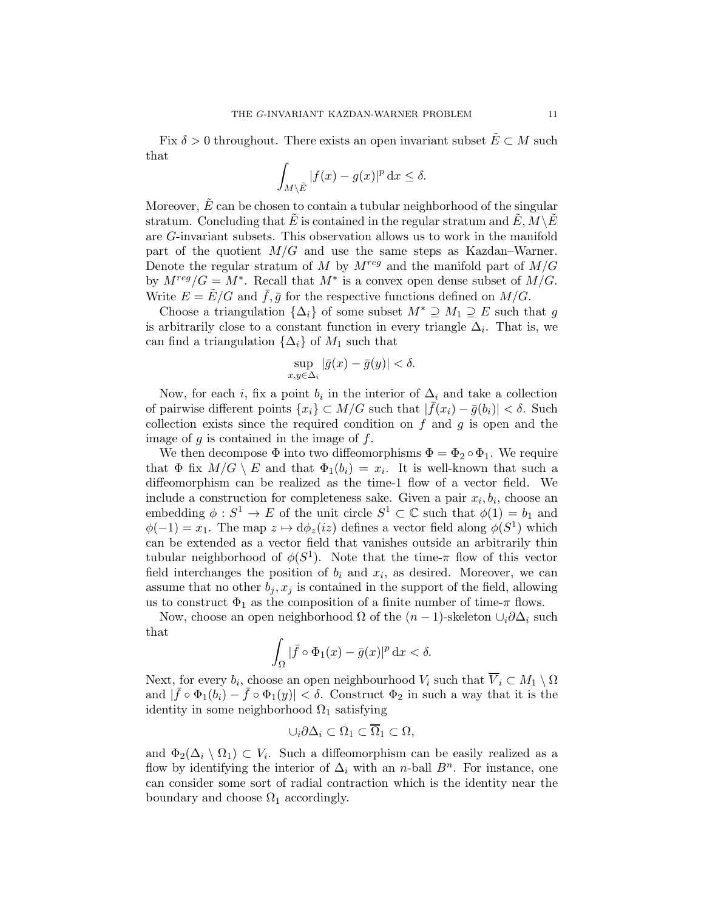Fix $\delta > 0$ throughout. There exists an open invariant subset $\tilde{E} \subset M$ such that

$$\int_{M \setminus \tilde{E}} |f(x) - g(x)|^p \, \mathrm{d}x \leq \delta.$$

Moreover, $\tilde{E}$ can be chosen to contain a tubular neighborhood of the singular stratum. Concluding that $\tilde{E}$ is contained in the regular stratum and $\tilde{E}, M \setminus \tilde{E}$ are $G$-invariant subsets. This observation allows us to work in the manifold part of the quotient $M/G$ and use the same steps as Kazdan–Warner. Denote the regular stratum of $M$ by $M^{reg}$ and the manifold part of $M/G$ by $M^{reg}/G = M^*$. Recall that $M^*$ is a convex open dense subset of $M/G$. Write $E = \tilde{E}/G$ and $\bar{f}, \bar{g}$ for the respective functions defined on $M/G$.

Choose a triangulation $\{\Delta_i\}$ of some subset $M^* \supseteq M_1 \supseteq E$ such that $g$ is arbitrarily close to a constant function in every triangle $\Delta_i$. That is, we can find a triangulation $\{\Delta_i\}$ of $M_1$ such that

$$\sup_{x,y \in \Delta_i} |\bar{g}(x) - \bar{g}(y)| < \delta.$$

Now, for each $i$, fix a point $b_i$ in the interior of $\Delta_i$ and take a collection of pairwise different points $\{x_i\} \subset M/G$ such that $|\bar{f}(x_i) - \bar{g}(b_i)| < \delta$. Such collection exists since the required condition on $f$ and $g$ is open and the image of $g$ is contained in the image of $f$.

We then decompose $\Phi$ into two diffeomorphisms $\Phi = \Phi_2 \circ \Phi_1$. We require that $\Phi$ fix $M/G \setminus E$ and that $\Phi_1(b_i) = x_i$. It is well-known that such a diffeomorphism can be realized as the time-1 flow of a vector field. We include a construction for completeness sake. Given a pair $x_i, b_i$, choose an embedding $\phi : S^1 \to E$ of the unit circle $S^1 \subset \mathbb{C}$ such that $\phi(1) = b_1$ and $\phi(-1) = x_1$. The map $z \mapsto \mathrm{d}\phi_z(iz)$ defines a vector field along $\phi(S^1)$ which can be extended as a vector field that vanishes outside an arbitrarily thin tubular neighborhood of $\phi(S^1)$. Note that the time-$\pi$ flow of this vector field interchanges the position of $b_i$ and $x_i$, as desired. Moreover, we can assume that no other $b_j, x_j$ is contained in the support of the field, allowing us to construct $\Phi_1$ as the composition of a finite number of time-$\pi$ flows.

Now, choose an open neighborhood $\Omega$ of the $(n-1)$-skeleton $\cup_i \partial\Delta_i$ such that

$$\int_{\Omega} |\bar{f} \circ \Phi_1(x) - \bar{g}(x)|^p \, \mathrm{d}x < \delta.$$

Next, for every $b_i$, choose an open neighbourhood $V_i$ such that $\overline{V}_i \subset M_1 \setminus \Omega$ and $|\bar{f} \circ \Phi_1(b_i) - \bar{f} \circ \Phi_1(y)| < \delta$. Construct $\Phi_2$ in such a way that it is the identity in some neighborhood $\Omega_1$ satisfying

$$\cup_i \partial\Delta_i \subset \Omega_1 \subset \overline{\Omega}_1 \subset \Omega,$$

and $\Phi_2(\Delta_i \setminus \Omega_1) \subset V_i$. Such a diffeomorphism can be easily realized as a flow by identifying the interior of $\Delta_i$ with an $n$-ball $B^n$. For instance, one can consider some sort of radial contraction which is the identity near the boundary and choose $\Omega_1$ accordingly.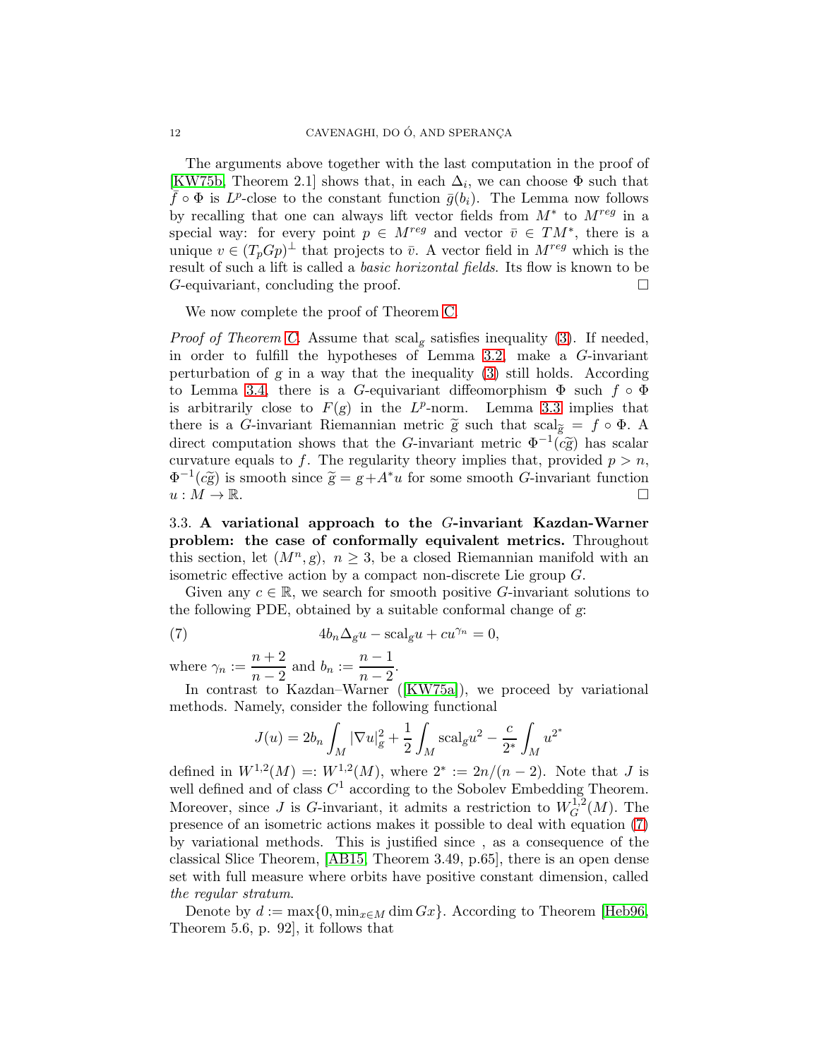The arguments above together with the last computation in the proof of [KW75b, Theorem 2.1] shows that, in each $\Delta_i$, we can choose $\Phi$ such that $\bar{f} \circ \Phi$ is $L^p$-close to the constant function $\bar{g}(b_i)$. The Lemma now follows by recalling that one can always lift vector fields from $M^*$ to $M^{reg}$ in a special way: for every point $p \in M^{reg}$ and vector $\bar{v} \in TM^*$, there is a unique $v \in (T_pGp)^\perp$ that projects to $\bar{v}$. A vector field in $M^{reg}$ which is the result of such a lift is called a *basic horizontal fields*. Its flow is known to be $G$-equivariant, concluding the proof. □

We now complete the proof of Theorem C.

*Proof of Theorem C.* Assume that $\mathrm{scal}_g$ satisfies inequality (3). If needed, in order to fulfill the hypotheses of Lemma 3.2, make a $G$-invariant perturbation of $g$ in a way that the inequality (3) still holds. According to Lemma 3.4, there is a $G$-equivariant diffeomorphism $\Phi$ such $f \circ \Phi$ is arbitrarily close to $F(g)$ in the $L^p$-norm. Lemma 3.3 implies that there is a $G$-invariant Riemannian metric $\widetilde{g}$ such that $\mathrm{scal}_{\widetilde{g}} = f \circ \Phi$. A direct computation shows that the $G$-invariant metric $\Phi^{-1}(c\widetilde{g})$ has scalar curvature equals to $f$. The regularity theory implies that, provided $p > n$, $\Phi^{-1}(c\widetilde{g})$ is smooth since $\widetilde{g} = g + A^*u$ for some smooth $G$-invariant function $u : M \to \mathbb{R}$. □

### 3.3. A variational approach to the $G$-invariant Kazdan-Warner problem: the case of conformally equivalent metrics.

Throughout this section, let $(M^n, g)$, $n \geq 3$, be a closed Riemannian manifold with an isometric effective action by a compact non-discrete Lie group $G$.

Given any $c \in \mathbb{R}$, we search for smooth positive $G$-invariant solutions to the following PDE, obtained by a suitable conformal change of $g$:

$$4b_n \Delta_g u - \mathrm{scal}_g u + cu^{\gamma_n} = 0, \tag{7}$$

where $\gamma_n := \dfrac{n+2}{n-2}$ and $b_n := \dfrac{n-1}{n-2}$.

In contrast to Kazdan–Warner ([KW75a]), we proceed by variational methods. Namely, consider the following functional

$$J(u) = 2b_n \int_M |\nabla u|_g^2 + \frac{1}{2}\int_M \mathrm{scal}_g u^2 - \frac{c}{2^*}\int_M u^{2^*}$$

defined in $W^{1,2}(M) =: W^{1,2}(M)$, where $2^* := 2n/(n-2)$. Note that $J$ is well defined and of class $C^1$ according to the Sobolev Embedding Theorem. Moreover, since $J$ is $G$-invariant, it admits a restriction to $W^{1,2}_G(M)$. The presence of an isometric actions makes it possible to deal with equation (7) by variational methods. This is justified since , as a consequence of the classical Slice Theorem, [AB15, Theorem 3.49, p.65], there is an open dense set with full measure where orbits have positive constant dimension, called *the regular stratum*.

Denote by $d := \max\{0, \min_{x \in M} \dim Gx\}$. According to Theorem [Heb96, Theorem 5.6, p. 92], it follows that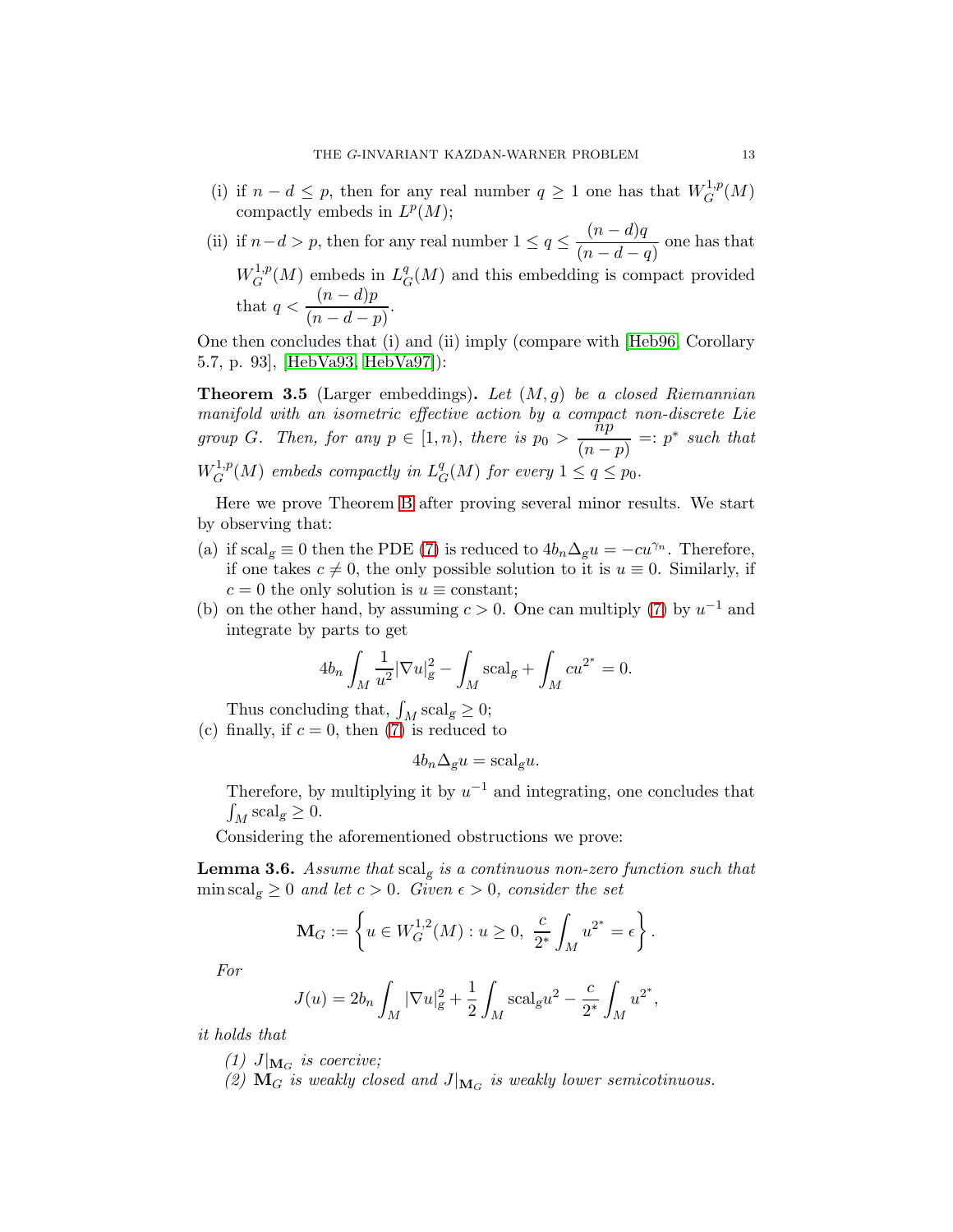(i) if $n-d \leq p$, then for any real number $q \geq 1$ one has that $W^{1,p}_G(M)$ compactly embeds in $L^p(M)$;

(ii) if $n-d > p$, then for any real number $1 \leq q \leq \dfrac{(n-d)q}{(n-d-q)}$ one has that $W^{1,p}_G(M)$ embeds in $L^q_G(M)$ and this embedding is compact provided that $q < \dfrac{(n-d)p}{(n-d-p)}$.

One then concludes that (i) and (ii) imply (compare with [Heb96, Corollary 5.7, p. 93], [HebVa93, HebVa97]):

**Theorem 3.5** (Larger embeddings)**.** *Let $(M,g)$ be a closed Riemannian manifold with an isometric effective action by a compact non-discrete Lie group $G$. Then, for any $p \in [1,n)$, there is $p_0 > \dfrac{np}{(n-p)} =: p^*$ such that $W^{1,p}_G(M)$ embeds compactly in $L^q_G(M)$ for every $1 \leq q \leq p_0$.*

Here we prove Theorem B after proving several minor results. We start by observing that:

(a) if $\mathrm{scal}_g \equiv 0$ then the PDE (7) is reduced to $4b_n\Delta_g u = -cu^{\gamma_n}$. Therefore, if one takes $c \neq 0$, the only possible solution to it is $u \equiv 0$. Similarly, if $c = 0$ the only solution is $u \equiv$ constant;

(b) on the other hand, by assuming $c > 0$. One can multiply (7) by $u^{-1}$ and integrate by parts to get
$$4b_n \int_M \frac{1}{u^2}|\nabla u|^2_g - \int_M \mathrm{scal}_g + \int_M cu^{2^*} = 0.$$
Thus concluding that, $\int_M \mathrm{scal}_g \geq 0$;

(c) finally, if $c = 0$, then (7) is reduced to
$$4b_n\Delta_g u = \mathrm{scal}_g u.$$
Therefore, by multiplying it by $u^{-1}$ and integrating, one concludes that $\int_M \mathrm{scal}_g \geq 0$.

Considering the aforementioned obstructions we prove:

**Lemma 3.6.** *Assume that $\mathrm{scal}_g$ is a continuous non-zero function such that $\min \mathrm{scal}_g \geq 0$ and let $c > 0$. Given $\epsilon > 0$, consider the set*
$$\mathbf{M}_G := \left\{ u \in W^{1,2}_G(M) : u \geq 0,\ \frac{c}{2^*}\int_M u^{2^*} = \epsilon \right\}.$$
*For*
$$J(u) = 2b_n \int_M |\nabla u|^2_g + \frac{1}{2}\int_M \mathrm{scal}_g u^2 - \frac{c}{2^*}\int_M u^{2^*},$$
*it holds that*

*(1) $J|_{\mathbf{M}_G}$ is coercive;*

*(2) $\mathbf{M}_G$ is weakly closed and $J|_{\mathbf{M}_G}$ is weakly lower semicotinuous.*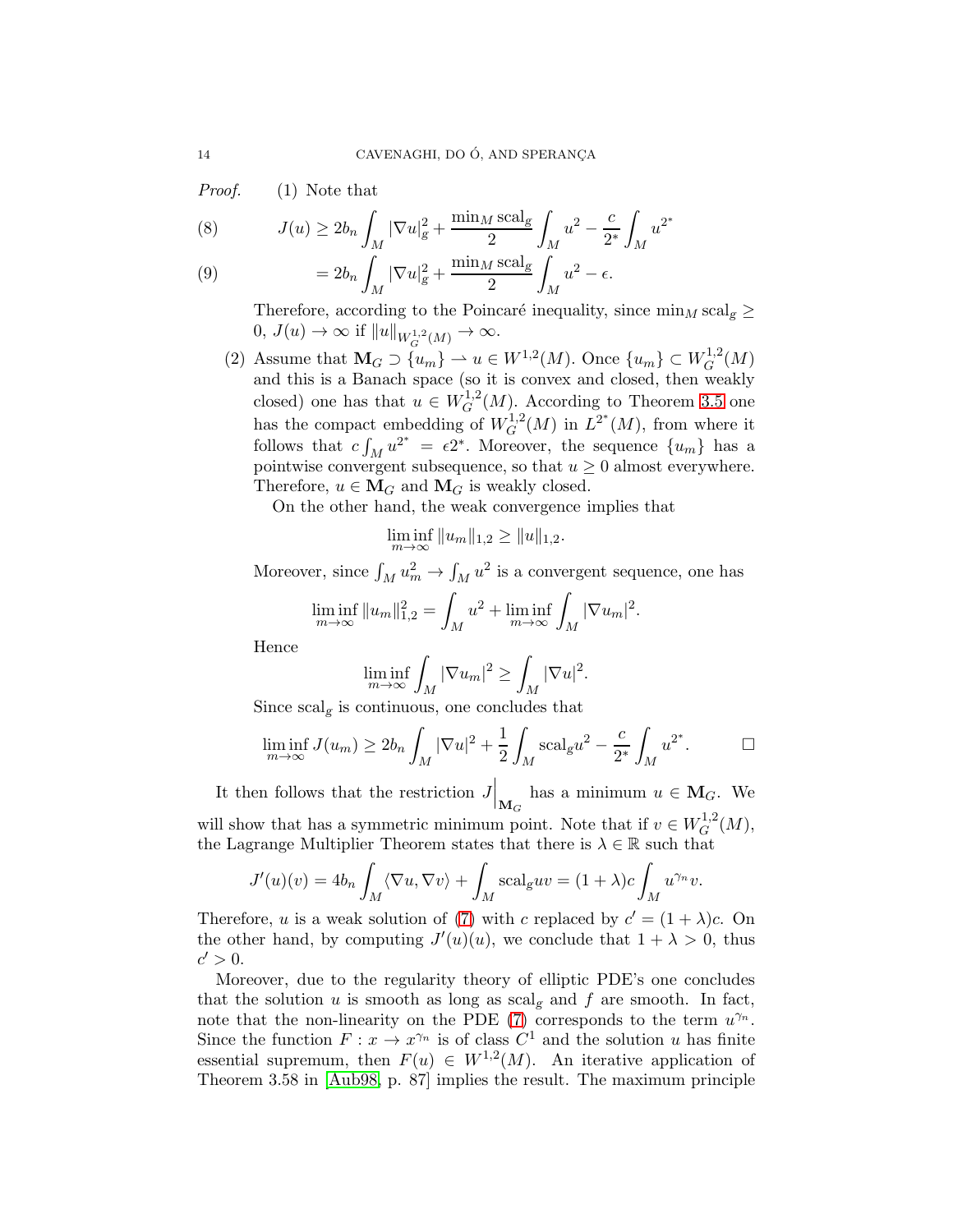*Proof.* (1) Note that

$$J(u) \geq 2b_n \int_M |\nabla u|_g^2 + \frac{\min_M \operatorname{scal}_g}{2} \int_M u^2 - \frac{c}{2^*} \int_M u^{2^*} \tag{8}$$

$$= 2b_n \int_M |\nabla u|_g^2 + \frac{\min_M \operatorname{scal}_g}{2} \int_M u^2 - \epsilon. \tag{9}$$

Therefore, according to the Poincaré inequality, since $\min_M \operatorname{scal}_g \geq 0$, $J(u) \to \infty$ if $\|u\|_{W_G^{1,2}(M)} \to \infty$.

(2) Assume that $\mathbf{M}_G \supset \{u_m\} \rightharpoonup u \in W^{1,2}(M)$. Once $\{u_m\} \subset W_G^{1,2}(M)$ and this is a Banach space (so it is convex and closed, then weakly closed) one has that $u \in W_G^{1,2}(M)$. According to Theorem 3.5 one has the compact embedding of $W_G^{1,2}(M)$ in $L^{2^*}(M)$, from where it follows that $c\int_M u^{2^*} = \epsilon 2^*$. Moreover, the sequence $\{u_m\}$ has a pointwise convergent subsequence, so that $u \geq 0$ almost everywhere. Therefore, $u \in \mathbf{M}_G$ and $\mathbf{M}_G$ is weakly closed.

On the other hand, the weak convergence implies that

$$\liminf_{m\to\infty} \|u_m\|_{1,2} \geq \|u\|_{1,2}.$$

Moreover, since $\int_M u_m^2 \to \int_M u^2$ is a convergent sequence, one has

$$\liminf_{m\to\infty} \|u_m\|_{1,2}^2 = \int_M u^2 + \liminf_{m\to\infty} \int_M |\nabla u_m|^2.$$

Hence

$$\liminf_{m\to\infty} \int_M |\nabla u_m|^2 \geq \int_M |\nabla u|^2.$$

Since $\operatorname{scal}_g$ is continuous, one concludes that

$$\liminf_{m\to\infty} J(u_m) \geq 2b_n \int_M |\nabla u|^2 + \frac{1}{2}\int_M \operatorname{scal}_g u^2 - \frac{c}{2^*}\int_M u^{2^*}. \qquad \square$$

It then follows that the restriction $J\Big|_{\mathbf{M}_G}$ has a minimum $u \in \mathbf{M}_G$. We will show that has a symmetric minimum point. Note that if $v \in W_G^{1,2}(M)$, the Lagrange Multiplier Theorem states that there is $\lambda \in \mathbb{R}$ such that

$$J'(u)(v) = 4b_n \int_M \langle \nabla u, \nabla v\rangle + \int_M \operatorname{scal}_g uv = (1+\lambda)c\int_M u^{\gamma_n} v.$$

Therefore, $u$ is a weak solution of (7) with $c$ replaced by $c' = (1+\lambda)c$. On the other hand, by computing $J'(u)(u)$, we conclude that $1+\lambda > 0$, thus $c' > 0$.

Moreover, due to the regularity theory of elliptic PDE's one concludes that the solution $u$ is smooth as long as $\operatorname{scal}_g$ and $f$ are smooth. In fact, note that the non-linearity on the PDE (7) corresponds to the term $u^{\gamma_n}$. Since the function $F : x \to x^{\gamma_n}$ is of class $C^1$ and the solution $u$ has finite essential supremum, then $F(u) \in W^{1,2}(M)$. An iterative application of Theorem 3.58 in [Aub98, p. 87] implies the result. The maximum principle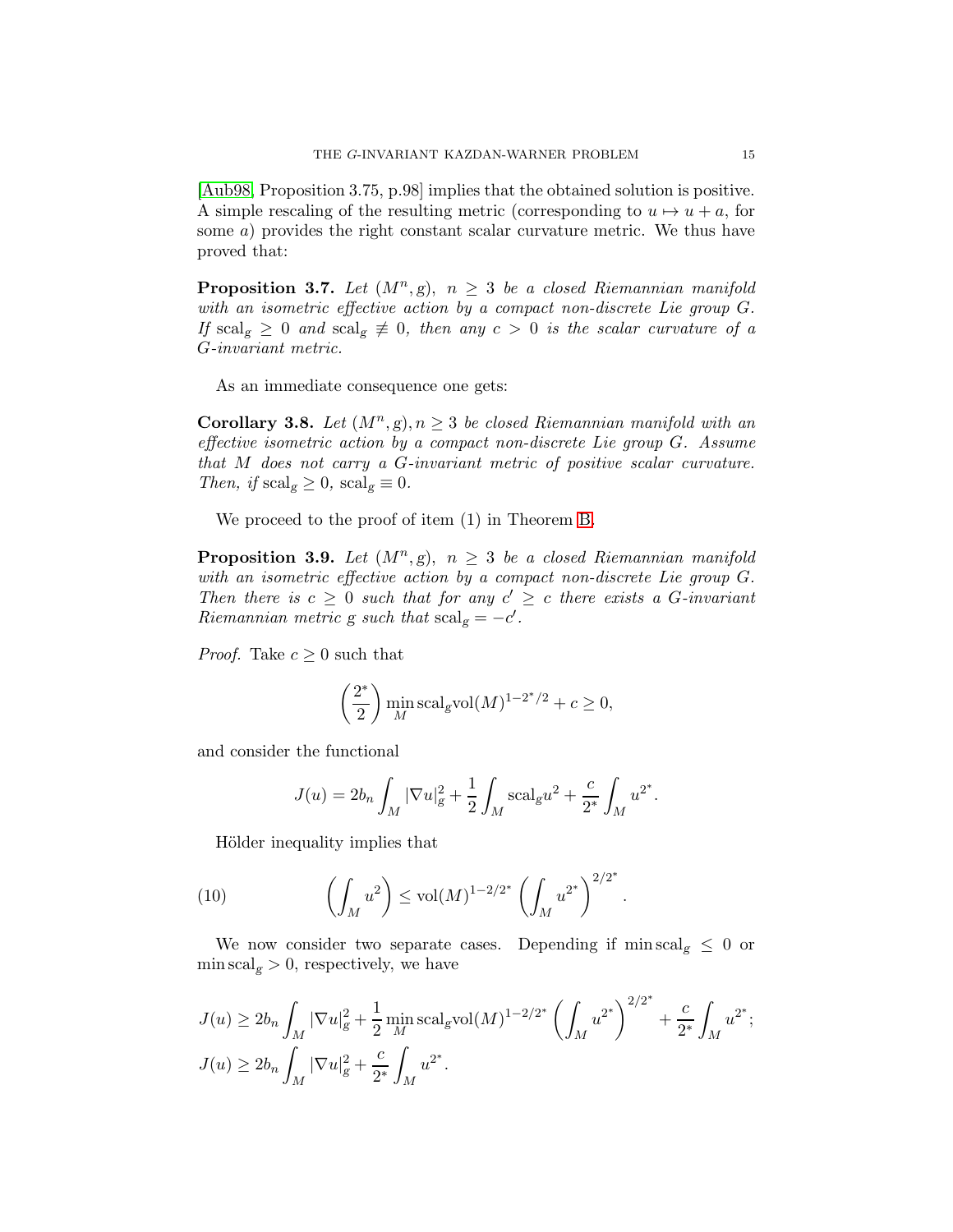[Aub98, Proposition 3.75, p.98] implies that the obtained solution is positive. A simple rescaling of the resulting metric (corresponding to $u \mapsto u + a$, for some $a$) provides the right constant scalar curvature metric. We thus have proved that:

**Proposition 3.7.** *Let $(M^n, g)$, $n \geq 3$ be a closed Riemannian manifold with an isometric effective action by a compact non-discrete Lie group $G$. If $\mathrm{scal}_g \geq 0$ and $\mathrm{scal}_g \not\equiv 0$, then any $c > 0$ is the scalar curvature of a $G$-invariant metric.*

As an immediate consequence one gets:

**Corollary 3.8.** *Let $(M^n, g), n \geq 3$ be closed Riemannian manifold with an effective isometric action by a compact non-discrete Lie group $G$. Assume that $M$ does not carry a $G$-invariant metric of positive scalar curvature. Then, if $\mathrm{scal}_g \geq 0$, $\mathrm{scal}_g \equiv 0$.*

We proceed to the proof of item (1) in Theorem B.

**Proposition 3.9.** *Let $(M^n, g)$, $n \geq 3$ be a closed Riemannian manifold with an isometric effective action by a compact non-discrete Lie group $G$. Then there is $c \geq 0$ such that for any $c' \geq c$ there exists a $G$-invariant Riemannian metric $g$ such that $\mathrm{scal}_g = -c'$.*

*Proof.* Take $c \geq 0$ such that

$$\left(\frac{2^*}{2}\right) \min_M \mathrm{scal}_g \mathrm{vol}(M)^{1-2^*/2} + c \geq 0,$$

and consider the functional

$$J(u) = 2b_n \int_M |\nabla u|_g^2 + \frac{1}{2} \int_M \mathrm{scal}_g u^2 + \frac{c}{2^*} \int_M u^{2^*}.$$

Hölder inequality implies that

$$\left(\int_M u^2\right) \leq \mathrm{vol}(M)^{1-2/2^*} \left(\int_M u^{2^*}\right)^{2/2^*}. \tag{10}$$

We now consider two separate cases. Depending if $\min \mathrm{scal}_g \leq 0$ or $\min \mathrm{scal}_g > 0$, respectively, we have

$$J(u) \geq 2b_n \int_M |\nabla u|_g^2 + \frac{1}{2} \min_M \mathrm{scal}_g \mathrm{vol}(M)^{1-2/2^*} \left(\int_M u^{2^*}\right)^{2/2^*} + \frac{c}{2^*} \int_M u^{2^*};$$

$$J(u) \geq 2b_n \int_M |\nabla u|_g^2 + \frac{c}{2^*} \int_M u^{2^*}.$$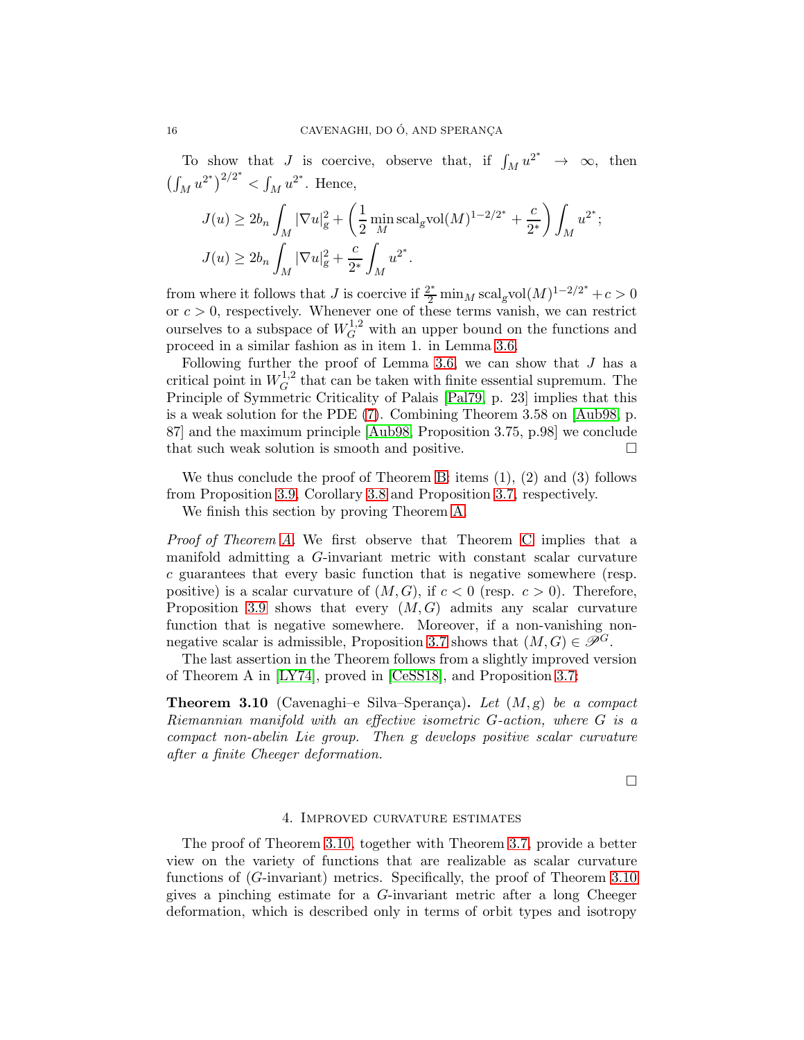To show that $J$ is coercive, observe that, if $\int_M u^{2^*} \to \infty$, then $\left(\int_M u^{2^*}\right)^{2/2^*} < \int_M u^{2^*}$. Hence,

$$J(u) \geq 2b_n \int_M |\nabla u|_g^2 + \left(\frac{1}{2}\min_M \mathrm{scal}_g \mathrm{vol}(M)^{1-2/2^*} + \frac{c}{2^*}\right)\int_M u^{2^*};$$
$$J(u) \geq 2b_n \int_M |\nabla u|_g^2 + \frac{c}{2^*}\int_M u^{2^*}.$$

from where it follows that $J$ is coercive if $\frac{2^*}{2}\min_M \mathrm{scal}_g \mathrm{vol}(M)^{1-2/2^*} + c > 0$ or $c > 0$, respectively. Whenever one of these terms vanish, we can restrict ourselves to a subspace of $W^{1,2}_G$ with an upper bound on the functions and proceed in a similar fashion as in item 1. in Lemma 3.6.

Following further the proof of Lemma 3.6, we can show that $J$ has a critical point in $W^{1,2}_G$ that can be taken with finite essential supremum. The Principle of Symmetric Criticality of Palais [Pal79, p. 23] implies that this is a weak solution for the PDE (7). Combining Theorem 3.58 on [Aub98, p. 87] and the maximum principle [Aub98, Proposition 3.75, p.98] we conclude that such weak solution is smooth and positive. □

We thus conclude the proof of Theorem B: items (1), (2) and (3) follows from Proposition 3.9, Corollary 3.8 and Proposition 3.7, respectively.

We finish this section by proving Theorem A.

*Proof of Theorem A.* We first observe that Theorem C implies that a manifold admitting a $G$-invariant metric with constant scalar curvature $c$ guarantees that every basic function that is negative somewhere (resp. positive) is a scalar curvature of $(M, G)$, if $c < 0$ (resp. $c > 0$). Therefore, Proposition 3.9 shows that every $(M, G)$ admits any scalar curvature function that is negative somewhere. Moreover, if a non-vanishing non-negative scalar is admissible, Proposition 3.7 shows that $(M, G) \in \mathscr{P}^G$.

The last assertion in the Theorem follows from a slightly improved version of Theorem A in [LY74], proved in [CeSS18], and Proposition 3.7:

**Theorem 3.10** (Cavenaghi–e Silva–Sperança)**.** *Let $(M, g)$ be a compact Riemannian manifold with an effective isometric $G$-action, where $G$ is a compact non-abelin Lie group. Then $g$ develops positive scalar curvature after a finite Cheeger deformation.*

□

## 4. Improved curvature estimates

The proof of Theorem 3.10, together with Theorem 3.7, provide a better view on the variety of functions that are realizable as scalar curvature functions of ($G$-invariant) metrics. Specifically, the proof of Theorem 3.10 gives a pinching estimate for a $G$-invariant metric after a long Cheeger deformation, which is described only in terms of orbit types and isotropy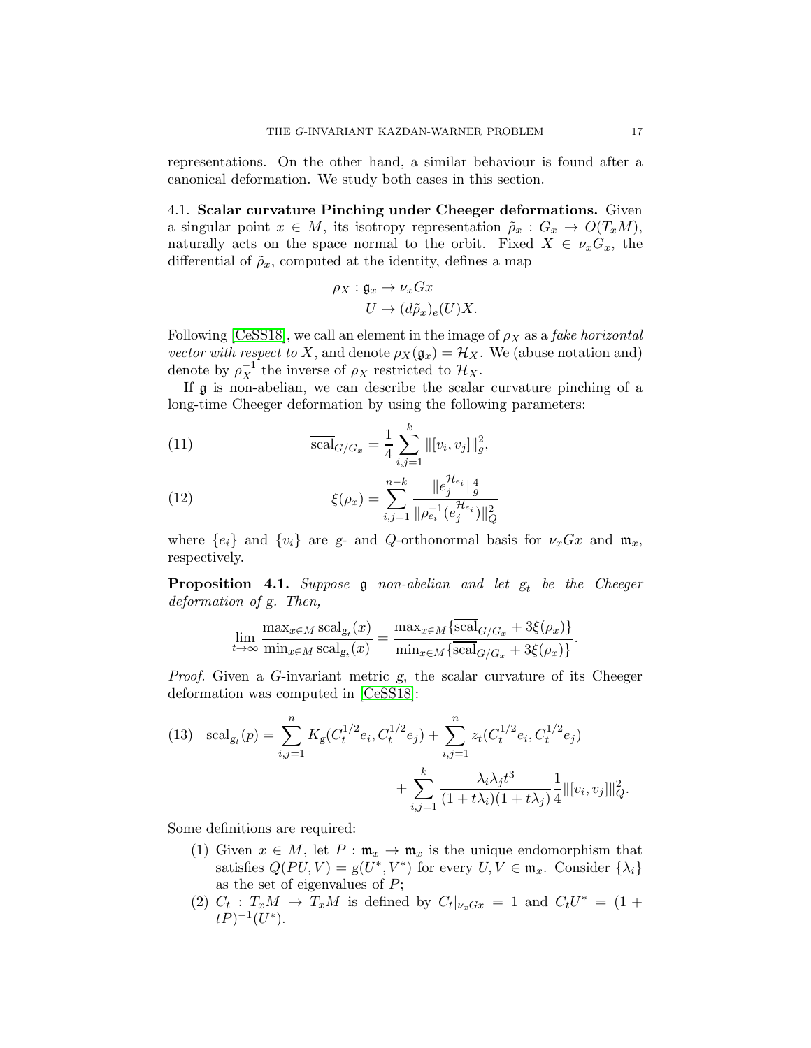representations. On the other hand, a similar behaviour is found after a canonical deformation. We study both cases in this section.

### 4.1. Scalar curvature Pinching under Cheeger deformations.

Given a singular point $x \in M$, its isotropy representation $\tilde{\rho}_x : G_x \to O(T_xM)$, naturally acts on the space normal to the orbit. Fixed $X \in \nu_x G_x$, the differential of $\tilde{\rho}_x$, computed at the identity, defines a map

$$
\begin{aligned}
\rho_X : \mathfrak{g}_x &\to \nu_x Gx \\
U &\mapsto (d\tilde{\rho}_x)_e(U)X.
\end{aligned}
$$

Following [CeSS18], we call an element in the image of $\rho_X$ as a *fake horizontal vector with respect to* $X$, and denote $\rho_X(\mathfrak{g}_x) = \mathcal{H}_X$. We (abuse notation and) denote by $\rho_X^{-1}$ the inverse of $\rho_X$ restricted to $\mathcal{H}_X$.

If $\mathfrak{g}$ is non-abelian, we can describe the scalar curvature pinching of a long-time Cheeger deformation by using the following parameters:

$$
\overline{\mathrm{scal}}_{G/G_x} = \frac{1}{4}\sum_{i,j=1}^{k} \|[v_i, v_j]\|_g^2, \tag{11}
$$

$$
\xi(\rho_x) = \sum_{i,j=1}^{n-k} \frac{\|e_j^{\mathcal{H}_{e_i}}\|_g^4}{\|\rho_{e_i}^{-1}(e_j^{\mathcal{H}_{e_i}})\|_Q^2} \tag{12}
$$

where $\{e_i\}$ and $\{v_i\}$ are $g$- and $Q$-orthonormal basis for $\nu_x Gx$ and $\mathfrak{m}_x$, respectively.

**Proposition 4.1.** *Suppose $\mathfrak{g}$ non-abelian and let $g_t$ be the Cheeger deformation of $g$. Then,*

$$
\lim_{t\to\infty} \frac{\max_{x\in M} \mathrm{scal}_{g_t}(x)}{\min_{x\in M} \mathrm{scal}_{g_t}(x)} = \frac{\max_{x\in M}\{\overline{\mathrm{scal}}_{G/G_x} + 3\xi(\rho_x)\}}{\min_{x\in M}\{\overline{\mathrm{scal}}_{G/G_x} + 3\xi(\rho_x)\}}.
$$

*Proof.* Given a $G$-invariant metric $g$, the scalar curvature of its Cheeger deformation was computed in [CeSS18]:

$$
\begin{aligned}
\mathrm{scal}_{g_t}(p) = \sum_{i,j=1}^{n} K_g(C_t^{1/2}e_i, C_t^{1/2}e_j) + \sum_{i,j=1}^{n} z_t(C_t^{1/2}e_i, C_t^{1/2}e_j) \\
+ \sum_{i,j=1}^{k} \frac{\lambda_i\lambda_j t^3}{(1+t\lambda_i)(1+t\lambda_j)}\frac{1}{4}\|[v_i, v_j]\|_Q^2.
\end{aligned} \tag{13}
$$

Some definitions are required:

1. Given $x \in M$, let $P : \mathfrak{m}_x \to \mathfrak{m}_x$ is the unique endomorphism that satisfies $Q(PU, V) = g(U^*, V^*)$ for every $U, V \in \mathfrak{m}_x$. Consider $\{\lambda_i\}$ as the set of eigenvalues of $P$;
2. $C_t : T_xM \to T_xM$ is defined by $C_t|_{\nu_x Gx} = 1$ and $C_tU^* = (1 + tP)^{-1}(U^*)$.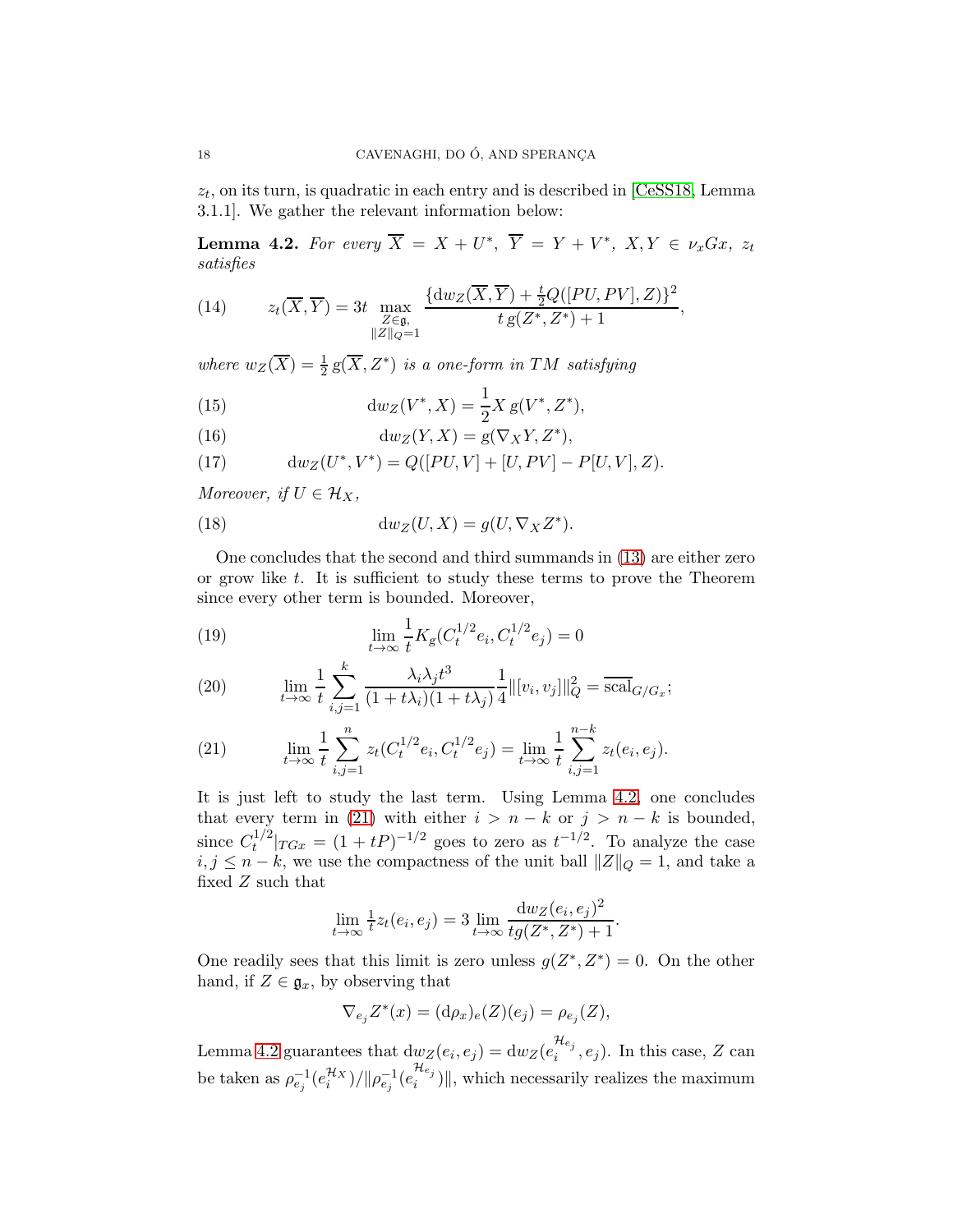$z_t$, on its turn, is quadratic in each entry and is described in [CeSS18, Lemma 3.1.1]. We gather the relevant information below:

**Lemma 4.2.** *For every $\overline{X} = X + U^*$, $\overline{Y} = Y + V^*$, $X, Y \in \nu_x Gx$, $z_t$ satisfies*

$$z_t(\overline{X}, \overline{Y}) = 3t \max_{\substack{Z \in \mathfrak{g}, \\ \|Z\|_Q = 1}} \frac{\{\mathrm{d}w_Z(\overline{X}, \overline{Y}) + \frac{t}{2} Q([PU, PV], Z)\}^2}{t\, g(Z^*, Z^*) + 1}, \tag{14}$$

*where $w_Z(\overline{X}) = \frac{1}{2} g(\overline{X}, Z^*)$ is a one-form in $TM$ satisfying*

$$\mathrm{d}w_Z(V^*, X) = \frac{1}{2} X\, g(V^*, Z^*), \tag{15}$$

$$\mathrm{d}w_Z(Y, X) = g(\nabla_X Y, Z^*), \tag{16}$$

$$\mathrm{d}w_Z(U^*, V^*) = Q([PU, V] + [U, PV] - P[U, V], Z). \tag{17}$$

*Moreover, if $U \in \mathcal{H}_X$,*

$$\mathrm{d}w_Z(U, X) = g(U, \nabla_X Z^*). \tag{18}$$

One concludes that the second and third summands in (13) are either zero or grow like $t$. It is sufficient to study these terms to prove the Theorem since every other term is bounded. Moreover,

$$\lim_{t \to \infty} \frac{1}{t} K_g(C_t^{1/2} e_i, C_t^{1/2} e_j) = 0 \tag{19}$$

$$\lim_{t \to \infty} \frac{1}{t} \sum_{i,j=1}^{k} \frac{\lambda_i \lambda_j t^3}{(1 + t\lambda_i)(1 + t\lambda_j)} \frac{1}{4} \|[v_i, v_j]\|_Q^2 = \overline{\mathrm{scal}}_{G/G_x}; \tag{20}$$

$$\lim_{t \to \infty} \frac{1}{t} \sum_{i,j=1}^{n} z_t(C_t^{1/2} e_i, C_t^{1/2} e_j) = \lim_{t \to \infty} \frac{1}{t} \sum_{i,j=1}^{n-k} z_t(e_i, e_j). \tag{21}$$

It is just left to study the last term. Using Lemma 4.2, one concludes that every term in (21) with either $i > n - k$ or $j > n - k$ is bounded, since $C_t^{1/2}|_{TGx} = (1 + tP)^{-1/2}$ goes to zero as $t^{-1/2}$. To analyze the case $i, j \leq n - k$, we use the compactness of the unit ball $\|Z\|_Q = 1$, and take a fixed $Z$ such that

$$\lim_{t \to \infty} \tfrac{1}{t} z_t(e_i, e_j) = 3 \lim_{t \to \infty} \frac{\mathrm{d}w_Z(e_i, e_j)^2}{t g(Z^*, Z^*) + 1}.$$

One readily sees that this limit is zero unless $g(Z^*, Z^*) = 0$. On the other hand, if $Z \in \mathfrak{g}_x$, by observing that

$$\nabla_{e_j} Z^*(x) = (\mathrm{d}\rho_x)_e(Z)(e_j) = \rho_{e_j}(Z),$$

Lemma 4.2 guarantees that $\mathrm{d}w_Z(e_i, e_j) = \mathrm{d}w_Z(e_i^{\mathcal{H}_{e_j}}, e_j)$. In this case, $Z$ can be taken as $\rho_{e_j}^{-1}(e_i^{\mathcal{H}_X}) / \|\rho_{e_j}^{-1}(e_i^{\mathcal{H}_{e_j}})\|$, which necessarily realizes the maximum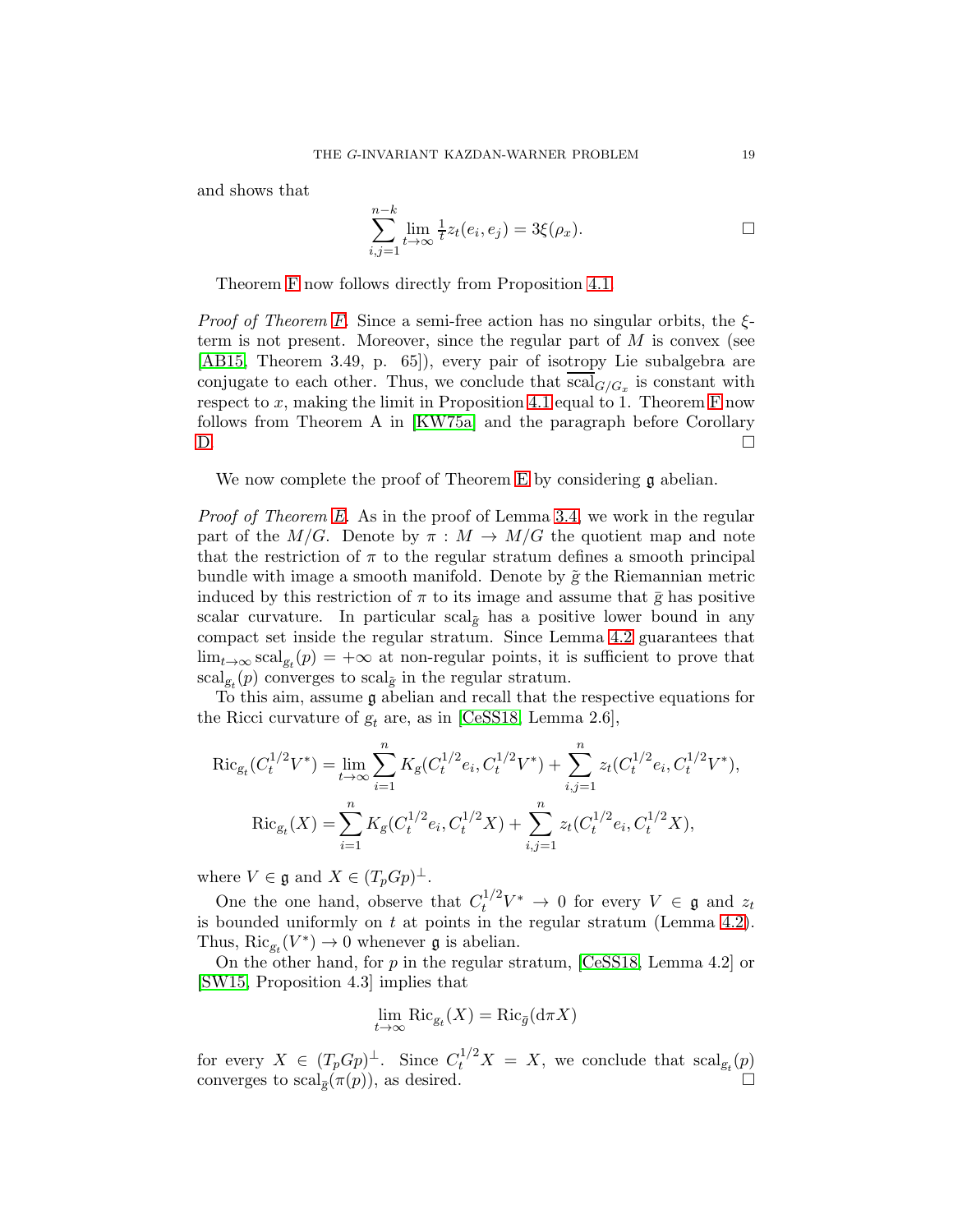and shows that

$$\sum_{i,j=1}^{n-k} \lim_{t\to\infty} \tfrac{1}{t} z_t(e_i, e_j) = 3\xi(\rho_x). \qquad \square$$

Theorem F now follows directly from Proposition 4.1.

*Proof of Theorem F.* Since a semi-free action has no singular orbits, the $\xi$-term is not present. Moreover, since the regular part of $M$ is convex (see [AB15, Theorem 3.49, p. 65]), every pair of isotropy Lie subalgebra are conjugate to each other. Thus, we conclude that $\overline{\mathrm{scal}}_{G/G_x}$ is constant with respect to $x$, making the limit in Proposition 4.1 equal to 1. Theorem F now follows from Theorem A in [KW75a] and the paragraph before Corollary D. $\square$

We now complete the proof of Theorem E by considering $\mathfrak{g}$ abelian.

*Proof of Theorem E.* As in the proof of Lemma 3.4, we work in the regular part of the $M/G$. Denote by $\pi : M \to M/G$ the quotient map and note that the restriction of $\pi$ to the regular stratum defines a smooth principal bundle with image a smooth manifold. Denote by $\tilde{g}$ the Riemannian metric induced by this restriction of $\pi$ to its image and assume that $\bar{g}$ has positive scalar curvature. In particular $\mathrm{scal}_{\tilde{g}}$ has a positive lower bound in any compact set inside the regular stratum. Since Lemma 4.2 guarantees that $\lim_{t\to\infty} \mathrm{scal}_{g_t}(p) = +\infty$ at non-regular points, it is sufficient to prove that $\mathrm{scal}_{g_t}(p)$ converges to $\mathrm{scal}_{\tilde{g}}$ in the regular stratum.

To this aim, assume $\mathfrak{g}$ abelian and recall that the respective equations for the Ricci curvature of $g_t$ are, as in [CeSS18, Lemma 2.6],

$$\mathrm{Ric}_{g_t}(C_t^{1/2}V^*) = \lim_{t\to\infty} \sum_{i=1}^{n} K_g(C_t^{1/2}e_i, C_t^{1/2}V^*) + \sum_{i,j=1}^{n} z_t(C_t^{1/2}e_i, C_t^{1/2}V^*),$$

$$\mathrm{Ric}_{g_t}(X) = \sum_{i=1}^{n} K_g(C_t^{1/2}e_i, C_t^{1/2}X) + \sum_{i,j=1}^{n} z_t(C_t^{1/2}e_i, C_t^{1/2}X),$$

where $V \in \mathfrak{g}$ and $X \in (T_pGp)^\perp$.

One the one hand, observe that $C_t^{1/2}V^* \to 0$ for every $V \in \mathfrak{g}$ and $z_t$ is bounded uniformly on $t$ at points in the regular stratum (Lemma 4.2). Thus, $\mathrm{Ric}_{g_t}(V^*) \to 0$ whenever $\mathfrak{g}$ is abelian.

On the other hand, for $p$ in the regular stratum, [CeSS18, Lemma 4.2] or [SW15, Proposition 4.3] implies that

$$\lim_{t\to\infty} \mathrm{Ric}_{g_t}(X) = \mathrm{Ric}_{\tilde{g}}(\mathrm{d}\pi X)$$

for every $X \in (T_pGp)^\perp$. Since $C_t^{1/2}X = X$, we conclude that $\mathrm{scal}_{g_t}(p)$ converges to $\mathrm{scal}_{\tilde{g}}(\pi(p))$, as desired. $\square$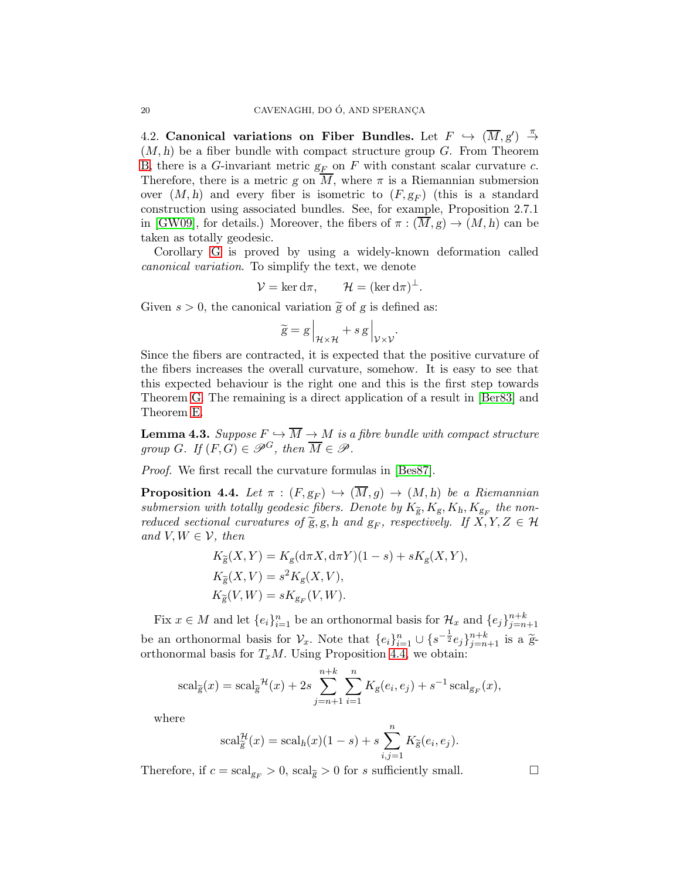4.2. **Canonical variations on Fiber Bundles.** Let $F \hookrightarrow (\overline{M}, g') \stackrel{\pi}{\to} (M,h)$ be a fiber bundle with compact structure group $G$. From Theorem B, there is a $G$-invariant metric $g_F$ on $F$ with constant scalar curvature $c$. Therefore, there is a metric $g$ on $\overline{M}$, where $\pi$ is a Riemannian submersion over $(M,h)$ and every fiber is isometric to $(F, g_F)$ (this is a standard construction using associated bundles. See, for example, Proposition 2.7.1 in [GW09], for details.) Moreover, the fibers of $\pi : (\overline{M}, g) \to (M,h)$ can be taken as totally geodesic.

Corollary G is proved by using a widely-known deformation called *canonical variation*. To simplify the text, we denote

$$\mathcal{V} = \ker \mathrm{d}\pi, \qquad \mathcal{H} = (\ker \mathrm{d}\pi)^{\perp}.$$

Given $s > 0$, the canonical variation $\widetilde{g}$ of $g$ is defined as:

$$\widetilde{g} = g\Big|_{\mathcal{H}\times\mathcal{H}} + s\, g\Big|_{\mathcal{V}\times\mathcal{V}}.$$

Since the fibers are contracted, it is expected that the positive curvature of the fibers increases the overall curvature, somehow. It is easy to see that this expected behaviour is the right one and this is the first step towards Theorem G. The remaining is a direct application of a result in [Ber83] and Theorem E.

**Lemma 4.3.** *Suppose $F \hookrightarrow \overline{M} \to M$ is a fibre bundle with compact structure group $G$. If $(F, G) \in \mathscr{P}^G$, then $\overline{M} \in \mathscr{P}$.*

*Proof.* We first recall the curvature formulas in [Bes87].

**Proposition 4.4.** *Let $\pi : (F, g_F) \hookrightarrow (\overline{M}, g) \to (M, h)$ be a Riemannian submersion with totally geodesic fibers. Denote by $K_{\widetilde{g}}, K_g, K_h, K_{g_F}$ the non-reduced sectional curvatures of $\widetilde{g}, g, h$ and $g_F$, respectively. If $X, Y, Z \in \mathcal{H}$ and $V, W \in \mathcal{V}$, then*

$$K_{\widetilde{g}}(X,Y) = K_g(\mathrm{d}\pi X, \mathrm{d}\pi Y)(1-s) + sK_g(X,Y),$$
$$K_{\widetilde{g}}(X,V) = s^2 K_g(X,V),$$
$$K_{\widetilde{g}}(V,W) = sK_{g_F}(V,W).$$

Fix $x \in M$ and let $\{e_i\}_{i=1}^n$ be an orthonormal basis for $\mathcal{H}_x$ and $\{e_j\}_{j=n+1}^{n+k}$ be an orthonormal basis for $\mathcal{V}_x$. Note that $\{e_i\}_{i=1}^n \cup \{s^{-\frac{1}{2}}e_j\}_{j=n+1}^{n+k}$ is a $\widetilde{g}$-orthonormal basis for $T_xM$. Using Proposition 4.4, we obtain:

$$\mathrm{scal}_{\widetilde{g}}(x) = \mathrm{scal}_{\widetilde{g}}{}^{\mathcal{H}}(x) + 2s\sum_{j=n+1}^{n+k}\sum_{i=1}^{n} K_g(e_i, e_j) + s^{-1}\,\mathrm{scal}_{g_F}(x),$$

where

$$\mathrm{scal}_{\widetilde{g}}^{\mathcal{H}}(x) = \mathrm{scal}_h(x)(1-s) + s\sum_{i,j=1}^{n} K_{\widetilde{g}}(e_i, e_j).$$

Therefore, if $c = \mathrm{scal}_{g_F} > 0$, $\mathrm{scal}_{\widetilde{g}} > 0$ for $s$ sufficiently small. $\square$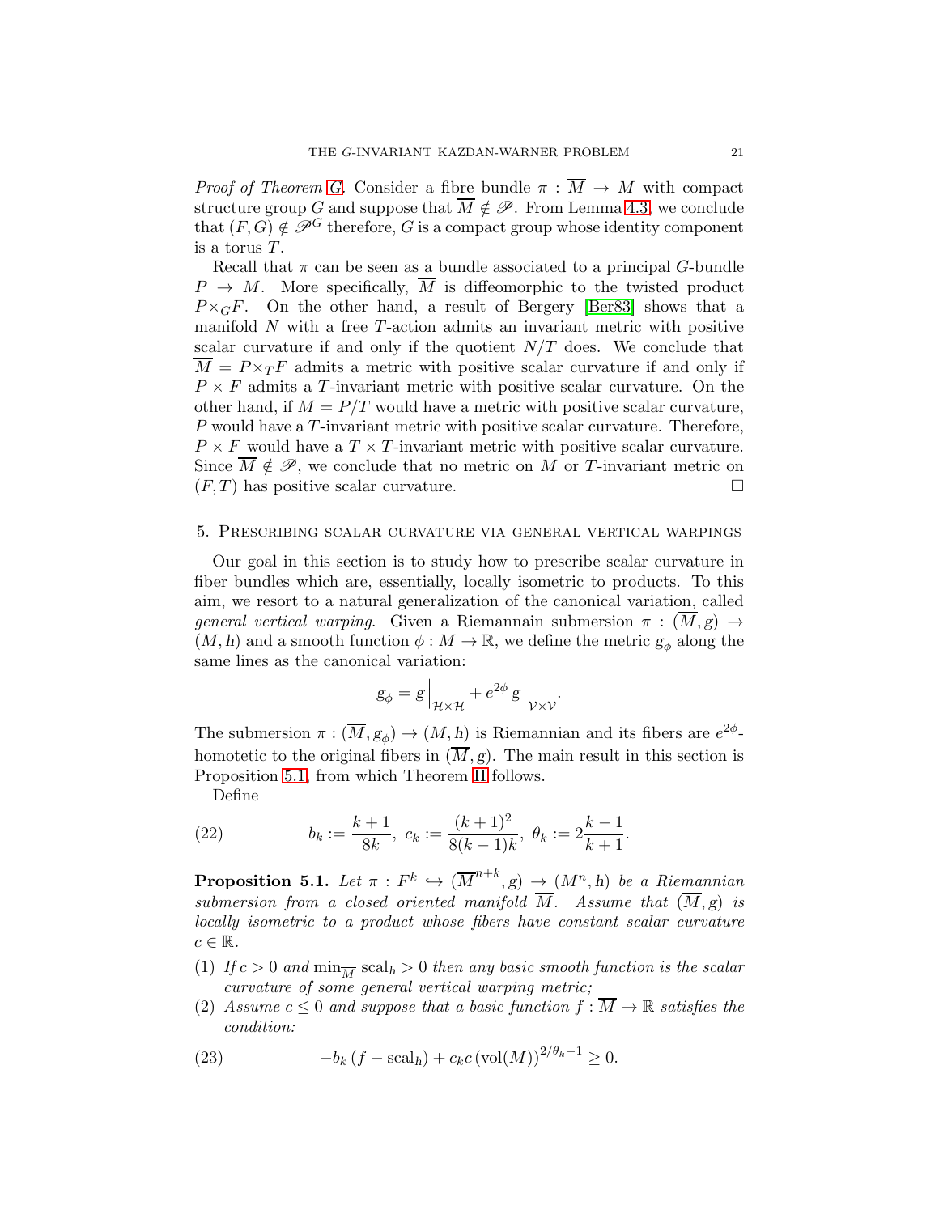*Proof of Theorem G.* Consider a fibre bundle $\pi : \overline{M} \to M$ with compact structure group $G$ and suppose that $\overline{M} \notin \mathscr{P}$. From Lemma 4.3, we conclude that $(F, G) \notin \mathscr{P}^G$ therefore, $G$ is a compact group whose identity component is a torus $T$.

Recall that $\pi$ can be seen as a bundle associated to a principal $G$-bundle $P \to M$. More specifically, $\overline{M}$ is diffeomorphic to the twisted product $P \times_G F$. On the other hand, a result of Bergery [Ber83] shows that a manifold $N$ with a free $T$-action admits an invariant metric with positive scalar curvature if and only if the quotient $N/T$ does. We conclude that $\overline{M} = P \times_T F$ admits a metric with positive scalar curvature if and only if $P \times F$ admits a $T$-invariant metric with positive scalar curvature. On the other hand, if $M = P/T$ would have a metric with positive scalar curvature, $P$ would have a $T$-invariant metric with positive scalar curvature. Therefore, $P \times F$ would have a $T \times T$-invariant metric with positive scalar curvature. Since $\overline{M} \notin \mathscr{P}$, we conclude that no metric on $M$ or $T$-invariant metric on $(F, T)$ has positive scalar curvature. $\square$

## 5. Prescribing scalar curvature via general vertical warpings

Our goal in this section is to study how to prescribe scalar curvature in fiber bundles which are, essentially, locally isometric to products. To this aim, we resort to a natural generalization of the canonical variation, called *general vertical warping*. Given a Riemannain submersion $\pi : (\overline{M}, g) \to (M, h)$ and a smooth function $\phi : M \to \mathbb{R}$, we define the metric $g_\phi$ along the same lines as the canonical variation:

$$g_\phi = g\Big|_{\mathcal{H}\times\mathcal{H}} + e^{2\phi}\, g\Big|_{\mathcal{V}\times\mathcal{V}}.$$

The submersion $\pi : (\overline{M}, g_\phi) \to (M, h)$ is Riemannian and its fibers are $e^{2\phi}$-homotetic to the original fibers in $(\overline{M}, g)$. The main result in this section is Proposition 5.1, from which Theorem H follows.

Define

$$b_k := \frac{k+1}{8k},\ c_k := \frac{(k+1)^2}{8(k-1)k},\ \theta_k := 2\frac{k-1}{k+1}. \tag{22}$$

**Proposition 5.1.** *Let $\pi : F^k \hookrightarrow (\overline{M}^{n+k}, g) \to (M^n, h)$ be a Riemannian submersion from a closed oriented manifold $\overline{M}$. Assume that $(\overline{M}, g)$ is locally isometric to a product whose fibers have constant scalar curvature $c \in \mathbb{R}$.*

1. *If $c > 0$ and $\min_{\overline{M}} \mathrm{scal}_h > 0$ then any basic smooth function is the scalar curvature of some general vertical warping metric;*
2. *Assume $c \leq 0$ and suppose that a basic function $f : \overline{M} \to \mathbb{R}$ satisfies the condition:*

$$-b_k\,(f - \mathrm{scal}_h) + c_k c\,(\mathrm{vol}(M))^{2/\theta_k - 1} \geq 0. \tag{23}$$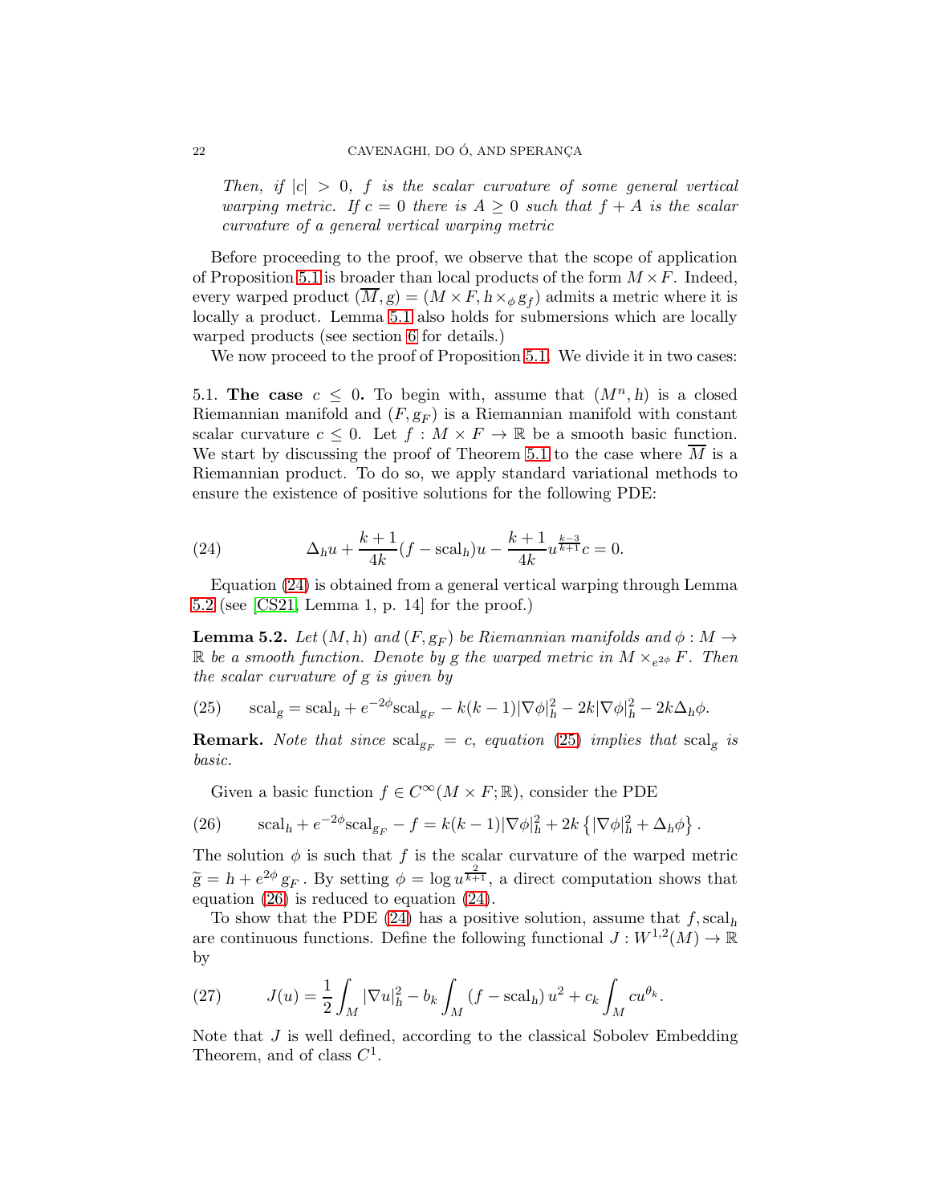*Then, if $|c| > 0$, $f$ is the scalar curvature of some general vertical warping metric. If $c = 0$ there is $A \geq 0$ such that $f + A$ is the scalar curvature of a general vertical warping metric*

Before proceeding to the proof, we observe that the scope of application of Proposition 5.1 is broader than local products of the form $M \times F$. Indeed, every warped product $(\overline{M}, g) = (M \times F, h \times_\phi g_f)$ admits a metric where it is locally a product. Lemma 5.1 also holds for submersions which are locally warped products (see section 6 for details.)

We now proceed to the proof of Proposition 5.1. We divide it in two cases:

5.1. **The case $c \leq 0$.** To begin with, assume that $(M^n, h)$ is a closed Riemannian manifold and $(F, g_F)$ is a Riemannian manifold with constant scalar curvature $c \leq 0$. Let $f : M \times F \to \mathbb{R}$ be a smooth basic function. We start by discussing the proof of Theorem 5.1 to the case where $\overline{M}$ is a Riemannian product. To do so, we apply standard variational methods to ensure the existence of positive solutions for the following PDE:

$$\Delta_h u + \frac{k+1}{4k}(f - \mathrm{scal}_h)u - \frac{k+1}{4k}u^{\frac{k-3}{k+1}}c = 0. \tag{24}$$

Equation (24) is obtained from a general vertical warping through Lemma 5.2 (see [CS21, Lemma 1, p. 14] for the proof.)

**Lemma 5.2.** *Let $(M, h)$ and $(F, g_F)$ be Riemannian manifolds and $\phi : M \to \mathbb{R}$ be a smooth function. Denote by $g$ the warped metric in $M \times_{e^{2\phi}} F$. Then the scalar curvature of $g$ is given by*

$$\mathrm{scal}_g = \mathrm{scal}_h + e^{-2\phi}\mathrm{scal}_{g_F} - k(k-1)|\nabla\phi|_h^2 - 2k|\nabla\phi|_h^2 - 2k\Delta_h\phi. \tag{25}$$

**Remark.** *Note that since $\mathrm{scal}_{g_F} = c$, equation (25) implies that $\mathrm{scal}_g$ is basic.*

Given a basic function $f \in C^\infty(M \times F; \mathbb{R})$, consider the PDE

$$\mathrm{scal}_h + e^{-2\phi}\mathrm{scal}_{g_F} - f = k(k-1)|\nabla\phi|_h^2 + 2k\left\{|\nabla\phi|_h^2 + \Delta_h\phi\right\}. \tag{26}$$

The solution $\phi$ is such that $f$ is the scalar curvature of the warped metric $\widetilde{g} = h + e^{2\phi}\, g_F$. By setting $\phi = \log u^{\frac{2}{k+1}}$, a direct computation shows that equation (26) is reduced to equation (24).

To show that the PDE (24) has a positive solution, assume that $f, \mathrm{scal}_h$ are continuous functions. Define the following functional $J : W^{1,2}(M) \to \mathbb{R}$ by

$$J(u) = \frac{1}{2}\int_M |\nabla u|_h^2 - b_k \int_M (f - \mathrm{scal}_h)\, u^2 + c_k \int_M c u^{\theta_k}. \tag{27}$$

Note that $J$ is well defined, according to the classical Sobolev Embedding Theorem, and of class $C^1$.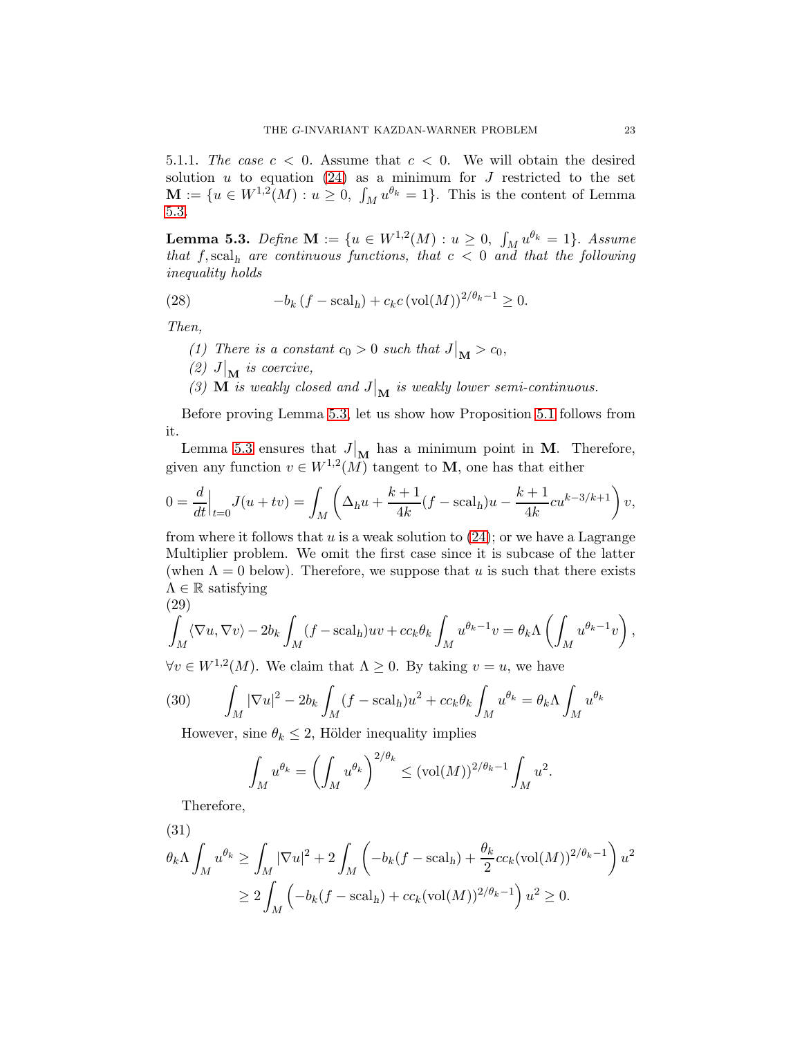5.1.1. *The case* $c < 0$. Assume that $c < 0$. We will obtain the desired solution $u$ to equation (24) as a minimum for $J$ restricted to the set $\mathbf{M} := \{u \in W^{1,2}(M) : u \geq 0, \int_M u^{\theta_k} = 1\}$. This is the content of Lemma 5.3.

**Lemma 5.3.** *Define* $\mathbf{M} := \{u \in W^{1,2}(M) : u \geq 0, \int_M u^{\theta_k} = 1\}$. *Assume that* $f, \mathrm{scal}_h$ *are continuous functions, that* $c < 0$ *and that the following inequality holds*

$$-b_k\left(f - \mathrm{scal}_h\right) + c_k c\left(\mathrm{vol}(M)\right)^{2/\theta_k - 1} \geq 0. \tag{28}$$

*Then,*

1. *There is a constant* $c_0 > 0$ *such that* $J\big|_{\mathbf{M}} > c_0$,
2. $J\big|_{\mathbf{M}}$ *is coercive,*
3. $\mathbf{M}$ *is weakly closed and* $J\big|_{\mathbf{M}}$ *is weakly lower semi-continuous.*

Before proving Lemma 5.3, let us show how Proposition 5.1 follows from it.

Lemma 5.3 ensures that $J\big|_{\mathbf{M}}$ has a minimum point in $\mathbf{M}$. Therefore, given any function $v \in W^{1,2}(M)$ tangent to $\mathbf{M}$, one has that either

$$0 = \frac{d}{dt}\Big|_{t=0} J(u + tv) = \int_M \left(\Delta_h u + \frac{k+1}{4k}(f - \mathrm{scal}_h)u - \frac{k+1}{4k} c u^{k-3/k+1}\right) v,$$

from where it follows that $u$ is a weak solution to (24); or we have a Lagrange Multiplier problem. We omit the first case since it is subcase of the latter (when $\Lambda = 0$ below). Therefore, we suppose that $u$ is such that there exists $\Lambda \in \mathbb{R}$ satisfying

$$\int_M \langle \nabla u, \nabla v\rangle - 2b_k \int_M (f - \mathrm{scal}_h) uv + c c_k \theta_k \int_M u^{\theta_k - 1} v = \theta_k \Lambda \left(\int_M u^{\theta_k - 1} v\right), \tag{29}$$

$\forall v \in W^{1,2}(M)$. We claim that $\Lambda \geq 0$. By taking $v = u$, we have

$$\int_M |\nabla u|^2 - 2b_k \int_M (f - \mathrm{scal}_h) u^2 + c c_k \theta_k \int_M u^{\theta_k} = \theta_k \Lambda \int_M u^{\theta_k} \tag{30}$$

However, sine $\theta_k \leq 2$, Hölder inequality implies

$$\int_M u^{\theta_k} = \left(\int_M u^{\theta_k}\right)^{2/\theta_k} \leq \left(\mathrm{vol}(M)\right)^{2/\theta_k - 1} \int_M u^2.$$

Therefore,

$$\begin{aligned}
\theta_k \Lambda \int_M u^{\theta_k} &\geq \int_M |\nabla u|^2 + 2\int_M \left(-b_k(f - \mathrm{scal}_h) + \frac{\theta_k}{2} c c_k (\mathrm{vol}(M))^{2/\theta_k - 1}\right) u^2 \\
&\geq 2\int_M \left(-b_k(f - \mathrm{scal}_h) + c c_k (\mathrm{vol}(M))^{2/\theta_k - 1}\right) u^2 \geq 0.
\end{aligned} \tag{31}$$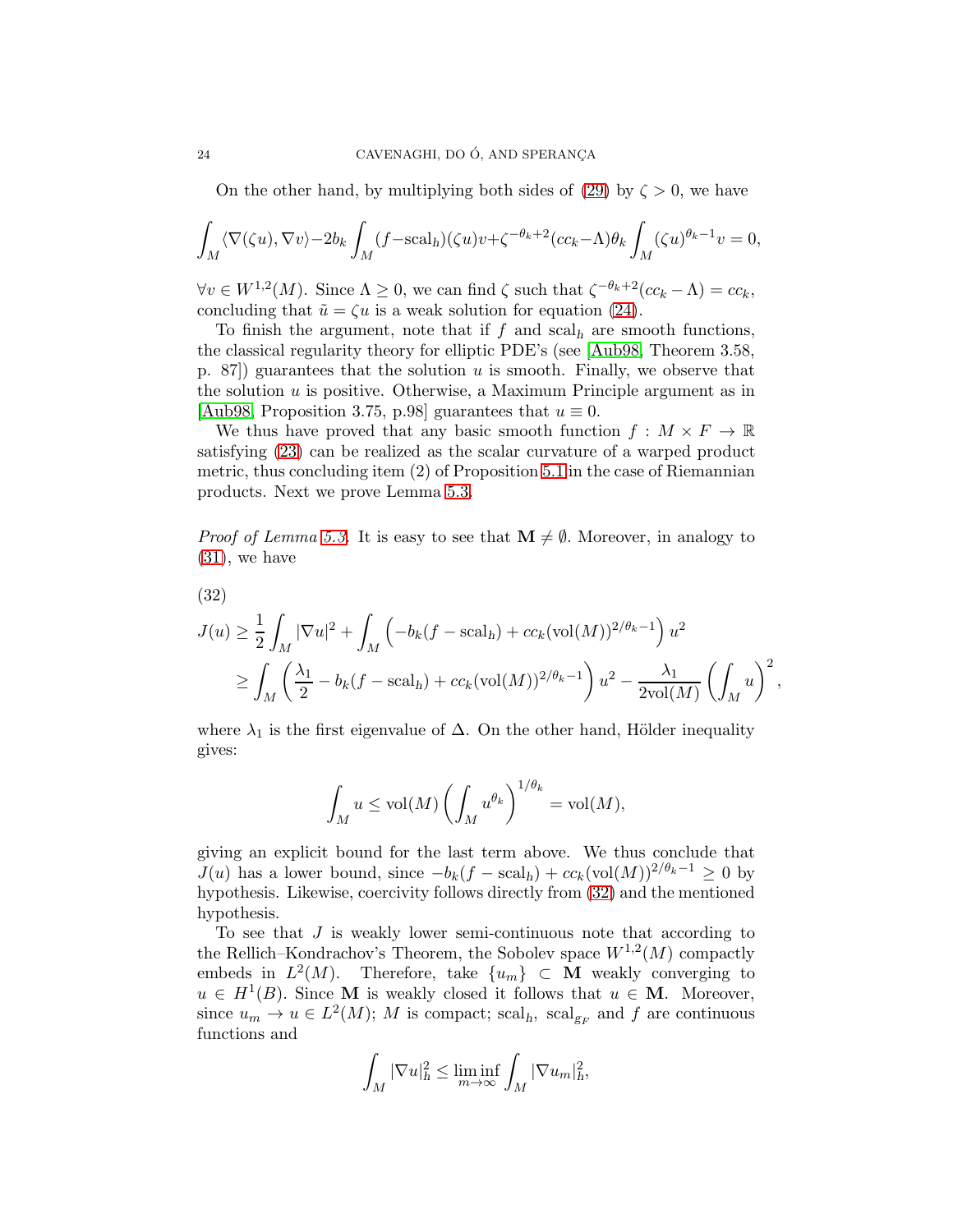On the other hand, by multiplying both sides of (29) by $\zeta > 0$, we have

$$\int_M \langle \nabla(\zeta u), \nabla v\rangle - 2b_k \int_M (f - \mathrm{scal}_h)(\zeta u)v + \zeta^{-\theta_k+2}(cc_k - \Lambda)\theta_k \int_M (\zeta u)^{\theta_k - 1} v = 0,$$

$\forall v \in W^{1,2}(M)$. Since $\Lambda \geq 0$, we can find $\zeta$ such that $\zeta^{-\theta_k+2}(cc_k - \Lambda) = cc_k$, concluding that $\tilde{u} = \zeta u$ is a weak solution for equation (24).

To finish the argument, note that if $f$ and $\mathrm{scal}_h$ are smooth functions, the classical regularity theory for elliptic PDE's (see [Aub98, Theorem 3.58, p. 87]) guarantees that the solution $u$ is smooth. Finally, we observe that the solution $u$ is positive. Otherwise, a Maximum Principle argument as in [Aub98, Proposition 3.75, p.98] guarantees that $u \equiv 0$.

We thus have proved that any basic smooth function $f : M \times F \to \mathbb{R}$ satisfying (23) can be realized as the scalar curvature of a warped product metric, thus concluding item (2) of Proposition 5.1 in the case of Riemannian products. Next we prove Lemma 5.3.

*Proof of Lemma 5.3.* It is easy to see that $\mathbf{M} \neq \emptyset$. Moreover, in analogy to (31), we have

(32)

$$\begin{aligned}
J(u) &\geq \frac{1}{2}\int_M |\nabla u|^2 + \int_M \left(-b_k(f - \mathrm{scal}_h) + cc_k(\mathrm{vol}(M))^{2/\theta_k - 1}\right)u^2 \\
&\geq \int_M \left(\frac{\lambda_1}{2} - b_k(f - \mathrm{scal}_h) + cc_k(\mathrm{vol}(M))^{2/\theta_k - 1}\right)u^2 - \frac{\lambda_1}{2\mathrm{vol}(M)}\left(\int_M u\right)^2,
\end{aligned}$$

where $\lambda_1$ is the first eigenvalue of $\Delta$. On the other hand, Hölder inequality gives:

$$\int_M u \leq \mathrm{vol}(M)\left(\int_M u^{\theta_k}\right)^{1/\theta_k} = \mathrm{vol}(M),$$

giving an explicit bound for the last term above. We thus conclude that $J(u)$ has a lower bound, since $-b_k(f - \mathrm{scal}_h) + cc_k(\mathrm{vol}(M))^{2/\theta_k - 1} \geq 0$ by hypothesis. Likewise, coercivity follows directly from (32) and the mentioned hypothesis.

To see that $J$ is weakly lower semi-continuous note that according to the Rellich–Kondrachov's Theorem, the Sobolev space $W^{1,2}(M)$ compactly embeds in $L^2(M)$. Therefore, take $\{u_m\} \subset \mathbf{M}$ weakly converging to $u \in H^1(B)$. Since $\mathbf{M}$ is weakly closed it follows that $u \in \mathbf{M}$. Moreover, since $u_m \to u \in L^2(M)$; $M$ is compact; $\mathrm{scal}_h$, $\mathrm{scal}_{g_F}$ and $f$ are continuous functions and

$$\int_M |\nabla u|_h^2 \leq \liminf_{m\to\infty} \int_M |\nabla u_m|_h^2,$$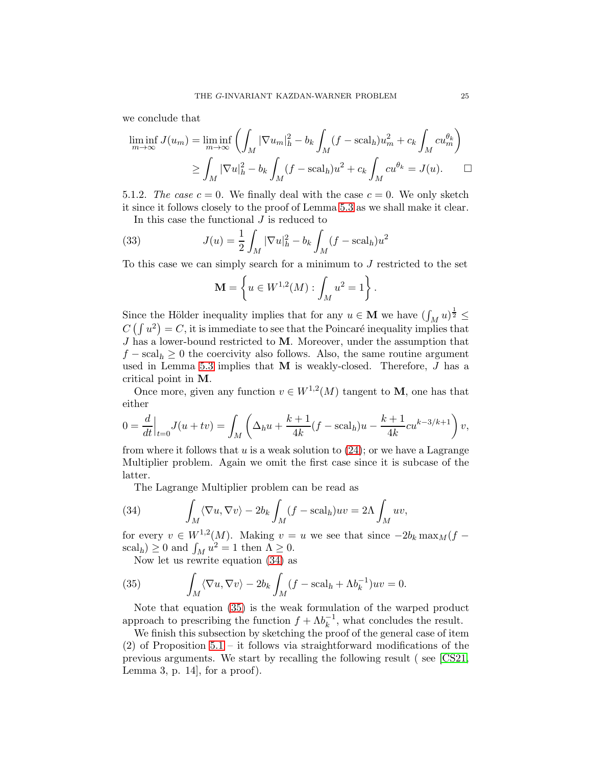we conclude that

$$
\begin{aligned}
\liminf_{m\to\infty} J(u_m) &= \liminf_{m\to\infty}\left(\int_M |\nabla u_m|_h^2 - b_k\int_M (f-\mathrm{scal}_h)u_m^2 + c_k\int_M c u_m^{\theta_k}\right)\\
&\geq \int_M |\nabla u|_h^2 - b_k\int_M (f-\mathrm{scal}_h)u^2 + c_k\int_M c u^{\theta_k} = J(u). \qquad \square
\end{aligned}
$$

5.1.2. *The case $c=0$.* We finally deal with the case $c=0$. We only sketch it since it follows closely to the proof of Lemma 5.3 as we shall make it clear.

In this case the functional $J$ is reduced to

$$
J(u) = \frac{1}{2}\int_M |\nabla u|_h^2 - b_k\int_M (f-\mathrm{scal}_h)u^2 \tag{33}
$$

To this case we can simply search for a minimum to $J$ restricted to the set

$$
\mathbf{M} = \left\{u\in W^{1,2}(M) : \int_M u^2 = 1\right\}.
$$

Since the Hölder inequality implies that for any $u\in\mathbf{M}$ we have $(\int_M u)^{\frac{1}{2}} \leq C\left(\int u^2\right) = C$, it is immediate to see that the Poincaré inequality implies that $J$ has a lower-bound restricted to $\mathbf{M}$. Moreover, under the assumption that $f-\mathrm{scal}_h\geq 0$ the coercivity also follows. Also, the same routine argument used in Lemma 5.3 implies that $\mathbf{M}$ is weakly-closed. Therefore, $J$ has a critical point in $\mathbf{M}$.

Once more, given any function $v\in W^{1,2}(M)$ tangent to $\mathbf{M}$, one has that either

$$
0 = \frac{d}{dt}\Big|_{t=0} J(u+tv) = \int_M\left(\Delta_h u + \frac{k+1}{4k}(f-\mathrm{scal}_h)u - \frac{k+1}{4k}cu^{k-3/k+1}\right)v,
$$

from where it follows that $u$ is a weak solution to (24); or we have a Lagrange Multiplier problem. Again we omit the first case since it is subcase of the latter.

The Lagrange Multiplier problem can be read as

$$
\int_M \langle\nabla u,\nabla v\rangle - 2b_k\int_M (f-\mathrm{scal}_h)uv = 2\Lambda\int_M uv, \tag{34}
$$

for every $v\in W^{1,2}(M)$. Making $v=u$ we see that since $-2b_k\max_M(f-\mathrm{scal}_h)\geq 0$ and $\int_M u^2 = 1$ then $\Lambda\geq 0$.

Now let us rewrite equation (34) as

$$
\int_M \langle\nabla u,\nabla v\rangle - 2b_k\int_M (f-\mathrm{scal}_h+\Lambda b_k^{-1})uv = 0. \tag{35}
$$

Note that equation (35) is the weak formulation of the warped product approach to prescribing the function $f+\Lambda b_k^{-1}$, what concludes the result.

We finish this subsection by sketching the proof of the general case of item (2) of Proposition 5.1 – it follows via straightforward modifications of the previous arguments. We start by recalling the following result ( see [CS21, Lemma 3, p. 14], for a proof).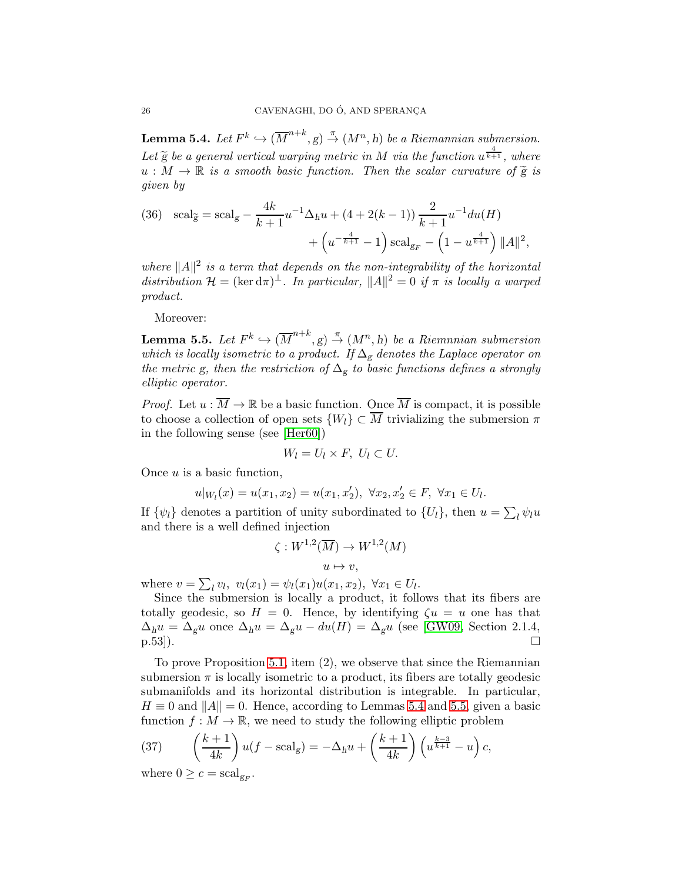**Lemma 5.4.** *Let $F^k \hookrightarrow (\overline{M}^{n+k}, g) \xrightarrow{\pi} (M^n, h)$ be a Riemannian submersion. Let $\widetilde{g}$ be a general vertical warping metric in $M$ via the function $u^{\frac{4}{k+1}}$, where $u : M \to \mathbb{R}$ is a smooth basic function. Then the scalar curvature of $\widetilde{g}$ is given by*

$$
\text{(36)} \quad \mathrm{scal}_{\widetilde{g}} = \mathrm{scal}_g - \frac{4k}{k+1}u^{-1}\Delta_h u + (4 + 2(k-1))\,\frac{2}{k+1}u^{-1}du(H) + \left(u^{-\frac{4}{k+1}} - 1\right)\mathrm{scal}_{g_F} - \left(1 - u^{\frac{4}{k+1}}\right)\|A\|^2,
$$

*where $\|A\|^2$ is a term that depends on the non-integrability of the horizontal distribution $\mathcal{H} = (\ker \mathrm{d}\pi)^\perp$. In particular, $\|A\|^2 = 0$ if $\pi$ is locally a warped product.*

Moreover:

**Lemma 5.5.** *Let $F^k \hookrightarrow (\overline{M}^{n+k}, g) \xrightarrow{\pi} (M^n, h)$ be a Riemnnian submersion which is locally isometric to a product. If $\Delta_g$ denotes the Laplace operator on the metric $g$, then the restriction of $\Delta_g$ to basic functions defines a strongly elliptic operator.*

*Proof.* Let $u : \overline{M} \to \mathbb{R}$ be a basic function. Once $\overline{M}$ is compact, it is possible to choose a collection of open sets $\{W_l\} \subset \overline{M}$ trivializing the submersion $\pi$ in the following sense (see [Her60])

$$
W_l = U_l \times F,\ U_l \subset U.
$$

Once $u$ is a basic function,

$$
u|_{W_l}(x) = u(x_1, x_2) = u(x_1, x_2'),\ \forall x_2, x_2' \in F,\ \forall x_1 \in U_l.
$$

If $\{\psi_l\}$ denotes a partition of unity subordinated to $\{U_l\}$, then $u = \sum_l \psi_l u$ and there is a well defined injection

$$
\zeta : W^{1,2}(\overline{M}) \to W^{1,2}(M)
$$
$$
u \mapsto v,
$$

where $v = \sum_l v_l,\ v_l(x_1) = \psi_l(x_1)u(x_1, x_2),\ \forall x_1 \in U_l$.

Since the submersion is locally a product, it follows that its fibers are totally geodesic, so $H = 0$. Hence, by identifying $\zeta u = u$ one has that $\Delta_h u = \Delta_g u$ once $\Delta_h u = \Delta_g u - du(H) = \Delta_g u$ (see [GW09, Section 2.1.4, p.53]). $\square$

To prove Proposition 5.1, item (2), we observe that since the Riemannian submersion $\pi$ is locally isometric to a product, its fibers are totally geodesic submanifolds and its horizontal distribution is integrable. In particular, $H \equiv 0$ and $\|A\| = 0$. Hence, according to Lemmas 5.4 and 5.5, given a basic function $f : M \to \mathbb{R}$, we need to study the following elliptic problem

$$
\text{(37)} \qquad \left(\frac{k+1}{4k}\right)u(f - \mathrm{scal}_g) = -\Delta_h u + \left(\frac{k+1}{4k}\right)\left(u^{\frac{k-3}{k+1}} - u\right)c,
$$

where $0 \geq c = \mathrm{scal}_{g_F}$.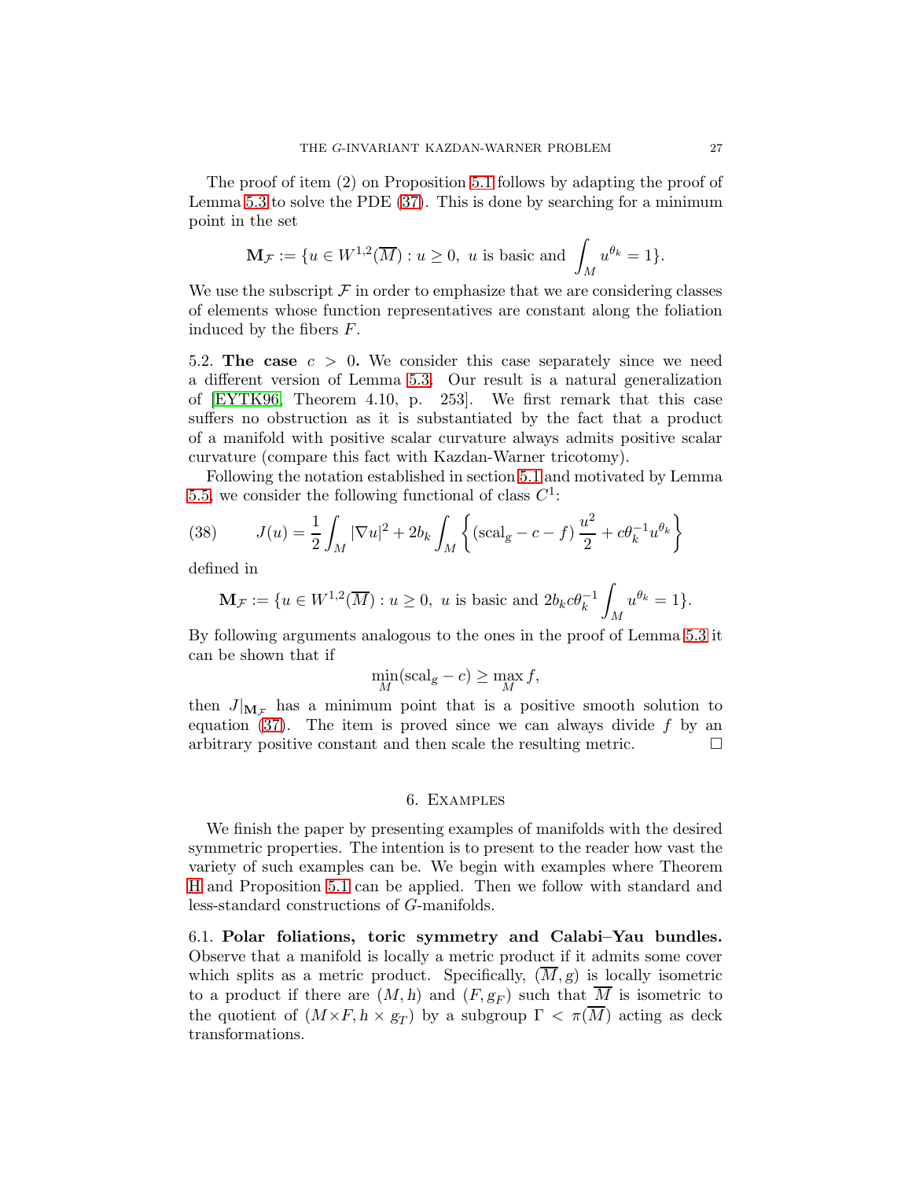The proof of item (2) on Proposition 5.1 follows by adapting the proof of Lemma 5.3 to solve the PDE (37). This is done by searching for a minimum point in the set

$$\mathbf{M}_{\mathcal{F}} := \{u \in W^{1,2}(\overline{M}) : u \geq 0,\ u \text{ is basic and } \int_M u^{\theta_k} = 1\}.$$

We use the subscript $\mathcal{F}$ in order to emphasize that we are considering classes of elements whose function representatives are constant along the foliation induced by the fibers $F$.

5.2. **The case $c > 0$.** We consider this case separately since we need a different version of Lemma 5.3. Our result is a natural generalization of [EYTK96, Theorem 4.10, p. 253]. We first remark that this case suffers no obstruction as it is substantiated by the fact that a product of a manifold with positive scalar curvature always admits positive scalar curvature (compare this fact with Kazdan-Warner tricotomy).

Following the notation established in section 5.1 and motivated by Lemma 5.5, we consider the following functional of class $C^1$:

$$J(u) = \frac{1}{2}\int_M |\nabla u|^2 + 2b_k \int_M \left\{ \left(\mathrm{scal}_g - c - f\right)\frac{u^2}{2} + c\theta_k^{-1} u^{\theta_k} \right\} \tag{38}$$

defined in

$$\mathbf{M}_{\mathcal{F}} := \{u \in W^{1,2}(\overline{M}) : u \geq 0,\ u \text{ is basic and } 2b_k c\theta_k^{-1}\int_M u^{\theta_k} = 1\}.$$

By following arguments analogous to the ones in the proof of Lemma 5.3 it can be shown that if

$$\min_M(\mathrm{scal}_g - c) \geq \max_M f,$$

then $J|_{\mathbf{M}_{\mathcal{F}}}$ has a minimum point that is a positive smooth solution to equation (37). The item is proved since we can always divide $f$ by an arbitrary positive constant and then scale the resulting metric. □

## 6. Examples

We finish the paper by presenting examples of manifolds with the desired symmetric properties. The intention is to present to the reader how vast the variety of such examples can be. We begin with examples where Theorem H and Proposition 5.1 can be applied. Then we follow with standard and less-standard constructions of $G$-manifolds.

6.1. **Polar foliations, toric symmetry and Calabi–Yau bundles.** Observe that a manifold is locally a metric product if it admits some cover which splits as a metric product. Specifically, $(\overline{M}, g)$ is locally isometric to a product if there are $(M, h)$ and $(F, g_F)$ such that $\overline{M}$ is isometric to the quotient of $(M \times F, h \times g_T)$ by a subgroup $\Gamma < \pi(\overline{M})$ acting as deck transformations.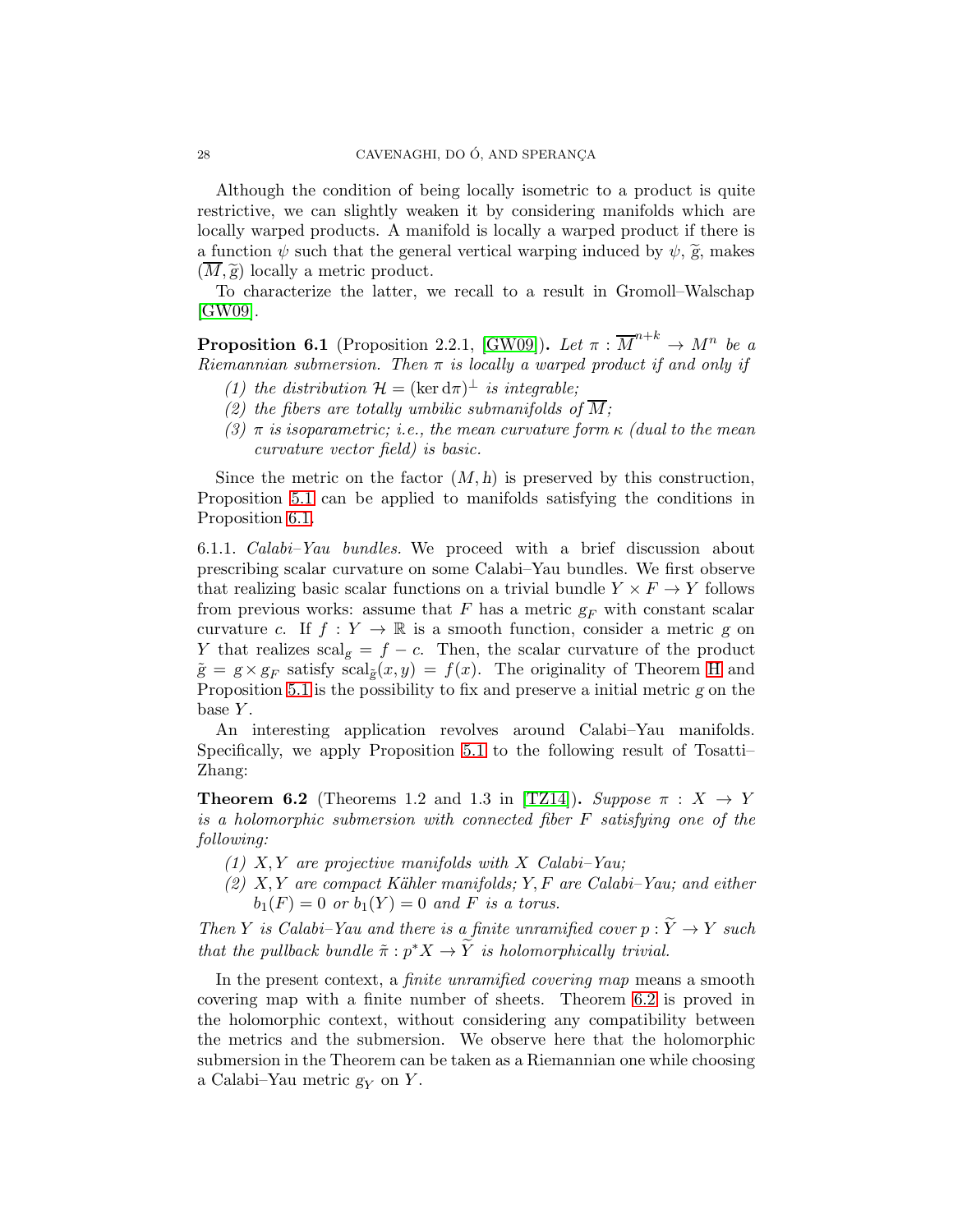Although the condition of being locally isometric to a product is quite restrictive, we can slightly weaken it by considering manifolds which are locally warped products. A manifold is locally a warped product if there is a function $\psi$ such that the general vertical warping induced by $\psi$, $\widetilde{g}$, makes $(\overline{M}, \widetilde{g})$ locally a metric product.

To characterize the latter, we recall to a result in Gromoll–Walschap [GW09].

**Proposition 6.1** (Proposition 2.2.1, [GW09])**.** *Let $\pi : \overline{M}^{n+k} \to M^n$ be a Riemannian submersion. Then $\pi$ is locally a warped product if and only if*

1. *the distribution $\mathcal{H} = (\ker \mathrm{d}\pi)^\perp$ is integrable;*
2. *the fibers are totally umbilic submanifolds of $\overline{M}$;*
3. *$\pi$ is isoparametric; i.e., the mean curvature form $\kappa$ (dual to the mean curvature vector field) is basic.*

Since the metric on the factor $(M, h)$ is preserved by this construction, Proposition 5.1 can be applied to manifolds satisfying the conditions in Proposition 6.1.

6.1.1. *Calabi–Yau bundles.* We proceed with a brief discussion about prescribing scalar curvature on some Calabi–Yau bundles. We first observe that realizing basic scalar functions on a trivial bundle $Y \times F \to Y$ follows from previous works: assume that $F$ has a metric $g_F$ with constant scalar curvature $c$. If $f : Y \to \mathbb{R}$ is a smooth function, consider a metric $g$ on $Y$ that realizes $\mathrm{scal}_g = f - c$. Then, the scalar curvature of the product $\tilde{g} = g \times g_F$ satisfy $\mathrm{scal}_{\tilde{g}}(x, y) = f(x)$. The originality of Theorem H and Proposition 5.1 is the possibility to fix and preserve a initial metric $g$ on the base $Y$.

An interesting application revolves around Calabi–Yau manifolds. Specifically, we apply Proposition 5.1 to the following result of Tosatti–Zhang:

**Theorem 6.2** (Theorems 1.2 and 1.3 in [TZ14])**.** *Suppose $\pi : X \to Y$ is a holomorphic submersion with connected fiber $F$ satisfying one of the following:*

1. *$X, Y$ are projective manifolds with $X$ Calabi–Yau;*
2. *$X, Y$ are compact Kähler manifolds; $Y, F$ are Calabi–Yau; and either $b_1(F) = 0$ or $b_1(Y) = 0$ and $F$ is a torus.*

*Then $Y$ is Calabi–Yau and there is a finite unramified cover $p : \widetilde{Y} \to Y$ such that the pullback bundle $\tilde{\pi} : p^*X \to \widetilde{Y}$ is holomorphically trivial.*

In the present context, a *finite unramified covering map* means a smooth covering map with a finite number of sheets. Theorem 6.2 is proved in the holomorphic context, without considering any compatibility between the metrics and the submersion. We observe here that the holomorphic submersion in the Theorem can be taken as a Riemannian one while choosing a Calabi–Yau metric $g_Y$ on $Y$.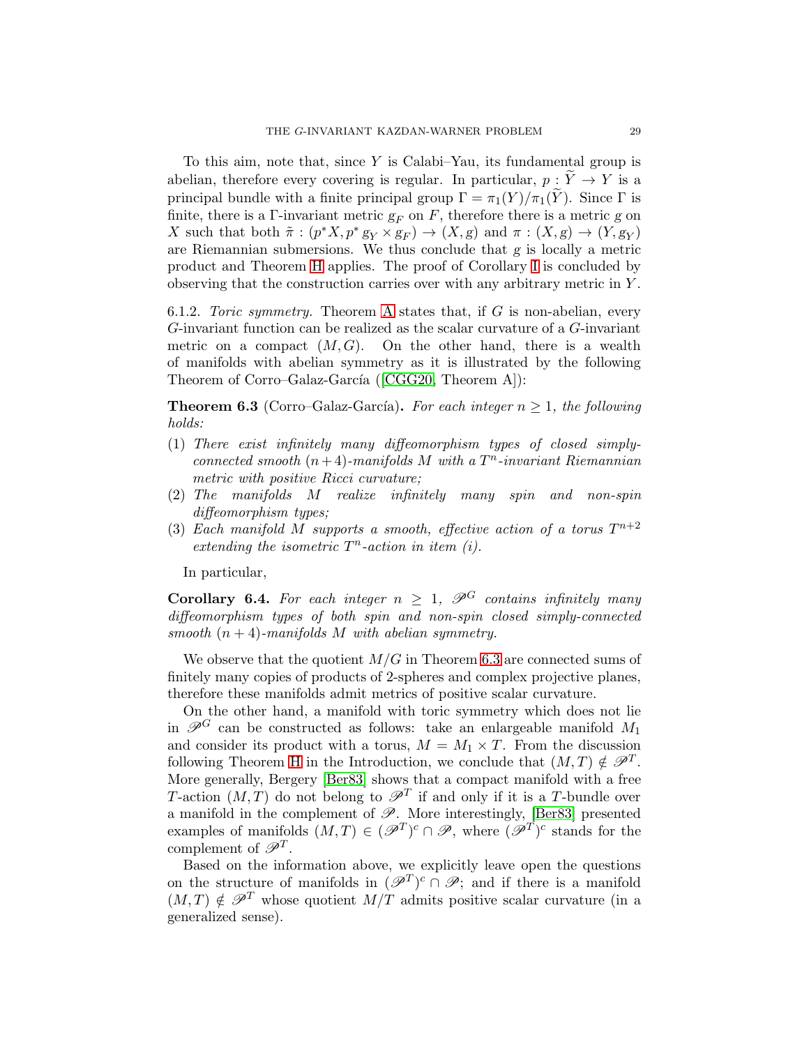To this aim, note that, since $Y$ is Calabi–Yau, its fundamental group is abelian, therefore every covering is regular. In particular, $p : \widetilde{Y} \to Y$ is a principal bundle with a finite principal group $\Gamma = \pi_1(Y)/\pi_1(\widetilde{Y})$. Since $\Gamma$ is finite, there is a $\Gamma$-invariant metric $g_F$ on $F$, therefore there is a metric $g$ on $X$ such that both $\tilde{\pi} : (p^*X, p^*\, g_Y \times g_F) \to (X, g)$ and $\pi : (X, g) \to (Y, g_Y)$ are Riemannian submersions. We thus conclude that $g$ is locally a metric product and Theorem H applies. The proof of Corollary I is concluded by observing that the construction carries over with any arbitrary metric in $Y$.

6.1.2. *Toric symmetry.* Theorem A states that, if $G$ is non-abelian, every $G$-invariant function can be realized as the scalar curvature of a $G$-invariant metric on a compact $(M, G)$. On the other hand, there is a wealth of manifolds with abelian symmetry as it is illustrated by the following Theorem of Corro–Galaz-García ([CGG20, Theorem A]):

**Theorem 6.3** (Corro–Galaz-García)**.** *For each integer $n \geq 1$, the following holds:*

1. *There exist infinitely many diffeomorphism types of closed simply-connected smooth $(n+4)$-manifolds $M$ with a $T^n$-invariant Riemannian metric with positive Ricci curvature;*
2. *The manifolds $M$ realize infinitely many spin and non-spin diffeomorphism types;*
3. *Each manifold $M$ supports a smooth, effective action of a torus $T^{n+2}$ extending the isometric $T^n$-action in item (i).*

In particular,

**Corollary 6.4.** *For each integer $n \geq 1$, $\mathscr{P}^G$ contains infinitely many diffeomorphism types of both spin and non-spin closed simply-connected smooth $(n+4)$-manifolds $M$ with abelian symmetry.*

We observe that the quotient $M/G$ in Theorem 6.3 are connected sums of finitely many copies of products of 2-spheres and complex projective planes, therefore these manifolds admit metrics of positive scalar curvature.

On the other hand, a manifold with toric symmetry which does not lie in $\mathscr{P}^G$ can be constructed as follows: take an enlargeable manifold $M_1$ and consider its product with a torus, $M = M_1 \times T$. From the discussion following Theorem H in the Introduction, we conclude that $(M, T) \notin \mathscr{P}^T$. More generally, Bergery [Ber83] shows that a compact manifold with a free $T$-action $(M, T)$ do not belong to $\mathscr{P}^T$ if and only if it is a $T$-bundle over a manifold in the complement of $\mathscr{P}$. More interestingly, [Ber83] presented examples of manifolds $(M, T) \in (\mathscr{P}^T)^c \cap \mathscr{P}$, where $(\mathscr{P}^T)^c$ stands for the complement of $\mathscr{P}^T$.

Based on the information above, we explicitly leave open the questions on the structure of manifolds in $(\mathscr{P}^T)^c \cap \mathscr{P}$; and if there is a manifold $(M, T) \notin \mathscr{P}^T$ whose quotient $M/T$ admits positive scalar curvature (in a generalized sense).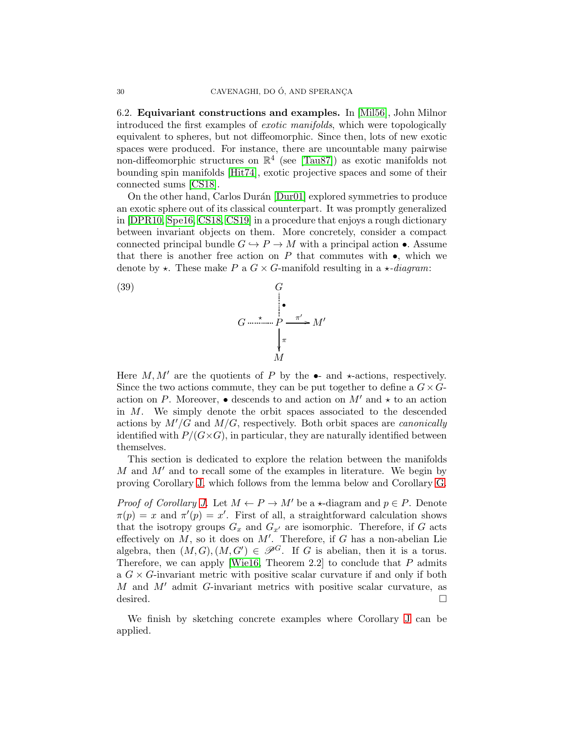**6.2. Equivariant constructions and examples.** In [Mil56], John Milnor introduced the first examples of *exotic manifolds*, which were topologically equivalent to spheres, but not diffeomorphic. Since then, lots of new exotic spaces were produced. For instance, there are uncountable many pairwise non-diffeomorphic structures on $\mathbb{R}^4$ (see [Tau87]) as exotic manifolds not bounding spin manifolds [Hit74], exotic projective spaces and some of their connected sums [CS18].

On the other hand, Carlos Durán [Dur01] explored symmetries to produce an exotic sphere out of its classical counterpart. It was promptly generalized in [DPR10, Spe16, CS18, CS19] in a procedure that enjoys a rough dictionary between invariant objects on them. More concretely, consider a compact connected principal bundle $G \hookrightarrow P \to M$ with a principal action $\bullet$. Assume that there is another free action on $P$ that commutes with $\bullet$, which we denote by $\star$. These make $P$ a $G\times G$-manifold resulting in a $\star$-*diagram*:

$$
\begin{array}{ccccc}
 & & G & & \\
 & & \vdots {\scriptstyle \bullet} & & \\
G & \overset{\star}{\cdots\cdots} & P & \xrightarrow{\pi'} & M' \\
 & & \downarrow {\scriptstyle \pi} & & \\
 & & M & &
\end{array}
\tag{39}
$$

Here $M, M'$ are the quotients of $P$ by the $\bullet$- and $\star$-actions, respectively. Since the two actions commute, they can be put together to define a $G\times G$-action on $P$. Moreover, $\bullet$ descends to and action on $M'$ and $\star$ to an action in $M$. We simply denote the orbit spaces associated to the descended actions by $M'/G$ and $M/G$, respectively. Both orbit spaces are *canonically* identified with $P/(G\times G)$, in particular, they are naturally identified between themselves.

This section is dedicated to explore the relation between the manifolds $M$ and $M'$ and to recall some of the examples in literature. We begin by proving Corollary J, which follows from the lemma below and Corollary G.

*Proof of Corollary J.* Let $M \leftarrow P \to M'$ be a $\star$-diagram and $p \in P$. Denote $\pi(p) = x$ and $\pi'(p) = x'$. First of all, a straightforward calculation shows that the isotropy groups $G_x$ and $G_{x'}$ are isomorphic. Therefore, if $G$ acts effectively on $M$, so it does on $M'$. Therefore, if $G$ has a non-abelian Lie algebra, then $(M, G), (M, G') \in \mathscr{P}^G$. If $G$ is abelian, then it is a torus. Therefore, we can apply [Wie16, Theorem 2.2] to conclude that $P$ admits a $G\times G$-invariant metric with positive scalar curvature if and only if both $M$ and $M'$ admit $G$-invariant metrics with positive scalar curvature, as desired. $\square$

We finish by sketching concrete examples where Corollary J can be applied.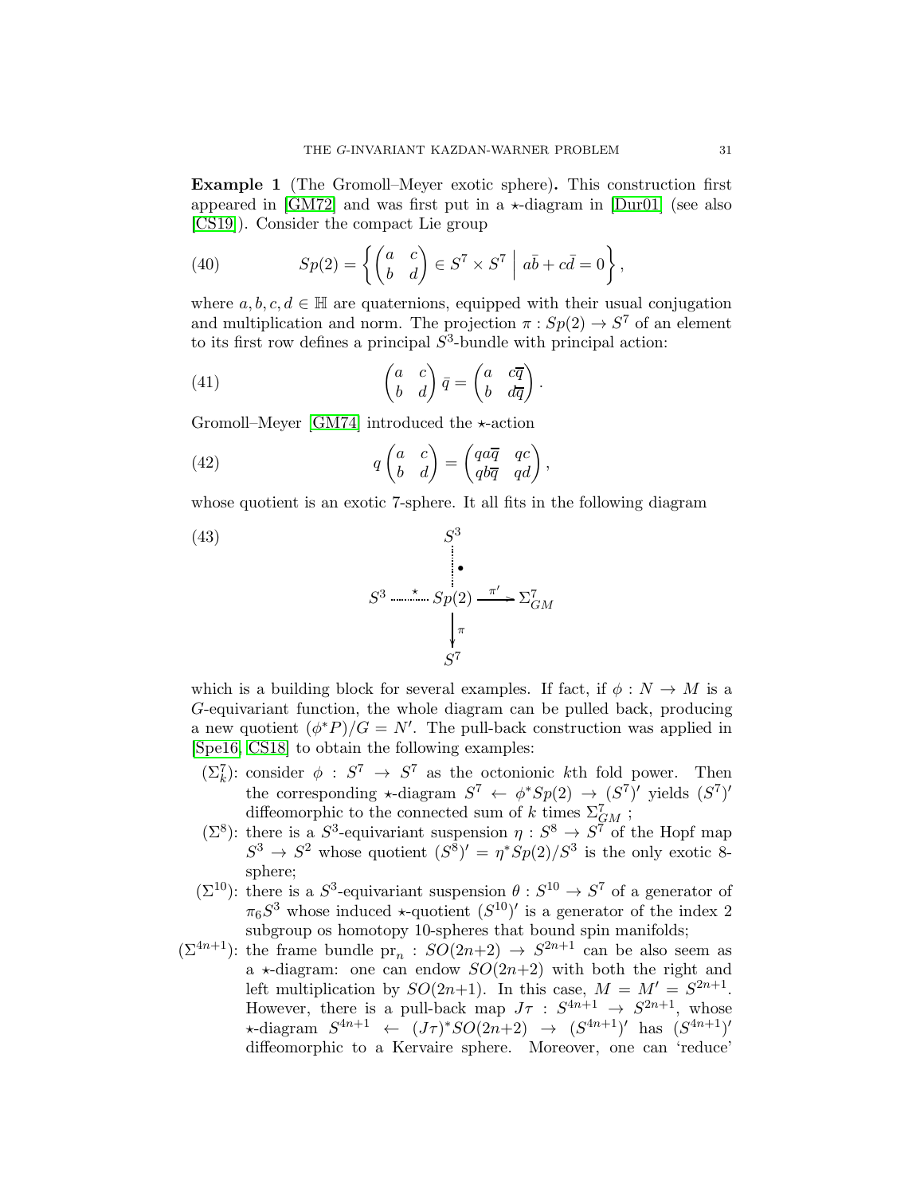**Example 1** (The Gromoll–Meyer exotic sphere)**.** This construction first appeared in [GM72] and was first put in a $\star$-diagram in [Dur01] (see also [CS19]). Consider the compact Lie group

$$Sp(2) = \left\{ \begin{pmatrix} a & c \\ b & d \end{pmatrix} \in S^7 \times S^7 \;\middle|\; a\bar{b} + c\bar{d} = 0 \right\}, \tag{40}$$

where $a, b, c, d \in \mathbb{H}$ are quaternions, equipped with their usual conjugation and multiplication and norm. The projection $\pi : Sp(2) \to S^7$ of an element to its first row defines a principal $S^3$-bundle with principal action:

$$\begin{pmatrix} a & c \\ b & d \end{pmatrix} \bar{q} = \begin{pmatrix} a & c\overline{q} \\ b & d\overline{q} \end{pmatrix}. \tag{41}$$

Gromoll–Meyer [GM74] introduced the $\star$-action

$$q \begin{pmatrix} a & c \\ b & d \end{pmatrix} = \begin{pmatrix} qa\overline{q} & qc \\ qb\overline{q} & qd \end{pmatrix}, \tag{42}$$

whose quotient is an exotic 7-sphere. It all fits in the following diagram

$$\begin{array}{ccccc} & & S^3 & & \\ & & \vdots\,\bullet & & \\ S^3 & \overset{\star}{\cdots\cdots} & Sp(2) & \xrightarrow{\pi'} & \Sigma^7_{GM} \\ & & \big\downarrow \pi & & \\ & & S^7 & & \end{array} \tag{43}$$

which is a building block for several examples. If fact, if $\phi : N \to M$ is a $G$-equivariant function, the whole diagram can be pulled back, producing a new quotient $(\phi^* P)/G = N'$. The pull-back construction was applied in [Spe16, CS18] to obtain the following examples:

- ($\Sigma^7_k$): consider $\phi : S^7 \to S^7$ as the octonionic $k$th fold power. Then the corresponding $\star$-diagram $S^7 \leftarrow \phi^* Sp(2) \to (S^7)'$ yields $(S^7)'$ diffeomorphic to the connected sum of $k$ times $\Sigma^7_{GM}$ ;
- ($\Sigma^8$): there is a $S^3$-equivariant suspension $\eta : S^8 \to S^7$ of the Hopf map $S^3 \to S^2$ whose quotient $(S^8)' = \eta^* Sp(2)/S^3$ is the only exotic 8-sphere;
- ($\Sigma^{10}$): there is a $S^3$-equivariant suspension $\theta : S^{10} \to S^7$ of a generator of $\pi_6 S^3$ whose induced $\star$-quotient $(S^{10})'$ is a generator of the index 2 subgroup os homotopy 10-spheres that bound spin manifolds;
- ($\Sigma^{4n+1}$): the frame bundle $\mathrm{pr}_n : SO(2n{+}2) \to S^{2n+1}$ can be also seem as a $\star$-diagram: one can endow $SO(2n{+}2)$ with both the right and left multiplication by $SO(2n{+}1)$. In this case, $M = M' = S^{2n+1}$. However, there is a pull-back map $J\tau : S^{4n+1} \to S^{2n+1}$, whose $\star$-diagram $S^{4n+1} \leftarrow (J\tau)^* SO(2n{+}2) \to (S^{4n+1})'$ has $(S^{4n+1})'$ diffeomorphic to a Kervaire sphere. Moreover, one can 'reduce'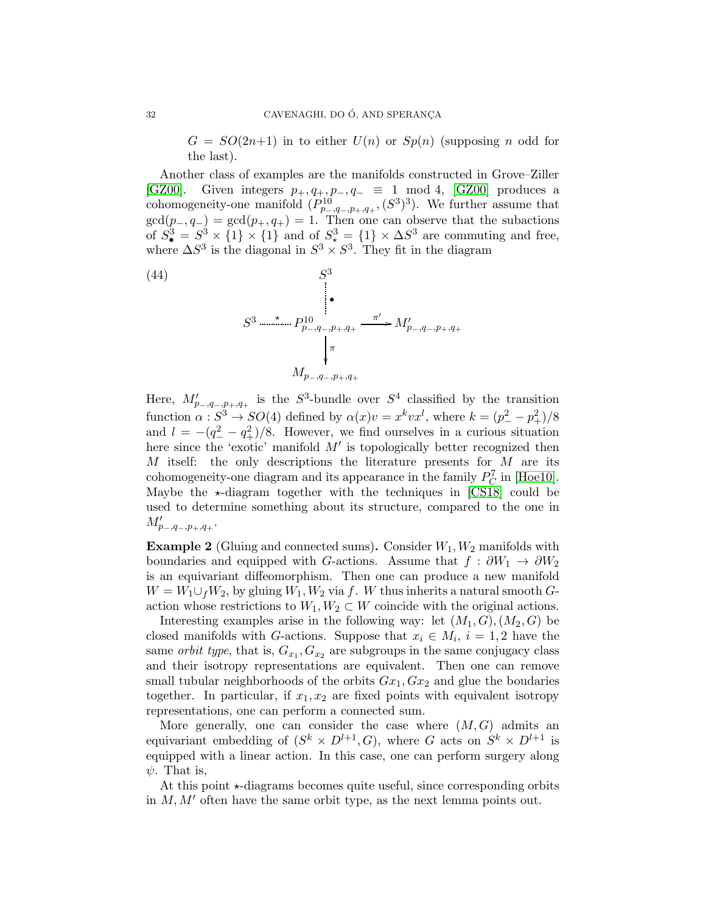$G = SO(2n{+}1)$ in to either $U(n)$ or $Sp(n)$ (supposing $n$ odd for the last).

Another class of examples are the manifolds constructed in Grove–Ziller [GZ00]. Given integers $p_+, q_+, p_-, q_- \equiv 1 \mod 4$, [GZ00] produces a cohomogeneity-one manifold $(P^{10}_{p_-,q_-,p_+,q_+}, (S^3)^3)$. We further assume that $\gcd(p_-, q_-) = \gcd(p_+, q_+) = 1$. Then one can observe that the subactions of $S^3_\bullet = S^3 \times \{1\} \times \{1\}$ and of $S^3_\star = \{1\} \times \Delta S^3$ are commuting and free, where $\Delta S^3$ is the diagonal in $S^3 \times S^3$. They fit in the diagram

$$
\begin{array}{ccccc}
 & & S^3 & & \\
 & & \vdots\;\bullet & & \\
S^3 & \overset{\star}{\cdots\cdots} & P^{10}_{p_-,q_-,p_+,q_+} & \xrightarrow{\pi'} & M'_{p_-,q_-,p_+,q_+} \\
 & & \downarrow \pi & & \\
 & & M_{p_-,q_-,p_+,q_+} & &
\end{array}
\tag{44}
$$

Here, $M'_{p_-,q_-,p_+,q_+}$ is the $S^3$-bundle over $S^4$ classified by the transition function $\alpha : S^3 \to SO(4)$ defined by $\alpha(x)v = x^k v x^l$, where $k = (p_-^2 - p_+^2)/8$ and $l = -(q_-^2 - q_+^2)/8$. However, we find ourselves in a curious situation here since the 'exotic' manifold $M'$ is topologically better recognized then $M$ itself: the only descriptions the literature presents for $M$ are its cohomogeneity-one diagram and its appearance in the family $P^7_C$ in [Hoe10]. Maybe the $\star$-diagram together with the techniques in [CS18] could be used to determine something about its structure, compared to the one in $M'_{p_-,q_-,p_+,q_+}$.

**Example 2** (Gluing and connected sums)**.** Consider $W_1, W_2$ manifolds with boundaries and equipped with $G$-actions. Assume that $f : \partial W_1 \to \partial W_2$ is an equivariant diffeomorphism. Then one can produce a new manifold $W = W_1 \cup_f W_2$, by gluing $W_1, W_2$ via $f$. $W$ thus inherits a natural smooth $G$-action whose restrictions to $W_1, W_2 \subset W$ coincide with the original actions.

Interesting examples arise in the following way: let $(M_1, G), (M_2, G)$ be closed manifolds with $G$-actions. Suppose that $x_i \in M_i$, $i = 1, 2$ have the same *orbit type*, that is, $G_{x_1}, G_{x_2}$ are subgroups in the same conjugacy class and their isotropy representations are equivalent. Then one can remove small tubular neighborhoods of the orbits $Gx_1, Gx_2$ and glue the boudaries together. In particular, if $x_1, x_2$ are fixed points with equivalent isotropy representations, one can perform a connected sum.

More generally, one can consider the case where $(M, G)$ admits an equivariant embedding of $(S^k \times D^{l+1}, G)$, where $G$ acts on $S^k \times D^{l+1}$ is equipped with a linear action. In this case, one can perform surgery along $\psi$. That is,

At this point $\star$-diagrams becomes quite useful, since corresponding orbits in $M, M'$ often have the same orbit type, as the next lemma points out.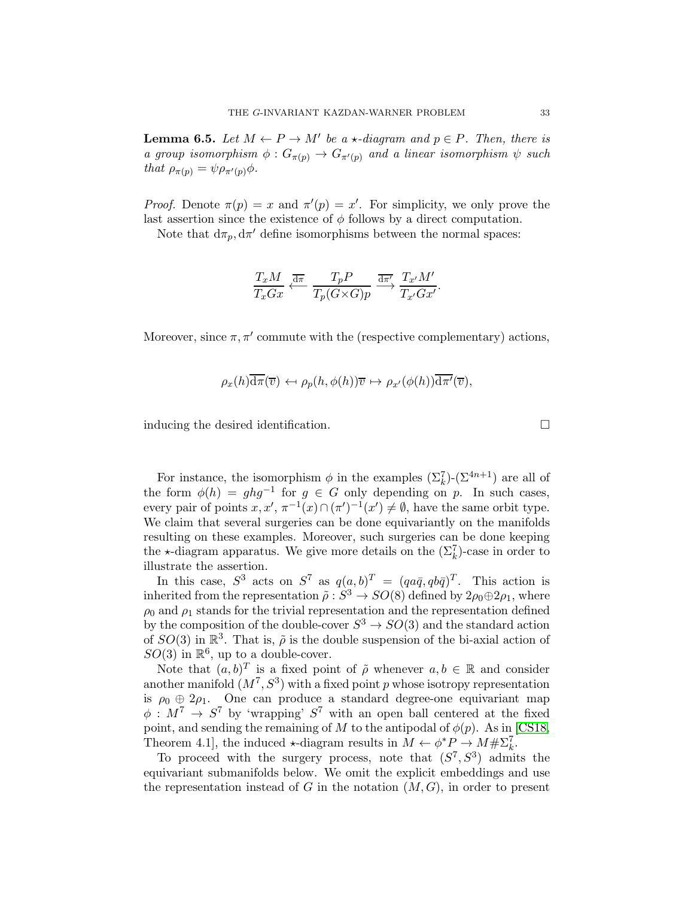**Lemma 6.5.** *Let $M \leftarrow P \rightarrow M'$ be a $\star$-diagram and $p \in P$. Then, there is a group isomorphism $\phi : G_{\pi(p)} \rightarrow G_{\pi'(p)}$ and a linear isomorphism $\psi$ such that $\rho_{\pi(p)} = \psi \rho_{\pi'(p)} \phi$.*

*Proof.* Denote $\pi(p) = x$ and $\pi'(p) = x'$. For simplicity, we only prove the last assertion since the existence of $\phi$ follows by a direct computation.

Note that $\mathrm{d}\pi_p, \mathrm{d}\pi'$ define isomorphisms between the normal spaces:

$$\frac{T_x M}{T_x G x} \xleftarrow{\overline{\mathrm{d}\pi}} \frac{T_p P}{T_p (G{\times}G) p} \xrightarrow{\overline{\mathrm{d}\pi'}} \frac{T_{x'} M'}{T_{x'} G x'}.$$

Moreover, since $\pi, \pi'$ commute with the (respective complementary) actions,

$$\rho_x(h)\overline{\mathrm{d}\pi}(\overline{v}) \leftarrow\!\shortmid \rho_p(h, \phi(h))\overline{v} \mapsto \rho_{x'}(\phi(h))\overline{\mathrm{d}\pi'}(\overline{v}),$$

inducing the desired identification. $\square$

For instance, the isomorphism $\phi$ in the examples ($\Sigma^7_k$)-($\Sigma^{4n+1}$) are all of the form $\phi(h) = ghg^{-1}$ for $g \in G$ only depending on $p$. In such cases, every pair of points $x, x'$, $\pi^{-1}(x) \cap (\pi')^{-1}(x') \neq \emptyset$, have the same orbit type. We claim that several surgeries can be done equivariantly on the manifolds resulting on these examples. Moreover, such surgeries can be done keeping the $\star$-diagram apparatus. We give more details on the ($\Sigma^7_k$)-case in order to illustrate the assertion.

In this case, $S^3$ acts on $S^7$ as $q(a, b)^T = (qa\bar{q}, qb\bar{q})^T$. This action is inherited from the representation $\tilde{\rho} : S^3 \rightarrow SO(8)$ defined by $2\rho_0 \oplus 2\rho_1$, where $\rho_0$ and $\rho_1$ stands for the trivial representation and the representation defined by the composition of the double-cover $S^3 \rightarrow SO(3)$ and the standard action of $SO(3)$ in $\mathbb{R}^3$. That is, $\tilde{\rho}$ is the double suspension of the bi-axial action of $SO(3)$ in $\mathbb{R}^6$, up to a double-cover.

Note that $(a, b)^T$ is a fixed point of $\tilde{\rho}$ whenever $a, b \in \mathbb{R}$ and consider another manifold $(M^7, S^3)$ with a fixed point $p$ whose isotropy representation is $\rho_0 \oplus 2\rho_1$. One can produce a standard degree-one equivariant map $\phi : M^7 \rightarrow S^7$ by 'wrapping' $S^7$ with an open ball centered at the fixed point, and sending the remaining of $M$ to the antipodal of $\phi(p)$. As in [CS18, Theorem 4.1], the induced $\star$-diagram results in $M \leftarrow \phi^* P \rightarrow M \# \Sigma^7_k$.

To proceed with the surgery process, note that $(S^7, S^3)$ admits the equivariant submanifolds below. We omit the explicit embeddings and use the representation instead of $G$ in the notation $(M, G)$, in order to present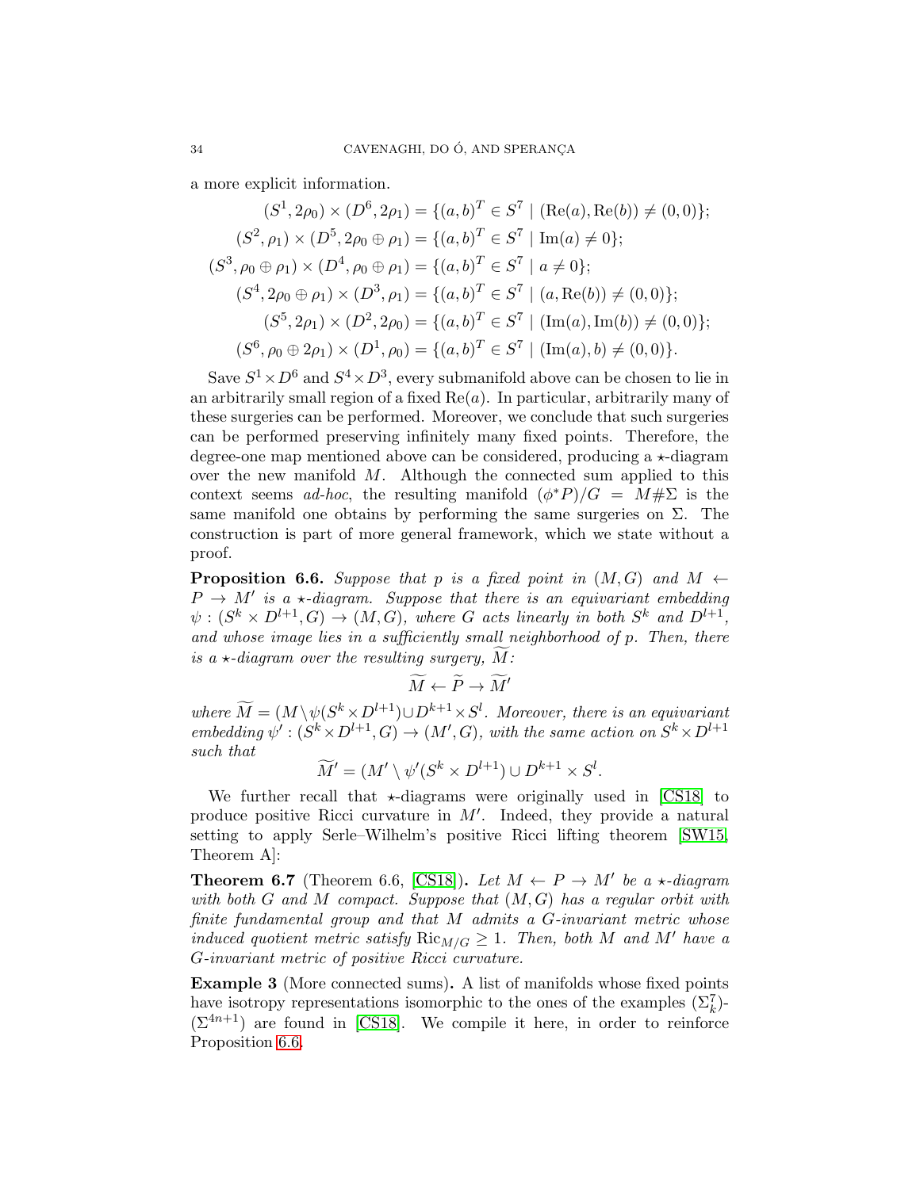a more explicit information.

$$
\begin{aligned}
(S^1, 2\rho_0) \times (D^6, 2\rho_1) &= \{(a,b)^T \in S^7 \mid (\mathrm{Re}(a), \mathrm{Re}(b)) \neq (0,0)\};\\
(S^2, \rho_1) \times (D^5, 2\rho_0 \oplus \rho_1) &= \{(a,b)^T \in S^7 \mid \mathrm{Im}(a) \neq 0\};\\
(S^3, \rho_0 \oplus \rho_1) \times (D^4, \rho_0 \oplus \rho_1) &= \{(a,b)^T \in S^7 \mid a \neq 0\};\\
(S^4, 2\rho_0 \oplus \rho_1) \times (D^3, \rho_1) &= \{(a,b)^T \in S^7 \mid (a, \mathrm{Re}(b)) \neq (0,0)\};\\
(S^5, 2\rho_1) \times (D^2, 2\rho_0) &= \{(a,b)^T \in S^7 \mid (\mathrm{Im}(a), \mathrm{Im}(b)) \neq (0,0)\};\\
(S^6, \rho_0 \oplus 2\rho_1) \times (D^1, \rho_0) &= \{(a,b)^T \in S^7 \mid (\mathrm{Im}(a), b) \neq (0,0)\}.
\end{aligned}
$$

Save $S^1 \times D^6$ and $S^4 \times D^3$, every submanifold above can be chosen to lie in an arbitrarily small region of a fixed $\mathrm{Re}(a)$. In particular, arbitrarily many of these surgeries can be performed. Moreover, we conclude that such surgeries can be performed preserving infinitely many fixed points. Therefore, the degree-one map mentioned above can be considered, producing a $\star$-diagram over the new manifold $M$. Although the connected sum applied to this context seems *ad-hoc*, the resulting manifold $(\phi^*P)/G = M\#\Sigma$ is the same manifold one obtains by performing the same surgeries on $\Sigma$. The construction is part of more general framework, which we state without a proof.

**Proposition 6.6.** *Suppose that $p$ is a fixed point in $(M, G)$ and $M \leftarrow P \to M'$ is a $\star$-diagram. Suppose that there is an equivariant embedding $\psi : (S^k \times D^{l+1}, G) \to (M, G)$, where $G$ acts linearly in both $S^k$ and $D^{l+1}$, and whose image lies in a sufficiently small neighborhood of $p$. Then, there is a $\star$-diagram over the resulting surgery, $\widetilde{M}$:*

$$\widetilde{M} \leftarrow \widetilde{P} \to \widetilde{M}'$$

*where $\widetilde{M} = (M \setminus \psi(S^k \times D^{l+1}) \cup D^{k+1} \times S^l$. Moreover, there is an equivariant embedding $\psi' : (S^k \times D^{l+1}, G) \to (M', G)$, with the same action on $S^k \times D^{l+1}$ such that*

$$\widetilde{M}' = (M' \setminus \psi'(S^k \times D^{l+1}) \cup D^{k+1} \times S^l.$$

We further recall that $\star$-diagrams were originally used in [CS18] to produce positive Ricci curvature in $M'$. Indeed, they provide a natural setting to apply Serle–Wilhelm's positive Ricci lifting theorem [SW15, Theorem A]:

**Theorem 6.7** (Theorem 6.6, [CS18])**.** *Let $M \leftarrow P \to M'$ be a $\star$-diagram with both $G$ and $M$ compact. Suppose that $(M, G)$ has a regular orbit with finite fundamental group and that $M$ admits a $G$-invariant metric whose induced quotient metric satisfy $\mathrm{Ric}_{M/G} \geq 1$. Then, both $M$ and $M'$ have a $G$-invariant metric of positive Ricci curvature.*

**Example 3** (More connected sums)**.** A list of manifolds whose fixed points have isotropy representations isomorphic to the ones of the examples $(\Sigma^7_k)$-$(\Sigma^{4n+1})$ are found in [CS18]. We compile it here, in order to reinforce Proposition 6.6.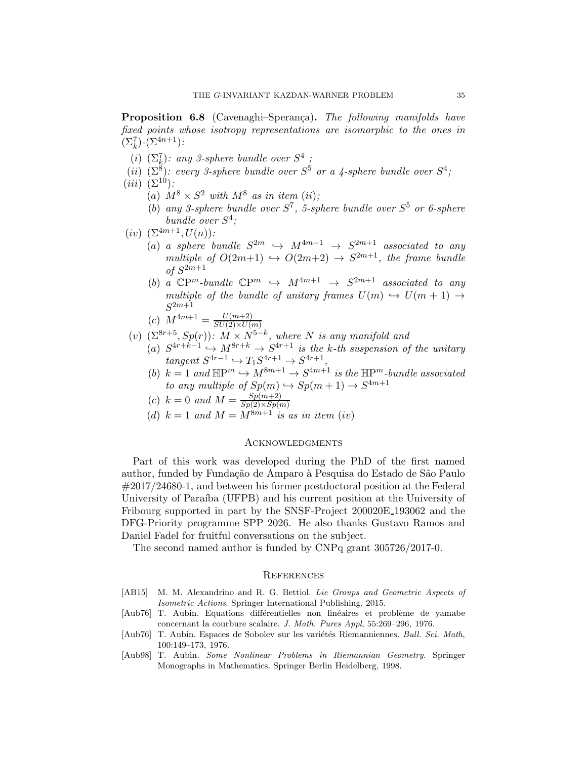**Proposition 6.8** (Cavenaghi–Sperança)**.** *The following manifolds have fixed points whose isotropy representations are isomorphic to the ones in* $(\Sigma^7_k)$*-*$(\Sigma^{4n+1})$*:*

- (*i*) $(\Sigma^7_k)$*: any 3-sphere bundle over* $S^4$ *;*
- (*ii*) $(\Sigma^8)$*: every 3-sphere bundle over* $S^5$ *or a 4-sphere bundle over* $S^4$*;*
- (*iii*) $(\Sigma^{10})$*:*
  - (*a*) $M^8 \times S^2$ *with* $M^8$ *as in item* (*ii*)*;*
  - (*b*) *any 3-sphere bundle over* $S^7$*, 5-sphere bundle over* $S^5$ *or 6-sphere bundle over* $S^4$*;*
- (*iv*) $(\Sigma^{4m+1}, U(n))$*:*
  - (*a*) *a sphere bundle* $S^{2m} \hookrightarrow M^{4m+1} \to S^{2m+1}$ *associated to any multiple of* $O(2m+1) \hookrightarrow O(2m+2) \to S^{2m+1}$*, the frame bundle of* $S^{2m+1}$
  - (*b*) *a* $\mathbb{C}\mathrm{P}^m$*-bundle* $\mathbb{C}\mathrm{P}^m \hookrightarrow M^{4m+1} \to S^{2m+1}$ *associated to any multiple of the bundle of unitary frames* $U(m) \hookrightarrow U(m+1) \to S^{2m+1}$
  - (*c*) $M^{4m+1} = \frac{U(m+2)}{SU(2)\times U(m)}$
- (*v*) $(\Sigma^{8r+5}, Sp(r))$*:* $M \times N^{5-k}$*, where* $N$ *is any manifold and*
  - (*a*) $S^{4r+k-1} \hookrightarrow M^{8r+k} \to S^{4r+1}$ *is the* $k$*-th suspension of the unitary tangent* $S^{4r-1} \hookrightarrow T_1S^{4r+1} \to S^{4r+1}$*,*
  - (*b*) $k = 1$ *and* $\mathbb{H}\mathrm{P}^m \hookrightarrow M^{8m+1} \to S^{4m+1}$ *is the* $\mathbb{H}\mathrm{P}^m$*-bundle associated to any multiple of* $Sp(m) \hookrightarrow Sp(m+1) \to S^{4m+1}$
  - (*c*) $k = 0$ *and* $M = \frac{Sp(m+2)}{Sp(2)\times Sp(m)}$
  - (*d*) $k = 1$ *and* $M = M^{8m+1}$ *is as in item* (*iv*)

## Acknowledgments

Part of this work was developed during the PhD of the first named author, funded by Fundação de Amparo à Pesquisa do Estado de São Paulo #2017/24680-1, and between his former postdoctoral position at the Federal University of Paraíba (UFPB) and his current position at the University of Fribourg supported in part by the SNSF-Project 200020E_193062 and the DFG-Priority programme SPP 2026. He also thanks Gustavo Ramos and Daniel Fadel for fruitful conversations on the subject.

The second named author is funded by CNPq grant 305726/2017-0.

## References

- [AB15] M. M. Alexandrino and R. G. Bettiol. *Lie Groups and Geometric Aspects of Isometric Actions*. Springer International Publishing, 2015.
- [Aub76] T. Aubin. Equations différentielles non linéaires et problème de yamabe concernant la courbure scalaire. *J. Math. Pures Appl*, 55:269–296, 1976.
- [Aub76] T. Aubin. Espaces de Sobolev sur les variétés Riemanniennes. *Bull. Sci. Math*, 100:149–173, 1976.
- [Aub98] T. Aubin. *Some Nonlinear Problems in Riemannian Geometry.* Springer Monographs in Mathematics. Springer Berlin Heidelberg, 1998.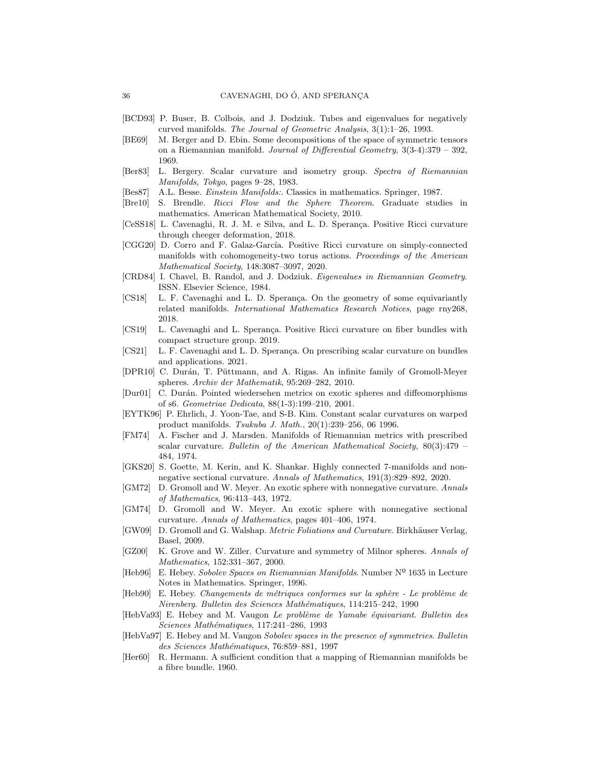- [BCD93] P. Buser, B. Colbois, and J. Dodziuk. Tubes and eigenvalues for negatively curved manifolds. *The Journal of Geometric Analysis*, 3(1):1–26, 1993.
- [BE69] M. Berger and D. Ebin. Some decompositions of the space of symmetric tensors on a Riemannian manifold. *Journal of Differential Geometry*, 3(3-4):379 – 392, 1969.
- [Ber83] L. Bergery. Scalar curvature and isometry group. *Spectra of Riemannian Manifolds, Tokyo*, pages 9–28, 1983.
- [Bes87] A.L. Besse. *Einstein Manifolds:*. Classics in mathematics. Springer, 1987.
- [Bre10] S. Brendle. *Ricci Flow and the Sphere Theorem*. Graduate studies in mathematics. American Mathematical Society, 2010.
- [CeSS18] L. Cavenaghi, R. J. M. e Silva, and L. D. Sperança. Positive Ricci curvature through cheeger deformation, 2018.
- [CGG20] D. Corro and F. Galaz-García. Positive Ricci curvature on simply-connected manifolds with cohomogeneity-two torus actions. *Proceedings of the American Mathematical Society*, 148:3087–3097, 2020.
- [CRD84] I. Chavel, B. Randol, and J. Dodziuk. *Eigenvalues in Riemannian Geometry*. ISSN. Elsevier Science, 1984.
- [CS18] L. F. Cavenaghi and L. D. Sperança. On the geometry of some equivariantly related manifolds. *International Mathematics Research Notices*, page rny268, 2018.
- [CS19] L. Cavenaghi and L. Sperança. Positive Ricci curvature on fiber bundles with compact structure group. 2019.
- [CS21] L. F. Cavenaghi and L. D. Sperança. On prescribing scalar curvature on bundles and applications. 2021.
- [DPR10] C. Durán, T. Püttmann, and A. Rigas. An infinite family of Gromoll-Meyer spheres. *Archiv der Mathematik*, 95:269–282, 2010.
- [Dur01] C. Durán. Pointed wiedersehen metrics on exotic spheres and diffeomorphisms of s6. *Geometriae Dedicata*, 88(1-3):199–210, 2001.
- [EYTK96] P. Ehrlich, J. Yoon-Tae, and S-B. Kim. Constant scalar curvatures on warped product manifolds. *Tsukuba J. Math.*, 20(1):239–256, 06 1996.
- [FM74] A. Fischer and J. Marsden. Manifolds of Riemannian metrics with prescribed scalar curvature. *Bulletin of the American Mathematical Society*, 80(3):479 – 484, 1974.
- [GKS20] S. Goette, M. Kerin, and K. Shankar. Highly connected 7-manifolds and non-negative sectional curvature. *Annals of Mathematics*, 191(3):829–892, 2020.
- [GM72] D. Gromoll and W. Meyer. An exotic sphere with nonnegative curvature. *Annals of Mathematics*, 96:413–443, 1972.
- [GM74] D. Gromoll and W. Meyer. An exotic sphere with nonnegative sectional curvature. *Annals of Mathematics*, pages 401–406, 1974.
- [GW09] D. Gromoll and G. Walshap. *Metric Foliations and Curvature*. Birkhäuser Verlag, Basel, 2009.
- [GZ00] K. Grove and W. Ziller. Curvature and symmetry of Milnor spheres. *Annals of Mathematics*, 152:331–367, 2000.
- [Heb96] E. Hebey. *Sobolev Spaces on Riemannian Manifolds*. Number N$^{o}$ 1635 in Lecture Notes in Mathematics. Springer, 1996.
- [Heb90] E. Hebey. *Changements de métriques conformes sur la sphère - Le problème de Nirenberg*. *Bulletin des Sciences Mathématiques*, 114:215–242, 1990
- [HebVa93] E. Hebey and M. Vaugon *Le problème de Yamabe équivariant*. *Bulletin des Sciences Mathématiques*, 117:241–286, 1993
- [HebVa97] E. Hebey and M. Vaugon *Sobolev spaces in the presence of symmetries*. *Bulletin des Sciences Mathématiques*, 76:859–881, 1997
- [Her60] R. Hermann. A sufficient condition that a mapping of Riemannian manifolds be a fibre bundle. 1960.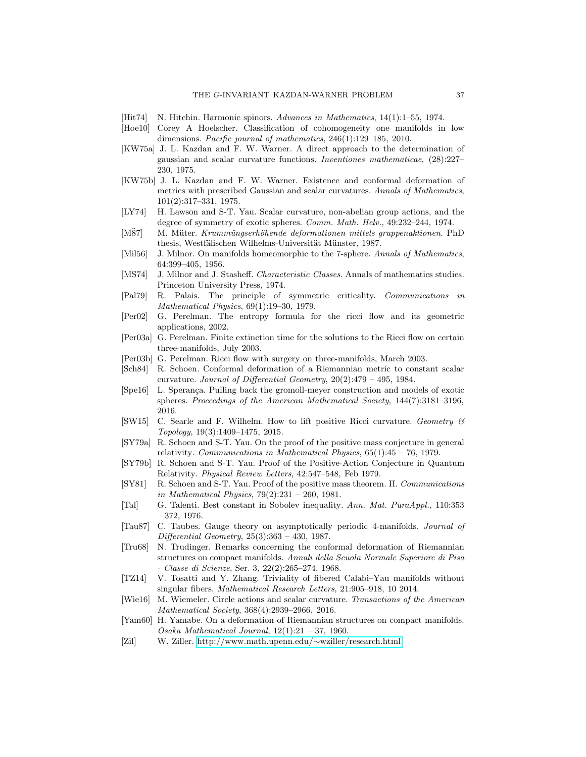- [Hit74] N. Hitchin. Harmonic spinors. *Advances in Mathematics*, 14(1):1–55, 1974.
- [Hoe10] Corey A Hoelscher. Classification of cohomogeneity one manifolds in low dimensions. *Pacific journal of mathematics*, 246(1):129–185, 2010.
- [KW75a] J. L. Kazdan and F. W. Warner. A direct approach to the determination of gaussian and scalar curvature functions. *Inventiones mathematicae*, (28):227–230, 1975.
- [KW75b] J. L. Kazdan and F. W. Warner. Existence and conformal deformation of metrics with prescribed Gaussian and scalar curvatures. *Annals of Mathematics*, 101(2):317–331, 1975.
- [LY74] H. Lawson and S-T. Yau. Scalar curvature, non-abelian group actions, and the degree of symmetry of exotic spheres. *Comm. Math. Helv.*, 49:232–244, 1974.
- [M8̈7] M. Müter. *Krummüngserhöhende deformationen mittels gruppenaktionen*. PhD thesis, Westfälischen Wilhelms-Universität Münster, 1987.
- [Mil56] J. Milnor. On manifolds homeomorphic to the 7-sphere. *Annals of Mathematics*, 64:399–405, 1956.
- [MS74] J. Milnor and J. Stasheff. *Characteristic Classes*. Annals of mathematics studies. Princeton University Press, 1974.
- [Pal79] R. Palais. The principle of symmetric criticality. *Communications in Mathematical Physics*, 69(1):19–30, 1979.
- [Per02] G. Perelman. The entropy formula for the ricci flow and its geometric applications, 2002.
- [Per03a] G. Perelman. Finite extinction time for the solutions to the Ricci flow on certain three-manifolds, July 2003.
- [Per03b] G. Perelman. Ricci flow with surgery on three-manifolds, March 2003.
- [Sch84] R. Schoen. Conformal deformation of a Riemannian metric to constant scalar curvature. *Journal of Differential Geometry*, 20(2):479 – 495, 1984.
- [Spe16] L. Sperança. Pulling back the gromoll-meyer construction and models of exotic spheres. *Proceedings of the American Mathematical Society*, 144(7):3181–3196, 2016.
- [SW15] C. Searle and F. Wilhelm. How to lift positive Ricci curvature. *Geometry & Topology*, 19(3):1409–1475, 2015.
- [SY79a] R. Schoen and S-T. Yau. On the proof of the positive mass conjecture in general relativity. *Communications in Mathematical Physics*, 65(1):45 – 76, 1979.
- [SY79b] R. Schoen and S-T. Yau. Proof of the Positive-Action Conjecture in Quantum Relativity. *Physical Review Letters*, 42:547–548, Feb 1979.
- [SY81] R. Schoen and S-T. Yau. Proof of the positive mass theorem. II. *Communications in Mathematical Physics*, 79(2):231 – 260, 1981.
- [Tal] G. Talenti. Best constant in Sobolev inequality. *Ann. Mat. PuraAppl.*, 110:353 – 372, 1976.
- [Tau87] C. Taubes. Gauge theory on asymptotically periodic 4-manifolds. *Journal of Differential Geometry*, 25(3):363 – 430, 1987.
- [Tru68] N. Trudinger. Remarks concerning the conformal deformation of Riemannian structures on compact manifolds. *Annali della Scuola Normale Superiore di Pisa - Classe di Scienze*, Ser. 3, 22(2):265–274, 1968.
- [TZ14] V. Tosatti and Y. Zhang. Triviality of fibered Calabi–Yau manifolds without singular fibers. *Mathematical Research Letters*, 21:905–918, 10 2014.
- [Wie16] M. Wiemeler. Circle actions and scalar curvature. *Transactions of the American Mathematical Society*, 368(4):2939–2966, 2016.
- [Yam60] H. Yamabe. On a deformation of Riemannian structures on compact manifolds. *Osaka Mathematical Journal*, 12(1):21 – 37, 1960.
- [Zil] W. Ziller. http://www.math.upenn.edu/∼wziller/research.html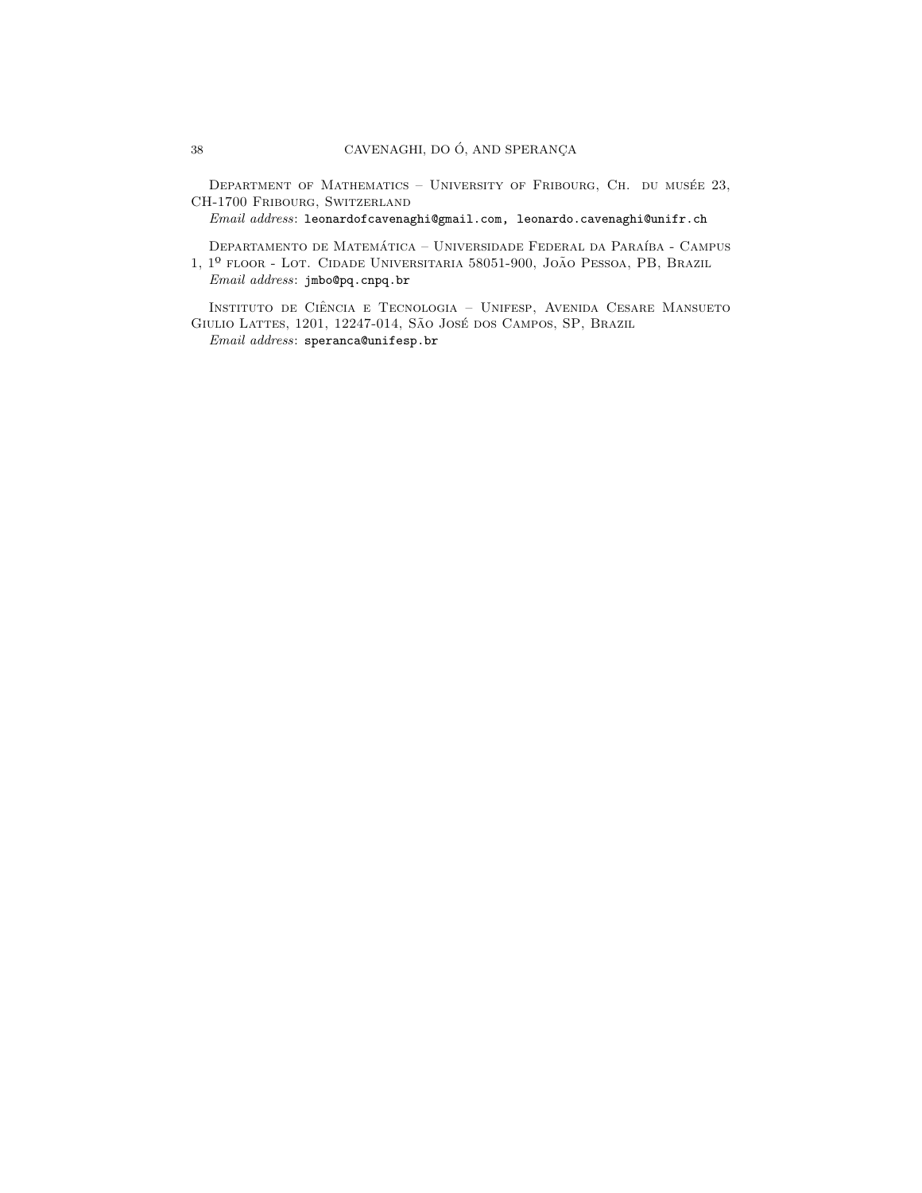Department of Mathematics – University of Fribourg, Ch. du musée 23, CH-1700 Fribourg, Switzerland

*Email address*: leonardofcavenaghi@gmail.com, leonardo.cavenaghi@unifr.ch

Departamento de Matemática – Universidade Federal da Paraíba - Campus 1, 1º floor - Lot. Cidade Universitaria 58051-900, João Pessoa, PB, Brazil

*Email address*: jmbo@pq.cnpq.br

Instituto de Ciência e Tecnologia – Unifesp, Avenida Cesare Mansueto Giulio Lattes, 1201, 12247-014, São José dos Campos, SP, Brazil

*Email address*: speranca@unifesp.br